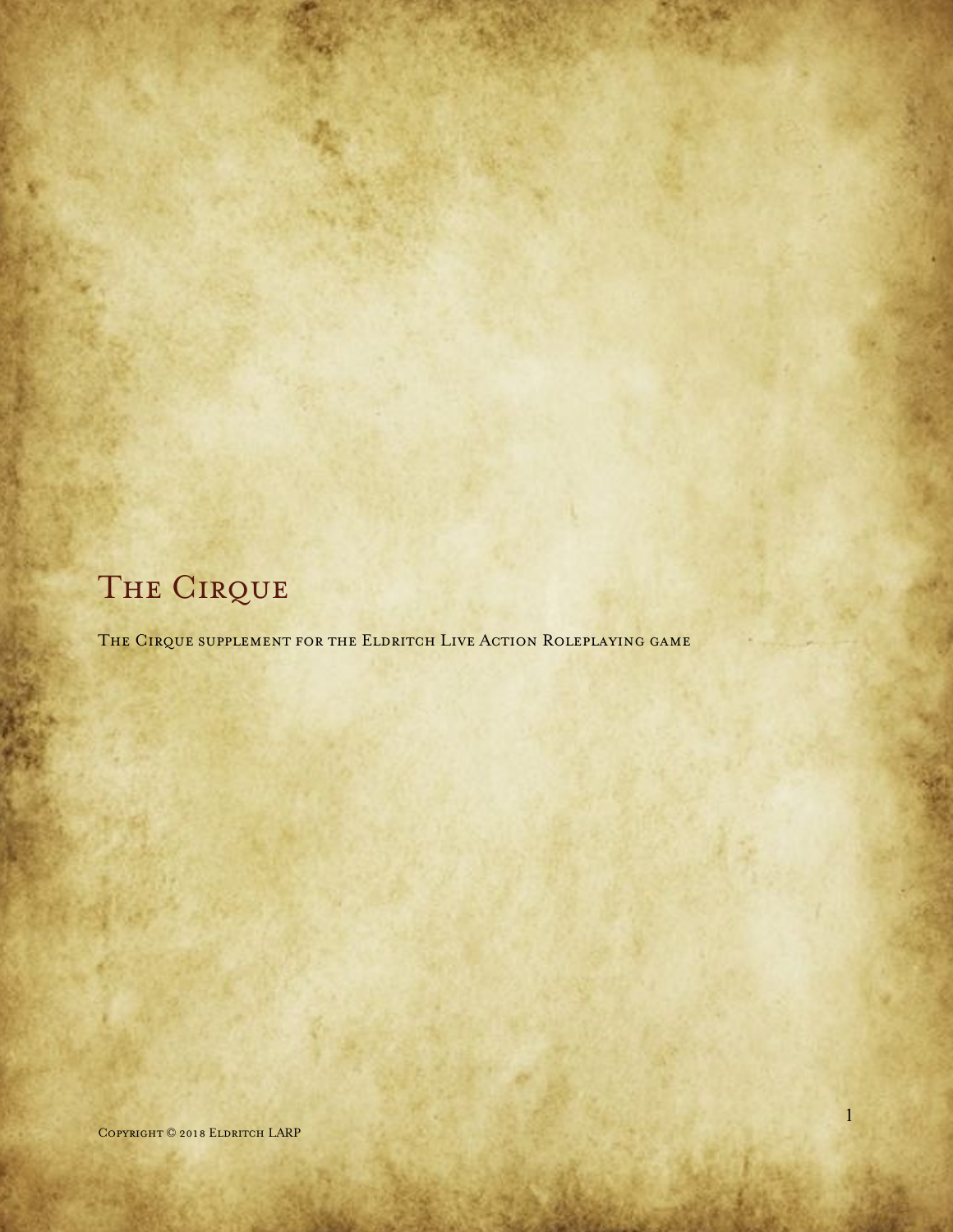# The Cirque

The Cirque supplement for the Eldritch Live Action Roleplaying game

Copyright © 2018 Eldritch LARP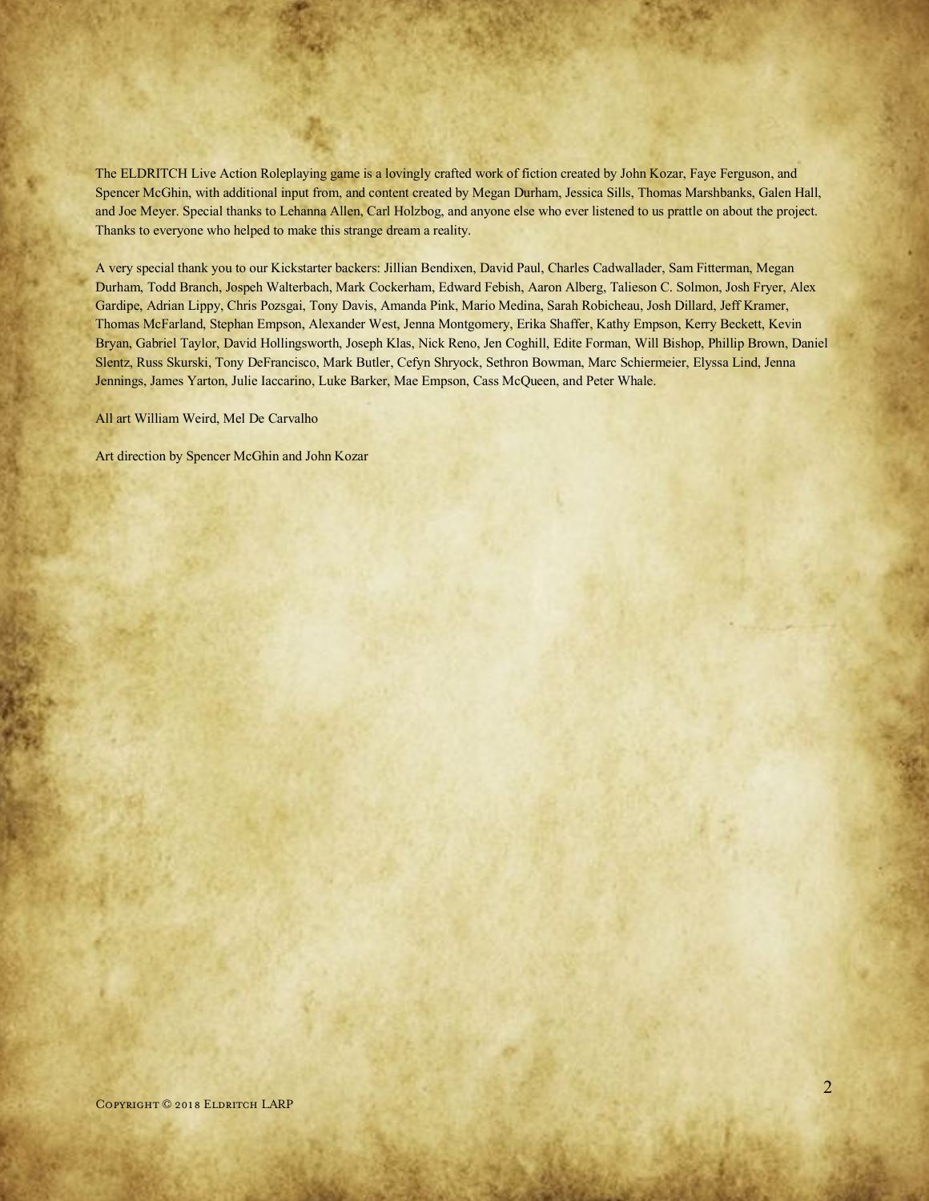The ELDRITCH Live Action Roleplaying game is a lovingly crafted work of fiction created by John Kozar, Faye Ferguson, and Spencer McGhin, with additional input from, and content created by Megan Durham, Jessica Sills, Thomas Marshbanks, Galen Hall, and Joe Meyer. Special thanks to Lehanna Allen, Carl Holzbog, and anyone else who ever listened to us prattle on about the project. Thanks to everyone who helped to make this strange dream a reality.

A very special thank you to our Kickstarter backers: Jillian Bendixen, David Paul, Charles Cadwallader, Sam Fitterman, Megan Durham, Todd Branch, Jospeh Walterbach, Mark Cockerham, Edward Febish, Aaron Alberg, Talieson C. Solmon, Josh Fryer, Alex Gardipe, Adrian Lippy, Chris Pozsgai, Tony Davis, Amanda Pink, Mario Medina, Sarah Robicheau, Josh Dillard, Jeff Kramer, Thomas McFarland, Stephan Empson, Alexander West, Jenna Montgomery, Erika Shaffer, Kathy Empson, Kerry Beckett, Kevin Bryan, Gabriel Taylor, David Hollingsworth, Joseph Klas, Nick Reno, Jen Coghill, Edite Forman, Will Bishop, Phillip Brown, Daniel Slentz, Russ Skurski, Tony DeFrancisco, Mark Butler, Cefyn Shryock, Sethron Bowman, Marc Schiermeier, Elyssa Lind, Jenna Jennings, James Yarton, Julie Iaccarino, Luke Barker, Mae Empson, Cass McQueen, and Peter Whale.

All art William Weird, Mel De Carvalho

Art direction by Spencer McGhin and John Kozar

Copyright © 2018 Eldritch LARP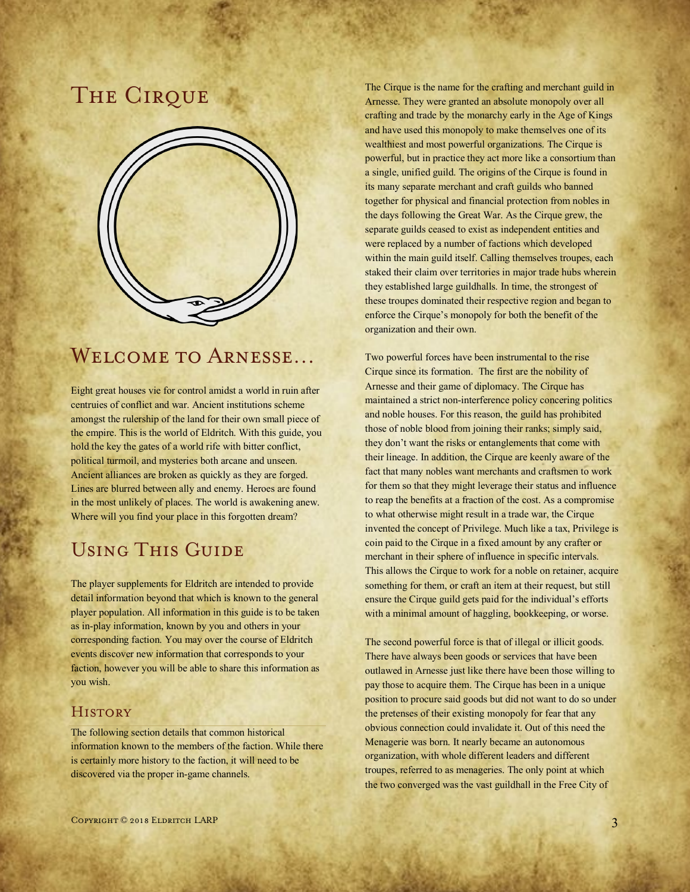# The Cirque

## Welcome to Arnesse…

Eight great houses vie for control amidst a world in ruin after centruies of conflict and war. Ancient institutions scheme amongst the rulership of the land for their own small piece of the empire. This is the world of Eldritch. With this guide, you hold the key the gates of a world rife with bitter conflict, political turmoil, and mysteries both arcane and unseen. Ancient alliances are broken as quickly as they are forged. Lines are blurred between ally and enemy. Heroes are found in the most unlikely of places. The world is awakening anew. Where will you find your place in this forgotten dream?

## Using This Guide

The player supplements for Eldritch are intended to provide detail information beyond that which is known to the general player population. All information in this guide is to be taken as in-play information, known by you and others in your corresponding faction. You may over the course of Eldritch events discover new information that corresponds to your faction, however you will be able to share this information as you wish.

### History

The following section details that common historical information known to the members of the faction. While there is certainly more history to the faction, it will need to be discovered via the proper in-game channels.

The Cirque is the name for the crafting and merchant guild in Arnesse. They were granted an absolute monopoly over all crafting and trade by the monarchy early in the Age of Kings and have used this monopoly to make themselves one of its wealthiest and most powerful organizations. The Cirque is powerful, but in practice they act more like a consortium than a single, unified guild. The origins of the Cirque is found in its many separate merchant and craft guilds who banned together for physical and financial protection from nobles in the days following the Great War. As the Cirque grew, the separate guilds ceased to exist as independent entities and were replaced by a number of factions which developed within the main guild itself. Calling themselves troupes, each staked their claim over territories in major trade hubs wherein they established large guildhalls. In time, the strongest of these troupes dominated their respective region and began to enforce the Cirque's monopoly for both the benefit of the organization and their own.

Two powerful forces have been instrumental to the rise Cirque since its formation. The first are the nobility of Arnesse and their game of diplomacy. The Cirque has maintained a strict non-interference policy concering politics and noble houses. For this reason, the guild has prohibited those of noble blood from joining their ranks; simply said, they don't want the risks or entanglements that come with their lineage. In addition, the Cirque are keenly aware of the fact that many nobles want merchants and craftsmen to work for them so that they might leverage their status and influence to reap the benefits at a fraction of the cost. As a compromise to what otherwise might result in a trade war, the Cirque invented the concept of Privilege. Much like a tax, Privilege is coin paid to the Cirque in a fixed amount by any crafter or merchant in their sphere of influence in specific intervals. This allows the Cirque to work for a noble on retainer, acquire something for them, or craft an item at their request, but still ensure the Cirque guild gets paid for the individual's efforts with a minimal amount of haggling, bookkeeping, or worse.

The second powerful force is that of illegal or illicit goods. There have always been goods or services that have been outlawed in Arnesse just like there have been those willing to pay those to acquire them. The Cirque has been in a unique position to procure said goods but did not want to do so under the pretenses of their existing monopoly for fear that any obvious connection could invalidate it. Out of this need the Menagerie was born. It nearly became an autonomous organization, with whole different leaders and different troupes, referred to as menageries. The only point at which the two converged was the vast guildhall in the Free City of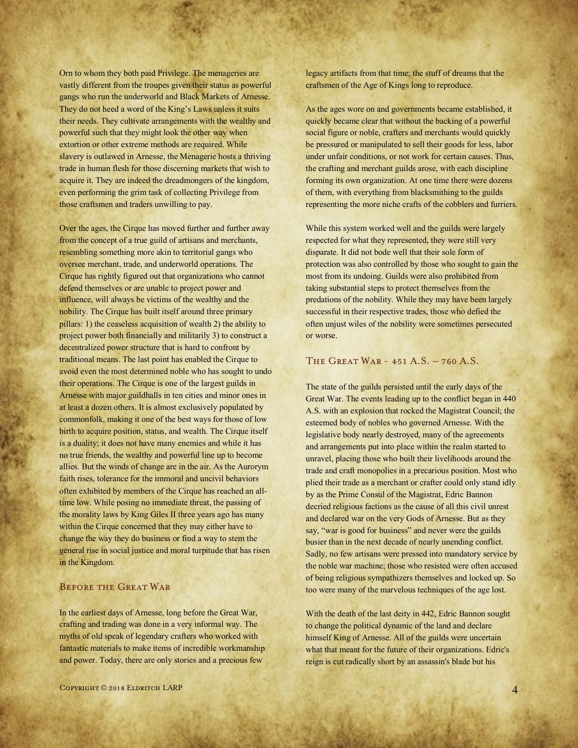Orn to whom they both paid Privilege. The menageries are vastly different from the troupes given their status as powerful gangs who run the underworld and Black Markets of Arnesse. They do not heed a word of the King's Laws unless it suits their needs. They cultivate arrangements with the wealthy and powerful such that they might look the other way when extortion or other extreme methods are required. While slavery is outlawed in Arnesse, the Menagerie hosts a thriving trade in human flesh for those discerning markets that wish to acquire it. They are indeed the dreadmongers of the kingdom, even performing the grim task of collecting Privilege from those craftsmen and traders unwilling to pay.

Over the ages, the Cirque has moved further and further away from the concept of a true guild of artisans and merchants, resembling something more akin to territorial gangs who oversee merchant, trade, and underworld operations. The Cirque has rightly figured out that organizations who cannot defend themselves or are unable to project power and influence, will always be victims of the wealthy and the nobility. The Cirque has built itself around three primary pillars: 1) the ceaseless acquisition of wealth 2) the ability to project power both financially and militarily 3) to construct a decentralized power structure that is hard to confront by traditional means. The last point has enabled the Cirque to avoid even the most determined noble who has sought to undo their operations. The Cirque is one of the largest guilds in Arnesse with major guildhalls in ten cities and minor ones in at least a dozen others. It is almost exclusively populated by commonfolk, making it one of the best ways for those of low birth to acquire position, status, and wealth. The Cirque itself is a duality; it does not have many enemies and while it has no true friends, the wealthy and powerful line up to become allies. But the winds of change are in the air. As the Aurorym faith rises, tolerance for the immoral and uncivil behaviors often exhibited by members of the Cirque has reached an all-time low. While posing no immediate threat, the passing of the morality laws by King Giles II three years ago has many within the Cirque concerned that they may either have to change the way they do business or find a way to stem the general rise in social justice and moral turpitude that has risen in the Kingdom.

## Before the Great War

In the earliest days of Arnesse, long before the Great War, crafting and trading was done in a very informal way. The myths of old speak of legendary crafters who worked with fantastic materials to make items of incredible workmanship and power. Today, there are only stories and a precious few legacy artifacts from that time; the stuff of dreams that the craftsmen of the Age of Kings long to reproduce.

As the ages wore on and governments became established, it quickly became clear that without the backing of a powerful social figure or noble, crafters and merchants would quickly be pressured or manipulated to sell their goods for less, labor under unfair conditions, or not work for certain causes. Thus, the crafting and merchant guilds arose, with each discipline forming its own organization. At one time there were dozens of them, with everything from blacksmithing to the guilds representing the more niche crafts of the cobblers and furriers.

While this system worked well and the guilds were largely respected for what they represented, they were still very disparate. It did not bode well that their sole form of protection was also controlled by those who sought to gain the most from its undoing. Guilds were also prohibited from taking substantial steps to protect themselves from the predations of the nobility. While they may have been largely successful in their respective trades, those who defied the often unjust wiles of the nobility were sometimes persecuted or worse.

## The Great War - 451 A.S. – 760 A.S.

The state of the guilds persisted until the early days of the Great War. The events leading up to the conflict began in 440 A.S. with an explosion that rocked the Magistrat Council; the esteemed body of nobles who governed Arnesse. With the legislative body nearly destroyed, many of the agreements and arrangements put into place within the realm started to unravel, placing those who built their livelihoods around the trade and craft monopolies in a precarious position. Most who plied their trade as a merchant or crafter could only stand idly by as the Prime Consul of the Magistrat, Edric Bannon decried religious factions as the cause of all this civil unrest and declared war on the very Gods of Arnesse. But as they say, "war is good for business" and never were the guilds busier than in the next decade of nearly unending conflict. Sadly, no few artisans were pressed into mandatory service by the noble war machine; those who resisted were often accused of being religious sympathizers themselves and locked up. So too were many of the marvelous techniques of the age lost.

With the death of the last deity in 442, Edric Bannon sought to change the political dynamic of the land and declare himself King of Arnesse. All of the guilds were uncertain what that meant for the future of their organizations. Edric's reign is cut radically short by an assassin's blade but his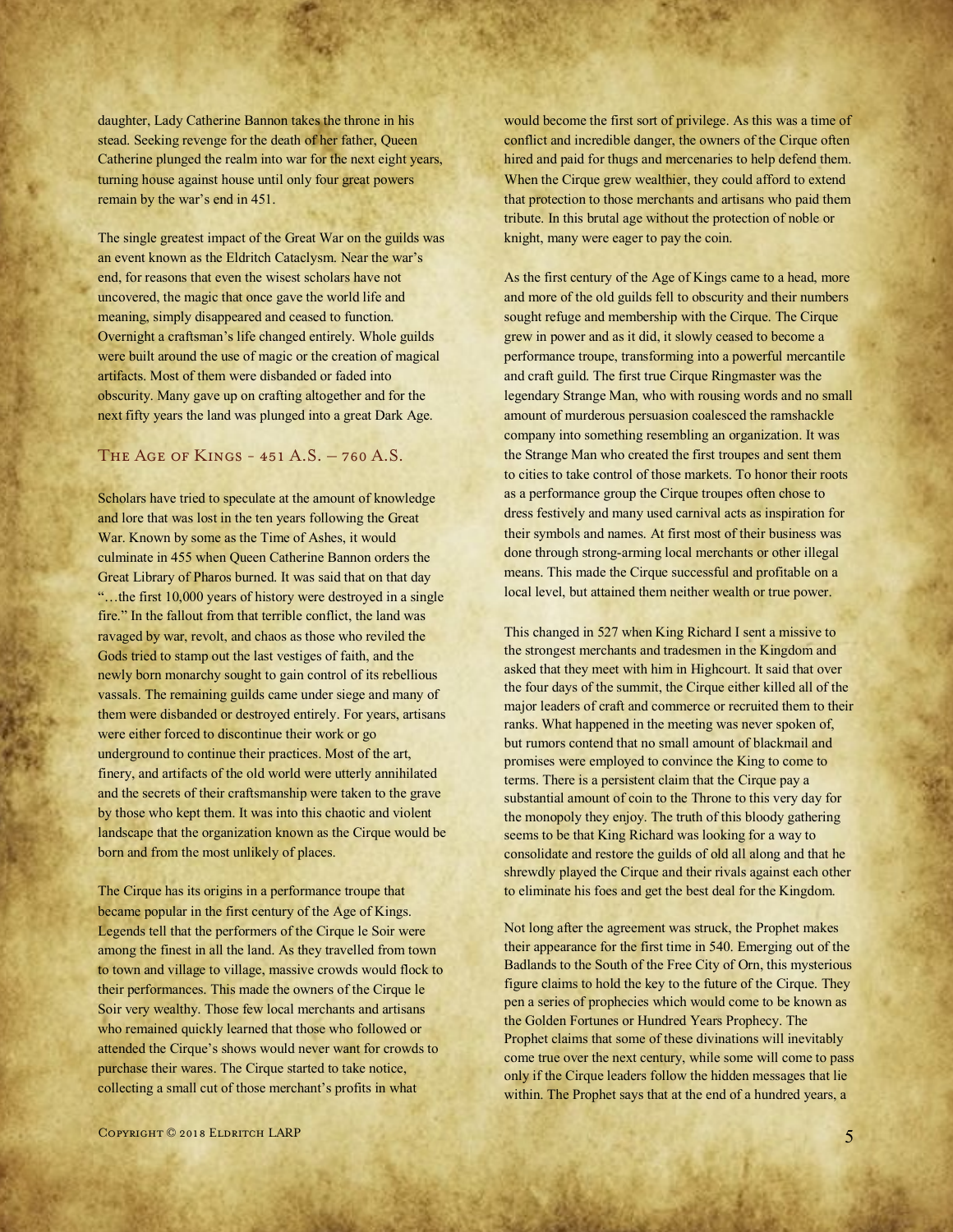daughter, Lady Catherine Bannon takes the throne in his stead. Seeking revenge for the death of her father, Queen Catherine plunged the realm into war for the next eight years, turning house against house until only four great powers remain by the war's end in 451.

The single greatest impact of the Great War on the guilds was an event known as the Eldritch Cataclysm. Near the war's end, for reasons that even the wisest scholars have not uncovered, the magic that once gave the world life and meaning, simply disappeared and ceased to function. Overnight a craftsman's life changed entirely. Whole guilds were built around the use of magic or the creation of magical artifacts. Most of them were disbanded or faded into obscurity. Many gave up on crafting altogether and for the next fifty years the land was plunged into a great Dark Age.

## The Age of Kings - 451 A.S. – 760 A.S.

Scholars have tried to speculate at the amount of knowledge and lore that was lost in the ten years following the Great War. Known by some as the Time of Ashes, it would culminate in 455 when Queen Catherine Bannon orders the Great Library of Pharos burned. It was said that on that day "…the first 10,000 years of history were destroyed in a single fire." In the fallout from that terrible conflict, the land was ravaged by war, revolt, and chaos as those who reviled the Gods tried to stamp out the last vestiges of faith, and the newly born monarchy sought to gain control of its rebellious vassals. The remaining guilds came under siege and many of them were disbanded or destroyed entirely. For years, artisans were either forced to discontinue their work or go underground to continue their practices. Most of the art, finery, and artifacts of the old world were utterly annihilated and the secrets of their craftsmanship were taken to the grave by those who kept them. It was into this chaotic and violent landscape that the organization known as the Cirque would be born and from the most unlikely of places.

The Cirque has its origins in a performance troupe that became popular in the first century of the Age of Kings. Legends tell that the performers of the Cirque le Soir were among the finest in all the land. As they travelled from town to town and village to village, massive crowds would flock to their performances. This made the owners of the Cirque le Soir very wealthy. Those few local merchants and artisans who remained quickly learned that those who followed or attended the Cirque's shows would never want for crowds to purchase their wares. The Cirque started to take notice, collecting a small cut of those merchant's profits in what would become the first sort of privilege. As this was a time of conflict and incredible danger, the owners of the Cirque often hired and paid for thugs and mercenaries to help defend them. When the Cirque grew wealthier, they could afford to extend that protection to those merchants and artisans who paid them tribute. In this brutal age without the protection of noble or knight, many were eager to pay the coin.

As the first century of the Age of Kings came to a head, more and more of the old guilds fell to obscurity and their numbers sought refuge and membership with the Cirque. The Cirque grew in power and as it did, it slowly ceased to become a performance troupe, transforming into a powerful mercantile and craft guild. The first true Cirque Ringmaster was the legendary Strange Man, who with rousing words and no small amount of murderous persuasion coalesced the ramshackle company into something resembling an organization. It was the Strange Man who created the first troupes and sent them to cities to take control of those markets. To honor their roots as a performance group the Cirque troupes often chose to dress festively and many used carnival acts as inspiration for their symbols and names. At first most of their business was done through strong-arming local merchants or other illegal means. This made the Cirque successful and profitable on a local level, but attained them neither wealth or true power.

This changed in 527 when King Richard I sent a missive to the strongest merchants and tradesmen in the Kingdom and asked that they meet with him in Highcourt. It said that over the four days of the summit, the Cirque either killed all of the major leaders of craft and commerce or recruited them to their ranks. What happened in the meeting was never spoken of, but rumors contend that no small amount of blackmail and promises were employed to convince the King to come to terms. There is a persistent claim that the Cirque pay a substantial amount of coin to the Throne to this very day for the monopoly they enjoy. The truth of this bloody gathering seems to be that King Richard was looking for a way to consolidate and restore the guilds of old all along and that he shrewdly played the Cirque and their rivals against each other to eliminate his foes and get the best deal for the Kingdom.

Not long after the agreement was struck, the Prophet makes their appearance for the first time in 540. Emerging out of the Badlands to the South of the Free City of Orn, this mysterious figure claims to hold the key to the future of the Cirque. They pen a series of prophecies which would come to be known as the Golden Fortunes or Hundred Years Prophecy. The Prophet claims that some of these divinations will inevitably come true over the next century, while some will come to pass only if the Cirque leaders follow the hidden messages that lie within. The Prophet says that at the end of a hundred years, a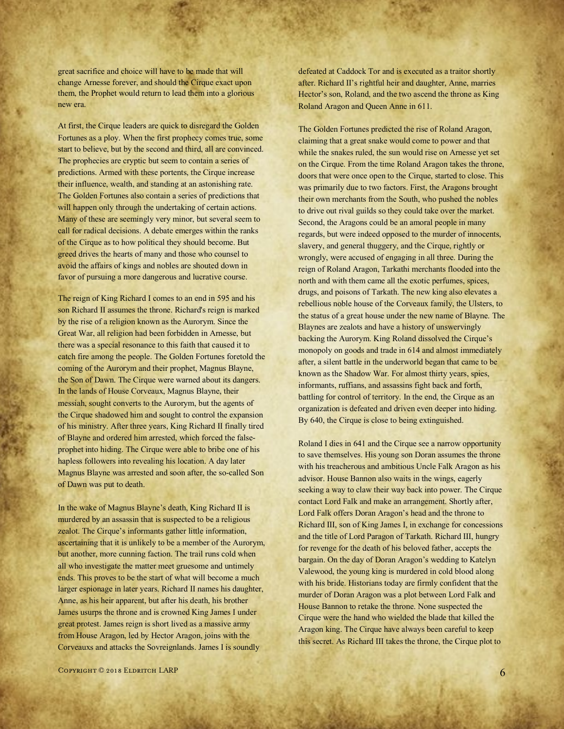great sacrifice and choice will have to be made that will change Arnesse forever, and should the Cirque exact upon them, the Prophet would return to lead them into a glorious new era.

At first, the Cirque leaders are quick to disregard the Golden Fortunes as a ploy. When the first prophecy comes true, some start to believe, but by the second and third, all are convinced. The prophecies are cryptic but seem to contain a series of predictions. Armed with these portents, the Cirque increase their influence, wealth, and standing at an astonishing rate. The Golden Fortunes also contain a series of predictions that will happen only through the undertaking of certain actions. Many of these are seemingly very minor, but several seem to call for radical decisions. A debate emerges within the ranks of the Cirque as to how political they should become. But greed drives the hearts of many and those who counsel to avoid the affairs of kings and nobles are shouted down in favor of pursuing a more dangerous and lucrative course.

The reign of King Richard I comes to an end in 595 and his son Richard II assumes the throne. Richard's reign is marked by the rise of a religion known as the Aurorym. Since the Great War, all religion had been forbidden in Arnesse, but there was a special resonance to this faith that caused it to catch fire among the people. The Golden Fortunes foretold the coming of the Aurorym and their prophet, Magnus Blayne, the Son of Dawn. The Cirque were warned about its dangers. In the lands of House Corveaux, Magnus Blayne, their messiah, sought converts to the Aurorym, but the agents of the Cirque shadowed him and sought to control the expansion of his ministry. After three years, King Richard II finally tired of Blayne and ordered him arrested, which forced the false-prophet into hiding. The Cirque were able to bribe one of his hapless followers into revealing his location. A day later Magnus Blayne was arrested and soon after, the so-called Son of Dawn was put to death.

In the wake of Magnus Blayne's death, King Richard II is murdered by an assassin that is suspected to be a religious zealot. The Cirque's informants gather little information, ascertaining that it is unlikely to be a member of the Aurorym, but another, more cunning faction. The trail runs cold when all who investigate the matter meet gruesome and untimely ends. This proves to be the start of what will become a much larger espionage in later years. Richard II names his daughter, Anne, as his heir apparent, but after his death, his brother James usurps the throne and is crowned King James I under great protest. James reign is short lived as a massive army from House Aragon, led by Hector Aragon, joins with the Corveauxs and attacks the Sovreignlands. James I is soundly defeated at Caddock Tor and is executed as a traitor shortly after. Richard II's rightful heir and daughter, Anne, marries Hector's son, Roland, and the two ascend the throne as King Roland Aragon and Queen Anne in 611.

The Golden Fortunes predicted the rise of Roland Aragon, claiming that a great snake would come to power and that while the snakes ruled, the sun would rise on Arnesse yet set on the Cirque. From the time Roland Aragon takes the throne, doors that were once open to the Cirque, started to close. This was primarily due to two factors. First, the Aragons brought their own merchants from the South, who pushed the nobles to drive out rival guilds so they could take over the market. Second, the Aragons could be an amoral people in many regards, but were indeed opposed to the murder of innocents, slavery, and general thuggery, and the Cirque, rightly or wrongly, were accused of engaging in all three. During the reign of Roland Aragon, Tarkathi merchants flooded into the north and with them came all the exotic perfumes, spices, drugs, and poisons of Tarkath. The new king also elevates a rebellious noble house of the Corveaux family, the Ulsters, to the status of a great house under the new name of Blayne. The Blaynes are zealots and have a history of unswervingly backing the Aurorym. King Roland dissolved the Cirque's monopoly on goods and trade in 614 and almost immediately after, a silent battle in the underworld began that came to be known as the Shadow War. For almost thirty years, spies, informants, ruffians, and assassins fight back and forth, battling for control of territory. In the end, the Cirque as an organization is defeated and driven even deeper into hiding. By 640, the Cirque is close to being extinguished.

Roland I dies in 641 and the Cirque see a narrow opportunity to save themselves. His young son Doran assumes the throne with his treacherous and ambitious Uncle Falk Aragon as his advisor. House Bannon also waits in the wings, eagerly seeking a way to claw their way back into power. The Cirque contact Lord Falk and make an arrangement. Shortly after, Lord Falk offers Doran Aragon's head and the throne to Richard III, son of King James I, in exchange for concessions and the title of Lord Paragon of Tarkath. Richard III, hungry for revenge for the death of his beloved father, accepts the bargain. On the day of Doran Aragon's wedding to Katelyn Valewood, the young king is murdered in cold blood along with his bride. Historians today are firmly confident that the murder of Doran Aragon was a plot between Lord Falk and House Bannon to retake the throne. None suspected the Cirque were the hand who wielded the blade that killed the Aragon king. The Cirque have always been careful to keep this secret. As Richard III takes the throne, the Cirque plot to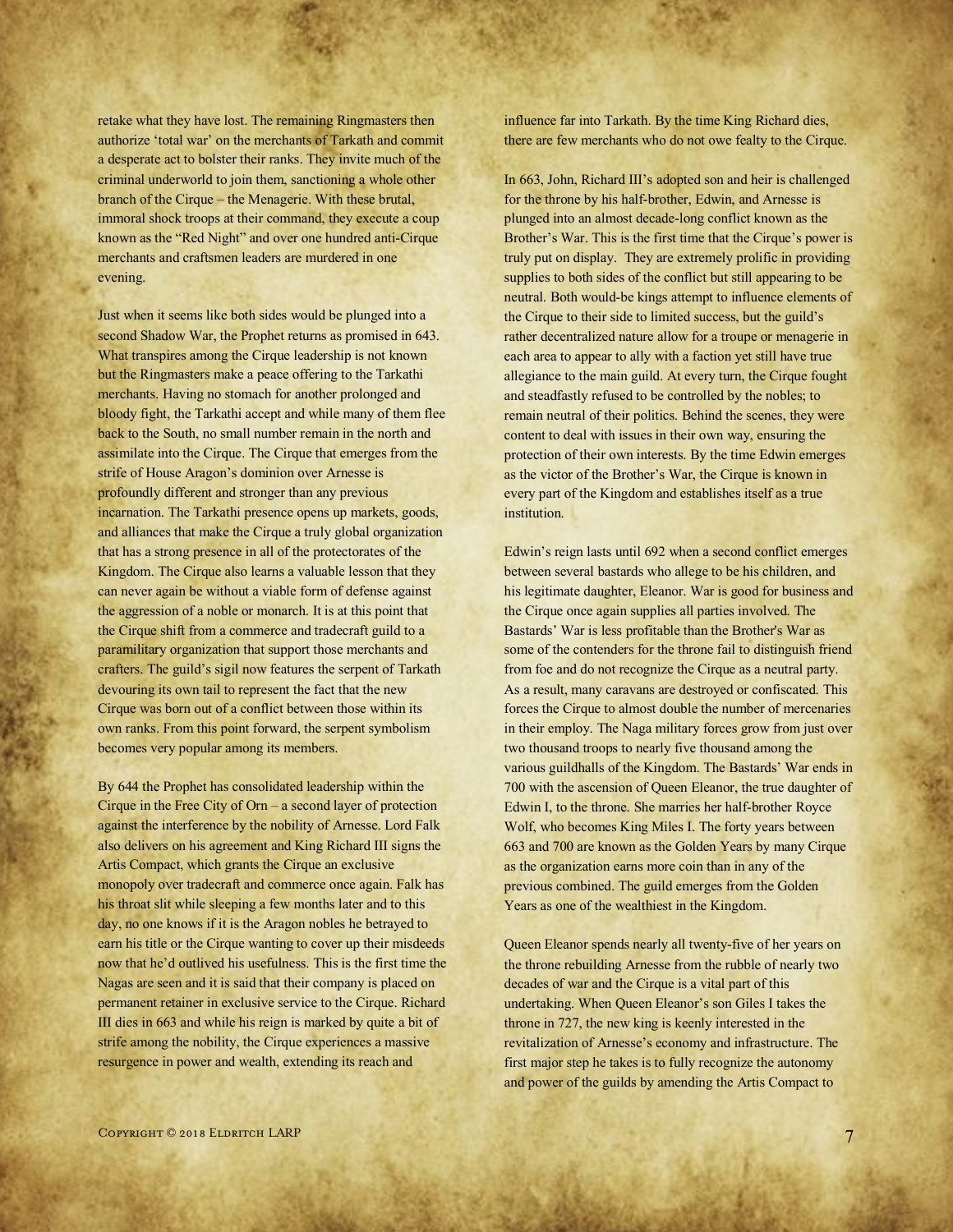retake what they have lost. The remaining Ringmasters then authorize 'total war' on the merchants of Tarkath and commit a desperate act to bolster their ranks. They invite much of the criminal underworld to join them, sanctioning a whole other branch of the Cirque – the Menagerie. With these brutal, immoral shock troops at their command, they execute a coup known as the "Red Night" and over one hundred anti-Cirque merchants and craftsmen leaders are murdered in one evening.

Just when it seems like both sides would be plunged into a second Shadow War, the Prophet returns as promised in 643. What transpires among the Cirque leadership is not known but the Ringmasters make a peace offering to the Tarkathi merchants. Having no stomach for another prolonged and bloody fight, the Tarkathi accept and while many of them flee back to the South, no small number remain in the north and assimilate into the Cirque. The Cirque that emerges from the strife of House Aragon's dominion over Arnesse is profoundly different and stronger than any previous incarnation. The Tarkathi presence opens up markets, goods, and alliances that make the Cirque a truly global organization that has a strong presence in all of the protectorates of the Kingdom. The Cirque also learns a valuable lesson that they can never again be without a viable form of defense against the aggression of a noble or monarch. It is at this point that the Cirque shift from a commerce and tradecraft guild to a paramilitary organization that support those merchants and crafters. The guild's sigil now features the serpent of Tarkath devouring its own tail to represent the fact that the new Cirque was born out of a conflict between those within its own ranks. From this point forward, the serpent symbolism becomes very popular among its members.

By 644 the Prophet has consolidated leadership within the Cirque in the Free City of Orn – a second layer of protection against the interference by the nobility of Arnesse. Lord Falk also delivers on his agreement and King Richard III signs the Artis Compact, which grants the Cirque an exclusive monopoly over tradecraft and commerce once again. Falk has his throat slit while sleeping a few months later and to this day, no one knows if it is the Aragon nobles he betrayed to earn his title or the Cirque wanting to cover up their misdeeds now that he'd outlived his usefulness. This is the first time the Nagas are seen and it is said that their company is placed on permanent retainer in exclusive service to the Cirque. Richard III dies in 663 and while his reign is marked by quite a bit of strife among the nobility, the Cirque experiences a massive resurgence in power and wealth, extending its reach and influence far into Tarkath. By the time King Richard dies, there are few merchants who do not owe fealty to the Cirque.

In 663, John, Richard III's adopted son and heir is challenged for the throne by his half-brother, Edwin, and Arnesse is plunged into an almost decade-long conflict known as the Brother's War. This is the first time that the Cirque's power is truly put on display. They are extremely prolific in providing supplies to both sides of the conflict but still appearing to be neutral. Both would-be kings attempt to influence elements of the Cirque to their side to limited success, but the guild's rather decentralized nature allow for a troupe or menagerie in each area to appear to ally with a faction yet still have true allegiance to the main guild. At every turn, the Cirque fought and steadfastly refused to be controlled by the nobles; to remain neutral of their politics. Behind the scenes, they were content to deal with issues in their own way, ensuring the protection of their own interests. By the time Edwin emerges as the victor of the Brother's War, the Cirque is known in every part of the Kingdom and establishes itself as a true institution.

Edwin's reign lasts until 692 when a second conflict emerges between several bastards who allege to be his children, and his legitimate daughter, Eleanor. War is good for business and the Cirque once again supplies all parties involved. The Bastards' War is less profitable than the Brother's War as some of the contenders for the throne fail to distinguish friend from foe and do not recognize the Cirque as a neutral party. As a result, many caravans are destroyed or confiscated. This forces the Cirque to almost double the number of mercenaries in their employ. The Naga military forces grow from just over two thousand troops to nearly five thousand among the various guildhalls of the Kingdom. The Bastards' War ends in 700 with the ascension of Queen Eleanor, the true daughter of Edwin I, to the throne. She marries her half-brother Royce Wolf, who becomes King Miles I. The forty years between 663 and 700 are known as the Golden Years by many Cirque as the organization earns more coin than in any of the previous combined. The guild emerges from the Golden Years as one of the wealthiest in the Kingdom.

Queen Eleanor spends nearly all twenty-five of her years on the throne rebuilding Arnesse from the rubble of nearly two decades of war and the Cirque is a vital part of this undertaking. When Queen Eleanor's son Giles I takes the throne in 727, the new king is keenly interested in the revitalization of Arnesse's economy and infrastructure. The first major step he takes is to fully recognize the autonomy and power of the guilds by amending the Artis Compact to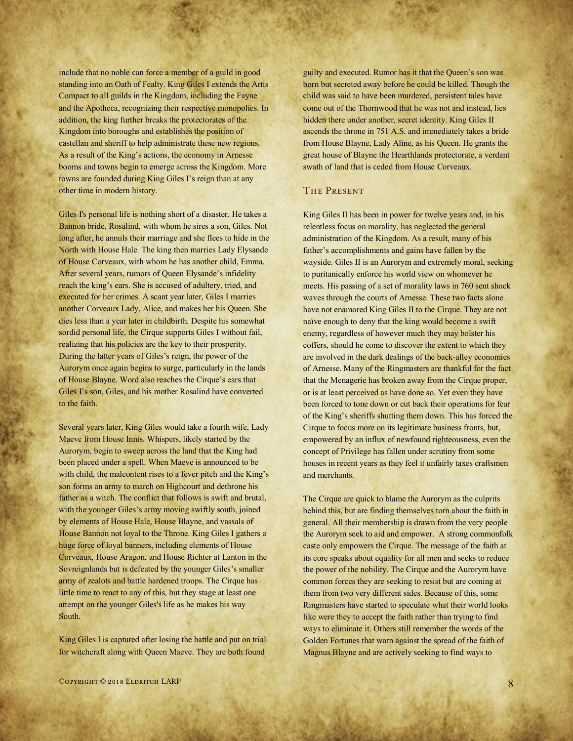include that no noble can force a member of a guild in good standing into an Oath of Fealty. King Giles I extends the Artis Compact to all guilds in the Kingdom, including the Fayne and the Apotheca, recognizing their respective monopolies. In addition, the king further breaks the protectorates of the Kingdom into boroughs and establishes the position of castellan and sheriff to help administrate these new regions. As a result of the King's actions, the economy in Arnesse booms and towns begin to emerge across the Kingdom. More towns are founded during King Giles I's reign than at any other time in modern history.

Giles I's personal life is nothing short of a disaster. He takes a Bannon bride, Rosalind, with whom he sires a son, Giles. Not long after, he annuls their marriage and she flees to hide in the North with House Hale. The king then marries Lady Elysande of House Corveaux, with whom he has another child, Emma. After several years, rumors of Queen Elysande's infidelity reach the king's ears. She is accused of adultery, tried, and executed for her crimes. A scant year later, Giles I marries another Corveaux Lady, Alice, and makes her his Queen. She dies less than a year later in childbirth. Despite his somewhat sordid personal life, the Cirque supports Giles I without fail, realizing that his policies are the key to their prosperity. During the latter years of Giles's reign, the power of the Aurorym once again begins to surge, particularly in the lands of House Blayne. Word also reaches the Cirque's ears that Giles I's son, Giles, and his mother Rosalind have converted to the faith.

Several years later, King Giles would take a fourth wife, Lady Maeve from House Innis. Whispers, likely started by the Aurorym, begin to sweep across the land that the King had been placed under a spell. When Maeve is announced to be with child, the malcontent rises to a fever pitch and the King's son forms an army to march on Highcourt and dethrone his father as a witch. The conflict that follows is swift and brutal, with the younger Giles's army moving swiftly south, joined by elements of House Hale, House Blayne, and vassals of House Bannon not loyal to the Throne. King Giles I gathers a huge force of loyal banners, including elements of House Corveaux, House Aragon, and House Richter at Lanton in the Sovreignlands but is defeated by the younger Giles's smaller army of zealots and battle hardened troops. The Cirque has little time to react to any of this, but they stage at least one attempt on the younger Giles's life as he makes his way South.

King Giles I is captured after losing the battle and put on trial for witchcraft along with Queen Maeve. They are both found guilty and executed. Rumor has it that the Queen's son was born but secreted away before he could be killed. Though the child was said to have been murdered, persistent tales have come out of the Thornwood that he was not and instead, lies hidden there under another, secret identity. King Giles II ascends the throne in 751 A.S. and immediately takes a bride from House Blayne, Lady Aline, as his Queen. He grants the great house of Blayne the Hearthlands protectorate, a verdant swath of land that is ceded from House Corveaux.

## The Present

King Giles II has been in power for twelve years and, in his relentless focus on morality, has neglected the general administration of the Kingdom. As a result, many of his father's accomplishments and gains have fallen by the wayside. Giles II is an Aurorym and extremely moral, seeking to puritanically enforce his world view on whomever he meets. His passing of a set of morality laws in 760 sent shock waves through the courts of Arnesse. These two facts alone have not enamored King Giles II to the Cirque. They are not naïve enough to deny that the king would become a swift enemy, regardless of however much they may bolster his coffers, should he come to discover the extent to which they are involved in the dark dealings of the back-alley economies of Arnesse. Many of the Ringmasters are thankful for the fact that the Menagerie has broken away from the Cirque proper, or is at least perceived as have done so. Yet even they have been forced to tone down or cut back their operations for fear of the King's sheriffs shutting them down. This has forced the Cirque to focus more on its legitimate business fronts, but, empowered by an influx of newfound righteousness, even the concept of Privilege has fallen under scrutiny from some houses in recent years as they feel it unfairly taxes craftsmen and merchants.

The Cirque are quick to blame the Aurorym as the culprits behind this, but are finding themselves torn about the faith in general. All their membership is drawn from the very people the Aurorym seek to aid and empower. A strong commonfolk caste only empowers the Cirque. The message of the faith at its core speaks about equality for all men and seeks to reduce the power of the nobility. The Cirque and the Aurorym have common forces they are seeking to resist but are coming at them from two very different sides. Because of this, some Ringmasters have started to speculate what their world looks like were they to accept the faith rather than trying to find ways to eliminate it. Others still remember the words of the Golden Fortunes that warn against the spread of the faith of Magnus Blayne and are actively seeking to find ways to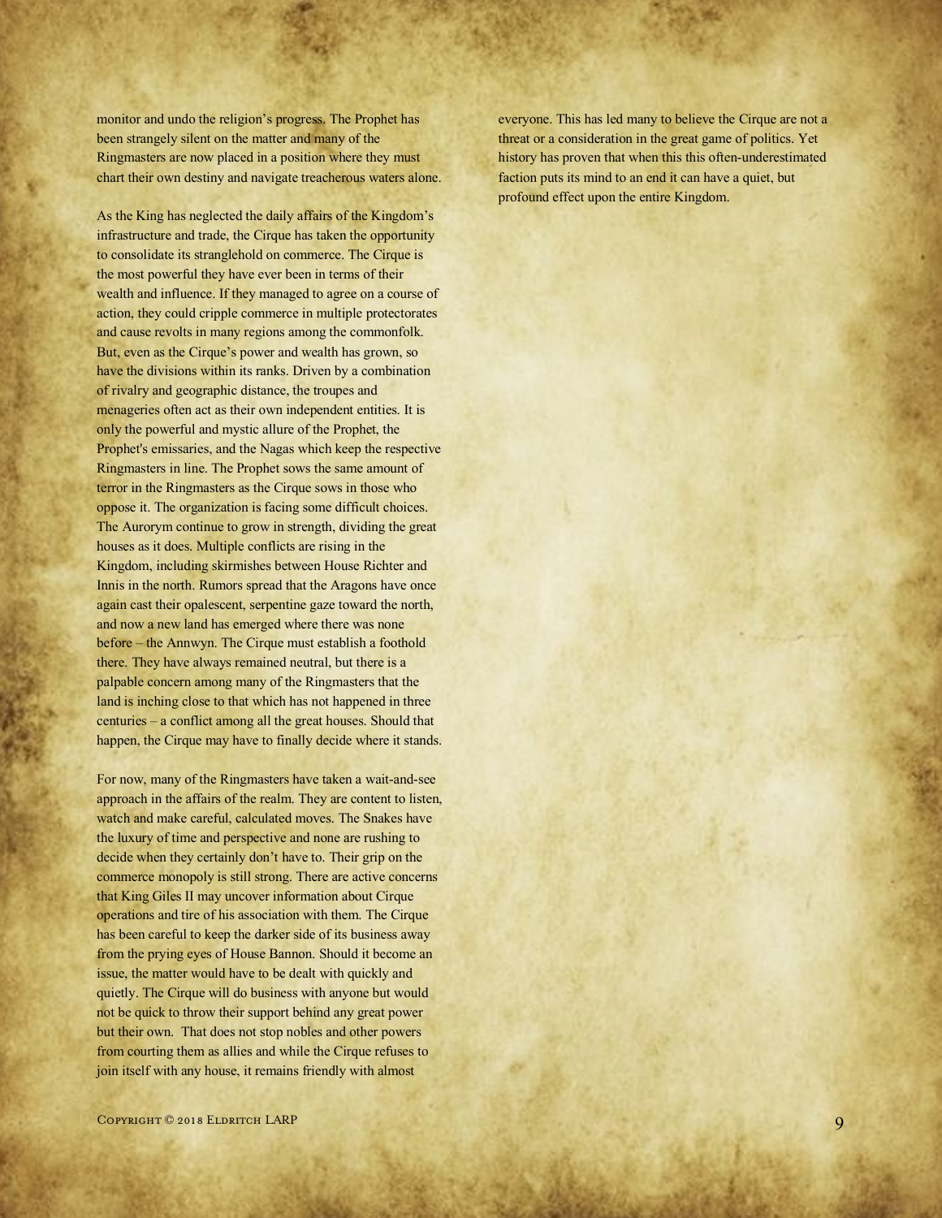monitor and undo the religion's progress. The Prophet has been strangely silent on the matter and many of the Ringmasters are now placed in a position where they must chart their own destiny and navigate treacherous waters alone.

As the King has neglected the daily affairs of the Kingdom's infrastructure and trade, the Cirque has taken the opportunity to consolidate its stranglehold on commerce. The Cirque is the most powerful they have ever been in terms of their wealth and influence. If they managed to agree on a course of action, they could cripple commerce in multiple protectorates and cause revolts in many regions among the commonfolk. But, even as the Cirque's power and wealth has grown, so have the divisions within its ranks. Driven by a combination of rivalry and geographic distance, the troupes and menageries often act as their own independent entities. It is only the powerful and mystic allure of the Prophet, the Prophet's emissaries, and the Nagas which keep the respective Ringmasters in line. The Prophet sows the same amount of terror in the Ringmasters as the Cirque sows in those who oppose it. The organization is facing some difficult choices. The Aurorym continue to grow in strength, dividing the great houses as it does. Multiple conflicts are rising in the Kingdom, including skirmishes between House Richter and Innis in the north. Rumors spread that the Aragons have once again cast their opalescent, serpentine gaze toward the north, and now a new land has emerged where there was none before – the Annwyn. The Cirque must establish a foothold there. They have always remained neutral, but there is a palpable concern among many of the Ringmasters that the land is inching close to that which has not happened in three centuries – a conflict among all the great houses. Should that happen, the Cirque may have to finally decide where it stands.

For now, many of the Ringmasters have taken a wait-and-see approach in the affairs of the realm. They are content to listen, watch and make careful, calculated moves. The Snakes have the luxury of time and perspective and none are rushing to decide when they certainly don't have to. Their grip on the commerce monopoly is still strong. There are active concerns that King Giles II may uncover information about Cirque operations and tire of his association with them. The Cirque has been careful to keep the darker side of its business away from the prying eyes of House Bannon. Should it become an issue, the matter would have to be dealt with quickly and quietly. The Cirque will do business with anyone but would not be quick to throw their support behind any great power but their own. That does not stop nobles and other powers from courting them as allies and while the Cirque refuses to join itself with any house, it remains friendly with almost everyone. This has led many to believe the Cirque are not a threat or a consideration in the great game of politics. Yet history has proven that when this this often-underestimated faction puts its mind to an end it can have a quiet, but profound effect upon the entire Kingdom.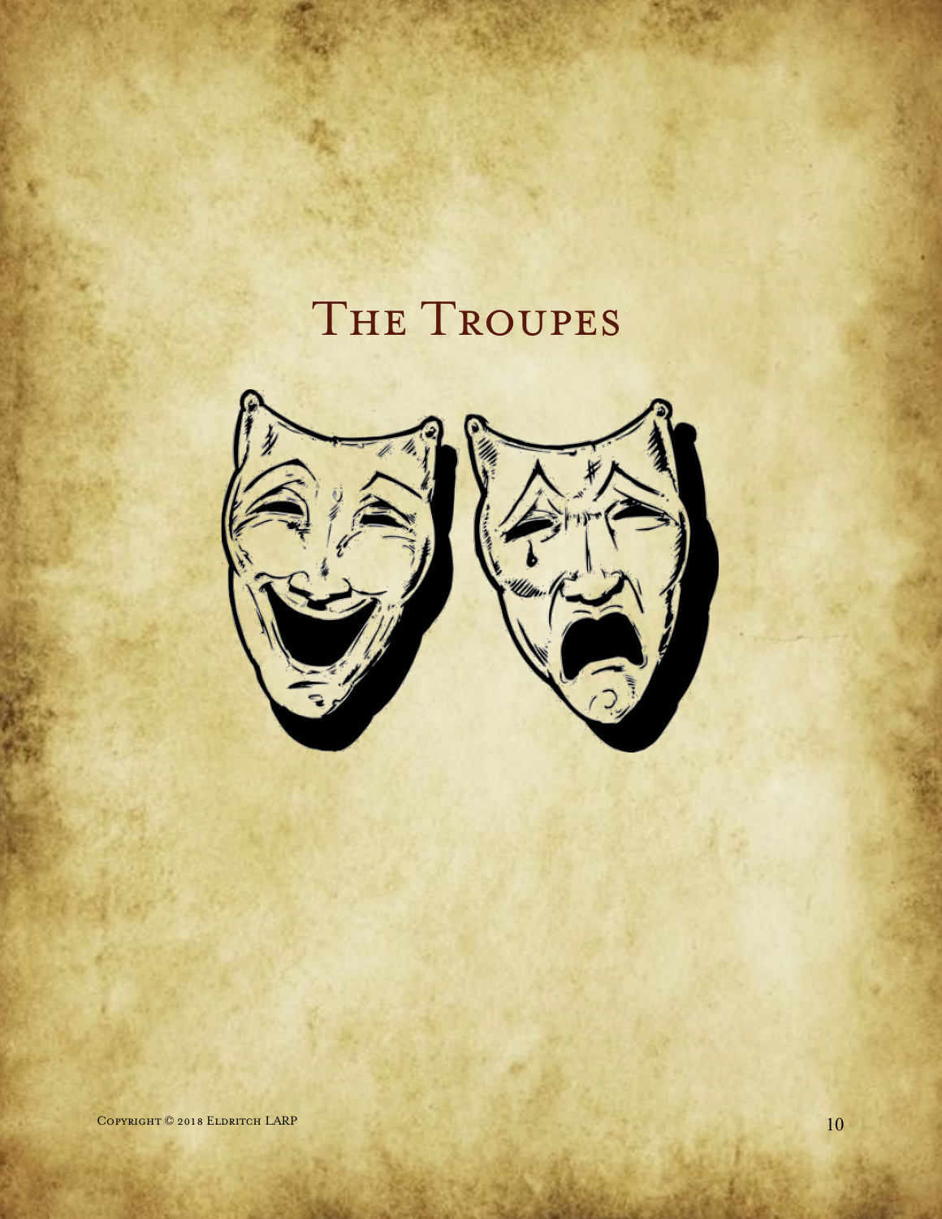# The Troupes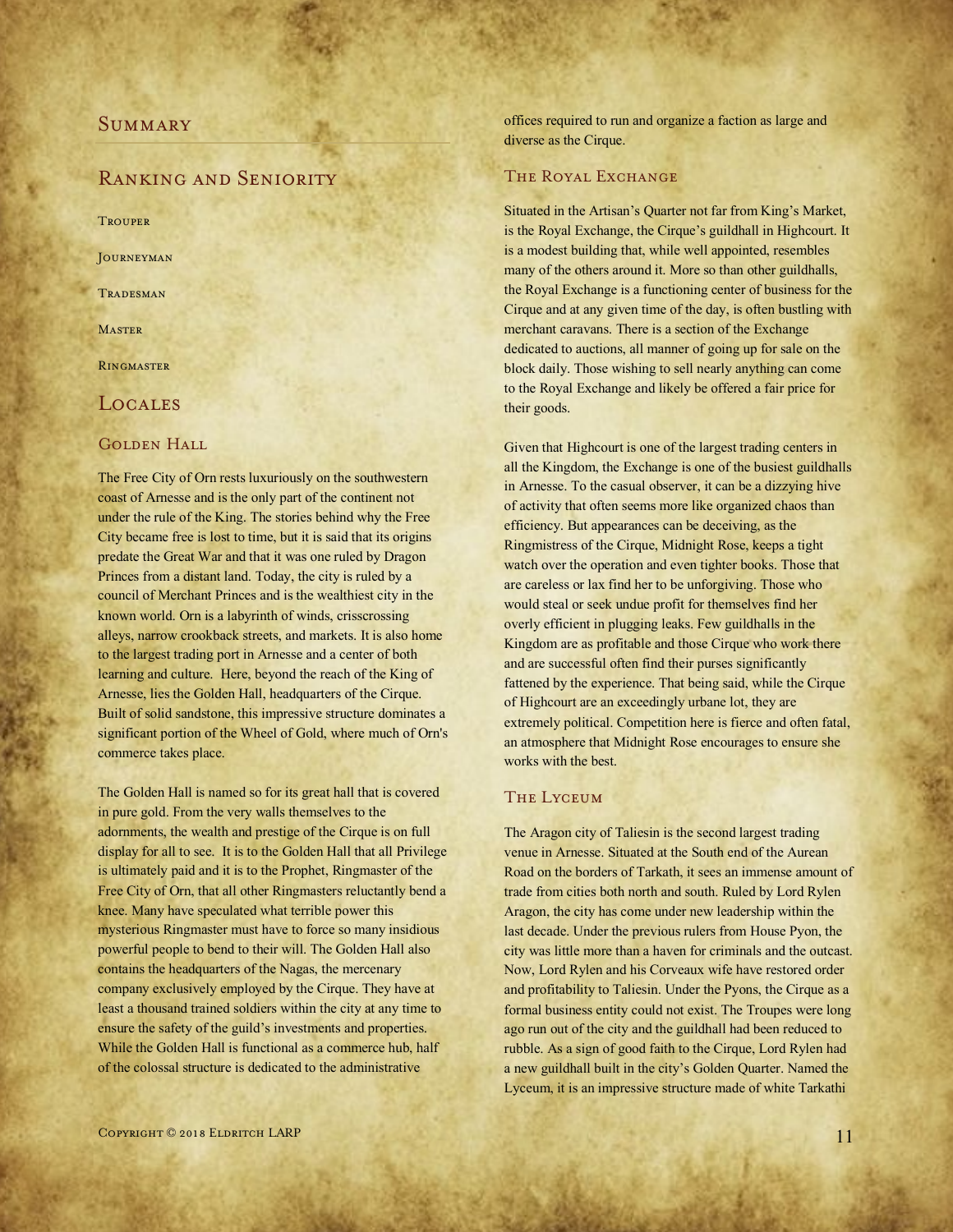## Summary

## Ranking and Seniority

Trouper

Journeyman

Tradesman

Master

Ringmaster

## Locales

### Golden Hall

The Free City of Orn rests luxuriously on the southwestern coast of Arnesse and is the only part of the continent not under the rule of the King. The stories behind why the Free City became free is lost to time, but it is said that its origins predate the Great War and that it was one ruled by Dragon Princes from a distant land. Today, the city is ruled by a council of Merchant Princes and is the wealthiest city in the known world. Orn is a labyrinth of winds, crisscrossing alleys, narrow crookback streets, and markets. It is also home to the largest trading port in Arnesse and a center of both learning and culture. Here, beyond the reach of the King of Arnesse, lies the Golden Hall, headquarters of the Cirque. Built of solid sandstone, this impressive structure dominates a significant portion of the Wheel of Gold, where much of Orn's commerce takes place.

The Golden Hall is named so for its great hall that is covered in pure gold. From the very walls themselves to the adornments, the wealth and prestige of the Cirque is on full display for all to see. It is to the Golden Hall that all Privilege is ultimately paid and it is to the Prophet, Ringmaster of the Free City of Orn, that all other Ringmasters reluctantly bend a knee. Many have speculated what terrible power this mysterious Ringmaster must have to force so many insidious powerful people to bend to their will. The Golden Hall also contains the headquarters of the Nagas, the mercenary company exclusively employed by the Cirque. They have at least a thousand trained soldiers within the city at any time to ensure the safety of the guild's investments and properties. While the Golden Hall is functional as a commerce hub, half of the colossal structure is dedicated to the administrative offices required to run and organize a faction as large and diverse as the Cirque.

### The Royal Exchange

Situated in the Artisan's Quarter not far from King's Market, is the Royal Exchange, the Cirque's guildhall in Highcourt. It is a modest building that, while well appointed, resembles many of the others around it. More so than other guildhalls, the Royal Exchange is a functioning center of business for the Cirque and at any given time of the day, is often bustling with merchant caravans. There is a section of the Exchange dedicated to auctions, all manner of going up for sale on the block daily. Those wishing to sell nearly anything can come to the Royal Exchange and likely be offered a fair price for their goods.

Given that Highcourt is one of the largest trading centers in all the Kingdom, the Exchange is one of the busiest guildhalls in Arnesse. To the casual observer, it can be a dizzying hive of activity that often seems more like organized chaos than efficiency. But appearances can be deceiving, as the Ringmistress of the Cirque, Midnight Rose, keeps a tight watch over the operation and even tighter books. Those that are careless or lax find her to be unforgiving. Those who would steal or seek undue profit for themselves find her overly efficient in plugging leaks. Few guildhalls in the Kingdom are as profitable and those Cirque who work there and are successful often find their purses significantly fattened by the experience. That being said, while the Cirque of Highcourt are an exceedingly urbane lot, they are extremely political. Competition here is fierce and often fatal, an atmosphere that Midnight Rose encourages to ensure she works with the best.

### The Lyceum

The Aragon city of Taliesin is the second largest trading venue in Arnesse. Situated at the South end of the Aurean Road on the borders of Tarkath, it sees an immense amount of trade from cities both north and south. Ruled by Lord Rylen Aragon, the city has come under new leadership within the last decade. Under the previous rulers from House Pyon, the city was little more than a haven for criminals and the outcast. Now, Lord Rylen and his Corveaux wife have restored order and profitability to Taliesin. Under the Pyons, the Cirque as a formal business entity could not exist. The Troupes were long ago run out of the city and the guildhall had been reduced to rubble. As a sign of good faith to the Cirque, Lord Rylen had a new guildhall built in the city's Golden Quarter. Named the Lyceum, it is an impressive structure made of white Tarkathi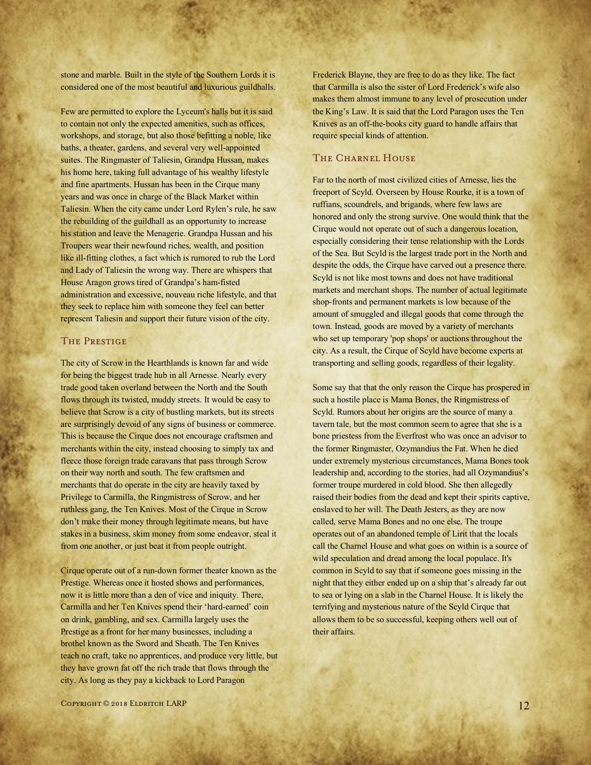stone and marble. Built in the style of the Southern Lords it is considered one of the most beautiful and luxurious guildhalls.

Few are permitted to explore the Lyceum's halls but it is said to contain not only the expected amenities, such as offices, workshops, and storage, but also those befitting a noble, like baths, a theater, gardens, and several very well-appointed suites. The Ringmaster of Taliesin, Grandpa Hussan, makes his home here, taking full advantage of his wealthy lifestyle and fine apartments. Hussan has been in the Cirque many years and was once in charge of the Black Market within Taliesin. When the city came under Lord Rylen's rule, he saw the rebuilding of the guildhall as an opportunity to increase his station and leave the Menagerie. Grandpa Hussan and his Troupers wear their newfound riches, wealth, and position like ill-fitting clothes, a fact which is rumored to rub the Lord and Lady of Taliesin the wrong way. There are whispers that House Aragon grows tired of Grandpa's ham-fisted administration and excessive, nouveau riche lifestyle, and that they seek to replace him with someone they feel can better represent Taliesin and support their future vision of the city.

### The Prestige

The city of Scrow in the Hearthlands is known far and wide for being the biggest trade hub in all Arnesse. Nearly every trade good taken overland between the North and the South flows through its twisted, muddy streets. It would be easy to believe that Scrow is a city of bustling markets, but its streets are surprisingly devoid of any signs of business or commerce. This is because the Cirque does not encourage craftsmen and merchants within the city, instead choosing to simply tax and fleece those foreign trade caravans that pass through Scrow on their way north and south. The few craftsmen and merchants that do operate in the city are heavily taxed by Privilege to Carmilla, the Ringmistress of Scrow, and her ruthless gang, the Ten Knives. Most of the Cirque in Scrow don't make their money through legitimate means, but have stakes in a business, skim money from some endeavor, steal it from one another, or just beat it from people outright.

Cirque operate out of a run-down former theater known as the Prestige. Whereas once it hosted shows and performances, now it is little more than a den of vice and iniquity. There, Carmilla and her Ten Knives spend their 'hard-earned' coin on drink, gambling, and sex. Carmilla largely uses the Prestige as a front for her many businesses, including a brothel known as the Sword and Sheath. The Ten Knives teach no craft, take no apprentices, and produce very little, but they have grown fat off the rich trade that flows through the city. As long as they pay a kickback to Lord Paragon Frederick Blayne, they are free to do as they like. The fact that Carmilla is also the sister of Lord Frederick's wife also makes them almost immune to any level of prosecution under the King's Law. It is said that the Lord Paragon uses the Ten Knives as an off-the-books city guard to handle affairs that require special kinds of attention.

### The Charnel House

Far to the north of most civilized cities of Arnesse, lies the freeport of Scyld. Overseen by House Rourke, it is a town of ruffians, scoundrels, and brigands, where few laws are honored and only the strong survive. One would think that the Cirque would not operate out of such a dangerous location, especially considering their tense relationship with the Lords of the Sea. But Scyld is the largest trade port in the North and despite the odds, the Cirque have carved out a presence there. Scyld is not like most towns and does not have traditional markets and merchant shops. The number of actual legitimate shop-fronts and permanent markets is low because of the amount of smuggled and illegal goods that come through the town. Instead, goods are moved by a variety of merchants who set up temporary 'pop shops' or auctions throughout the city. As a result, the Cirque of Scyld have become experts at transporting and selling goods, regardless of their legality.

Some say that that the only reason the Cirque has prospered in such a hostile place is Mama Bones, the Ringmistress of Scyld. Rumors about her origins are the source of many a tavern tale, but the most common seem to agree that she is a bone priestess from the Everfrost who was once an advisor to the former Ringmaster, Ozymandius the Fat. When he died under extremely mysterious circumstances, Mama Bones took leadership and, according to the stories, had all Ozymandius's former troupe murdered in cold blood. She then allegedly raised their bodies from the dead and kept their spirits captive, enslaved to her will. The Death Jesters, as they are now called, serve Mama Bones and no one else. The troupe operates out of an abandoned temple of Lirit that the locals call the Charnel House and what goes on within is a source of wild speculation and dread among the local populace. It's common in Scyld to say that if someone goes missing in the night that they either ended up on a ship that's already far out to sea or lying on a slab in the Charnel House. It is likely the terrifying and mysterious nature of the Scyld Cirque that allows them to be so successful, keeping others well out of their affairs.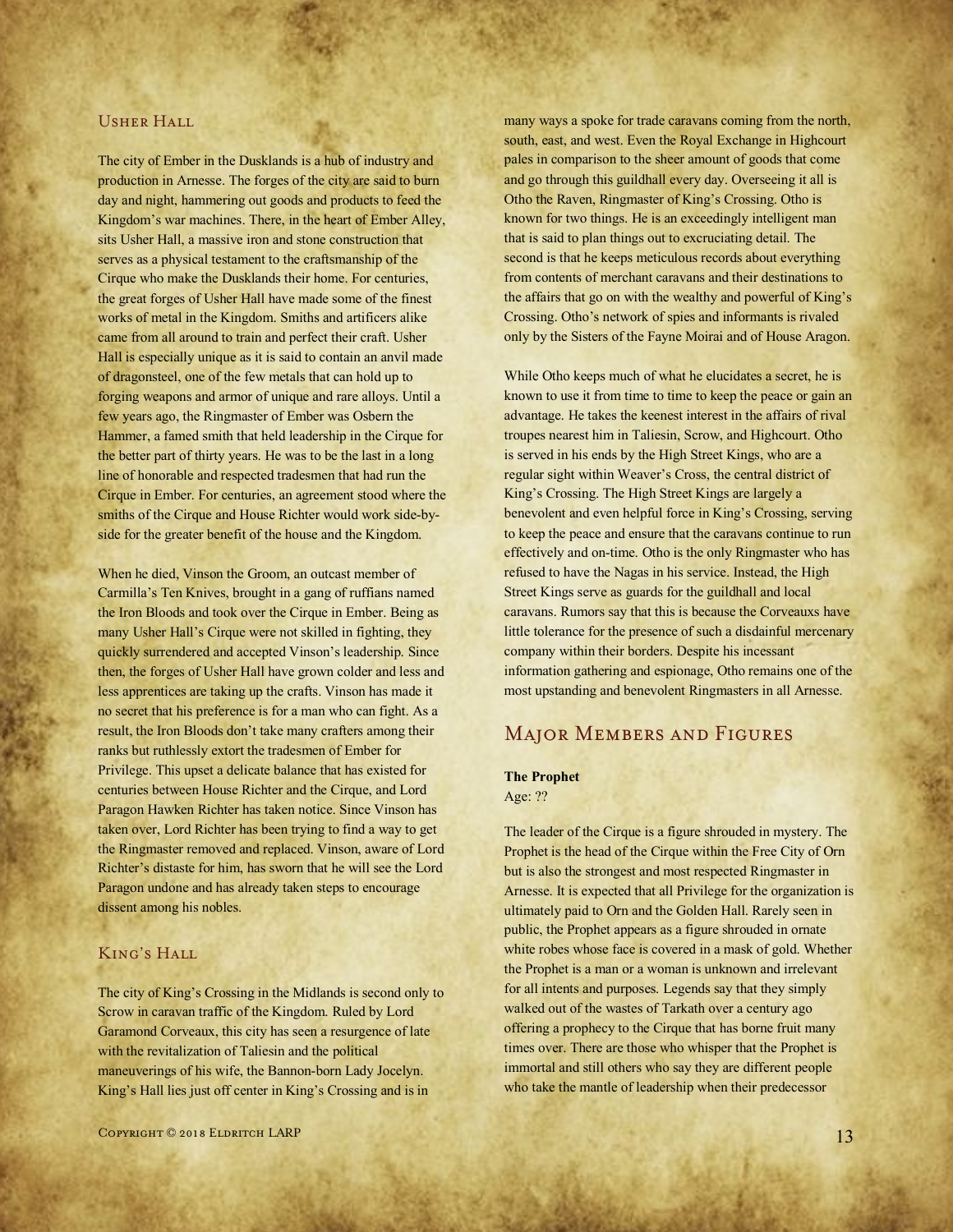### Usher Hall

The city of Ember in the Dusklands is a hub of industry and production in Arnesse. The forges of the city are said to burn day and night, hammering out goods and products to feed the Kingdom's war machines. There, in the heart of Ember Alley, sits Usher Hall, a massive iron and stone construction that serves as a physical testament to the craftsmanship of the Cirque who make the Dusklands their home. For centuries, the great forges of Usher Hall have made some of the finest works of metal in the Kingdom. Smiths and artificers alike came from all around to train and perfect their craft. Usher Hall is especially unique as it is said to contain an anvil made of dragonsteel, one of the few metals that can hold up to forging weapons and armor of unique and rare alloys. Until a few years ago, the Ringmaster of Ember was Osbern the Hammer, a famed smith that held leadership in the Cirque for the better part of thirty years. He was to be the last in a long line of honorable and respected tradesmen that had run the Cirque in Ember. For centuries, an agreement stood where the smiths of the Cirque and House Richter would work side-by-side for the greater benefit of the house and the Kingdom.

When he died, Vinson the Groom, an outcast member of Carmilla's Ten Knives, brought in a gang of ruffians named the Iron Bloods and took over the Cirque in Ember. Being as many Usher Hall's Cirque were not skilled in fighting, they quickly surrendered and accepted Vinson's leadership. Since then, the forges of Usher Hall have grown colder and less and less apprentices are taking up the crafts. Vinson has made it no secret that his preference is for a man who can fight. As a result, the Iron Bloods don't take many crafters among their ranks but ruthlessly extort the tradesmen of Ember for Privilege. This upset a delicate balance that has existed for centuries between House Richter and the Cirque, and Lord Paragon Hawken Richter has taken notice. Since Vinson has taken over, Lord Richter has been trying to find a way to get the Ringmaster removed and replaced. Vinson, aware of Lord Richter's distaste for him, has sworn that he will see the Lord Paragon undone and has already taken steps to encourage dissent among his nobles.

### King's Hall

The city of King's Crossing in the Midlands is second only to Scrow in caravan traffic of the Kingdom. Ruled by Lord Garamond Corveaux, this city has seen a resurgence of late with the revitalization of Taliesin and the political maneuverings of his wife, the Bannon-born Lady Jocelyn. King's Hall lies just off center in King's Crossing and is in many ways a spoke for trade caravans coming from the north, south, east, and west. Even the Royal Exchange in Highcourt pales in comparison to the sheer amount of goods that come and go through this guildhall every day. Overseeing it all is Otho the Raven, Ringmaster of King's Crossing. Otho is known for two things. He is an exceedingly intelligent man that is said to plan things out to excruciating detail. The second is that he keeps meticulous records about everything from contents of merchant caravans and their destinations to the affairs that go on with the wealthy and powerful of King's Crossing. Otho's network of spies and informants is rivaled only by the Sisters of the Fayne Moirai and of House Aragon.

While Otho keeps much of what he elucidates a secret, he is known to use it from time to time to keep the peace or gain an advantage. He takes the keenest interest in the affairs of rival troupes nearest him in Taliesin, Scrow, and Highcourt. Otho is served in his ends by the High Street Kings, who are a regular sight within Weaver's Cross, the central district of King's Crossing. The High Street Kings are largely a benevolent and even helpful force in King's Crossing, serving to keep the peace and ensure that the caravans continue to run effectively and on-time. Otho is the only Ringmaster who has refused to have the Nagas in his service. Instead, the High Street Kings serve as guards for the guildhall and local caravans. Rumors say that this is because the Corveauxs have little tolerance for the presence of such a disdainful mercenary company within their borders. Despite his incessant information gathering and espionage, Otho remains one of the most upstanding and benevolent Ringmasters in all Arnesse.

## Major Members and Figures

**The Prophet**
Age: ??

The leader of the Cirque is a figure shrouded in mystery. The Prophet is the head of the Cirque within the Free City of Orn but is also the strongest and most respected Ringmaster in Arnesse. It is expected that all Privilege for the organization is ultimately paid to Orn and the Golden Hall. Rarely seen in public, the Prophet appears as a figure shrouded in ornate white robes whose face is covered in a mask of gold. Whether the Prophet is a man or a woman is unknown and irrelevant for all intents and purposes. Legends say that they simply walked out of the wastes of Tarkath over a century ago offering a prophecy to the Cirque that has borne fruit many times over. There are those who whisper that the Prophet is immortal and still others who say they are different people who take the mantle of leadership when their predecessor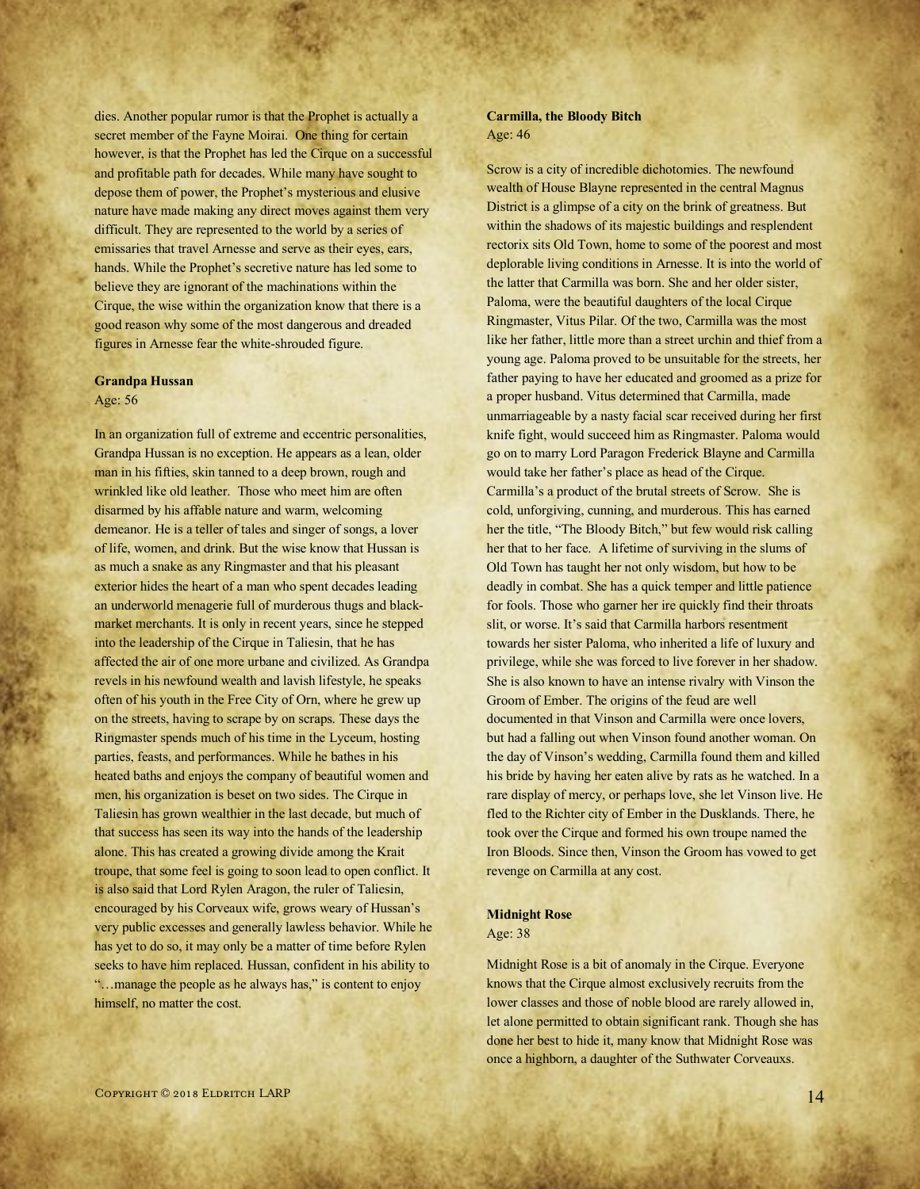dies. Another popular rumor is that the Prophet is actually a secret member of the Fayne Moirai. One thing for certain however, is that the Prophet has led the Cirque on a successful and profitable path for decades. While many have sought to depose them of power, the Prophet's mysterious and elusive nature have made making any direct moves against them very difficult. They are represented to the world by a series of emissaries that travel Arnesse and serve as their eyes, ears, hands. While the Prophet's secretive nature has led some to believe they are ignorant of the machinations within the Cirque, the wise within the organization know that there is a good reason why some of the most dangerous and dreaded figures in Arnesse fear the white-shrouded figure.

**Grandpa Hussan**
Age: 56

In an organization full of extreme and eccentric personalities, Grandpa Hussan is no exception. He appears as a lean, older man in his fifties, skin tanned to a deep brown, rough and wrinkled like old leather. Those who meet him are often disarmed by his affable nature and warm, welcoming demeanor. He is a teller of tales and singer of songs, a lover of life, women, and drink. But the wise know that Hussan is as much a snake as any Ringmaster and that his pleasant exterior hides the heart of a man who spent decades leading an underworld menagerie full of murderous thugs and black-market merchants. It is only in recent years, since he stepped into the leadership of the Cirque in Taliesin, that he has affected the air of one more urbane and civilized. As Grandpa revels in his newfound wealth and lavish lifestyle, he speaks often of his youth in the Free City of Orn, where he grew up on the streets, having to scrape by on scraps. These days the Ringmaster spends much of his time in the Lyceum, hosting parties, feasts, and performances. While he bathes in his heated baths and enjoys the company of beautiful women and men, his organization is beset on two sides. The Cirque in Taliesin has grown wealthier in the last decade, but much of that success has seen its way into the hands of the leadership alone. This has created a growing divide among the Krait troupe, that some feel is going to soon lead to open conflict. It is also said that Lord Rylen Aragon, the ruler of Taliesin, encouraged by his Corveaux wife, grows weary of Hussan's very public excesses and generally lawless behavior. While he has yet to do so, it may only be a matter of time before Rylen seeks to have him replaced. Hussan, confident in his ability to "…manage the people as he always has," is content to enjoy himself, no matter the cost.

**Carmilla, the Bloody Bitch**
Age: 46

Scrow is a city of incredible dichotomies. The newfound wealth of House Blayne represented in the central Magnus District is a glimpse of a city on the brink of greatness. But within the shadows of its majestic buildings and resplendent rectorix sits Old Town, home to some of the poorest and most deplorable living conditions in Arnesse. It is into the world of the latter that Carmilla was born. She and her older sister, Paloma, were the beautiful daughters of the local Cirque Ringmaster, Vitus Pilar. Of the two, Carmilla was the most like her father, little more than a street urchin and thief from a young age. Paloma proved to be unsuitable for the streets, her father paying to have her educated and groomed as a prize for a proper husband. Vitus determined that Carmilla, made unmarriageable by a nasty facial scar received during her first knife fight, would succeed him as Ringmaster. Paloma would go on to marry Lord Paragon Frederick Blayne and Carmilla would take her father's place as head of the Cirque. Carmilla's a product of the brutal streets of Scrow. She is cold, unforgiving, cunning, and murderous. This has earned her the title, "The Bloody Bitch," but few would risk calling her that to her face. A lifetime of surviving in the slums of Old Town has taught her not only wisdom, but how to be deadly in combat. She has a quick temper and little patience for fools. Those who garner her ire quickly find their throats slit, or worse. It's said that Carmilla harbors resentment towards her sister Paloma, who inherited a life of luxury and privilege, while she was forced to live forever in her shadow. She is also known to have an intense rivalry with Vinson the Groom of Ember. The origins of the feud are well documented in that Vinson and Carmilla were once lovers, but had a falling out when Vinson found another woman. On the day of Vinson's wedding, Carmilla found them and killed his bride by having her eaten alive by rats as he watched. In a rare display of mercy, or perhaps love, she let Vinson live. He fled to the Richter city of Ember in the Dusklands. There, he took over the Cirque and formed his own troupe named the Iron Bloods. Since then, Vinson the Groom has vowed to get revenge on Carmilla at any cost.

**Midnight Rose**
Age: 38

Midnight Rose is a bit of anomaly in the Cirque. Everyone knows that the Cirque almost exclusively recruits from the lower classes and those of noble blood are rarely allowed in, let alone permitted to obtain significant rank. Though she has done her best to hide it, many know that Midnight Rose was once a highborn, a daughter of the Suthwater Corveauxs.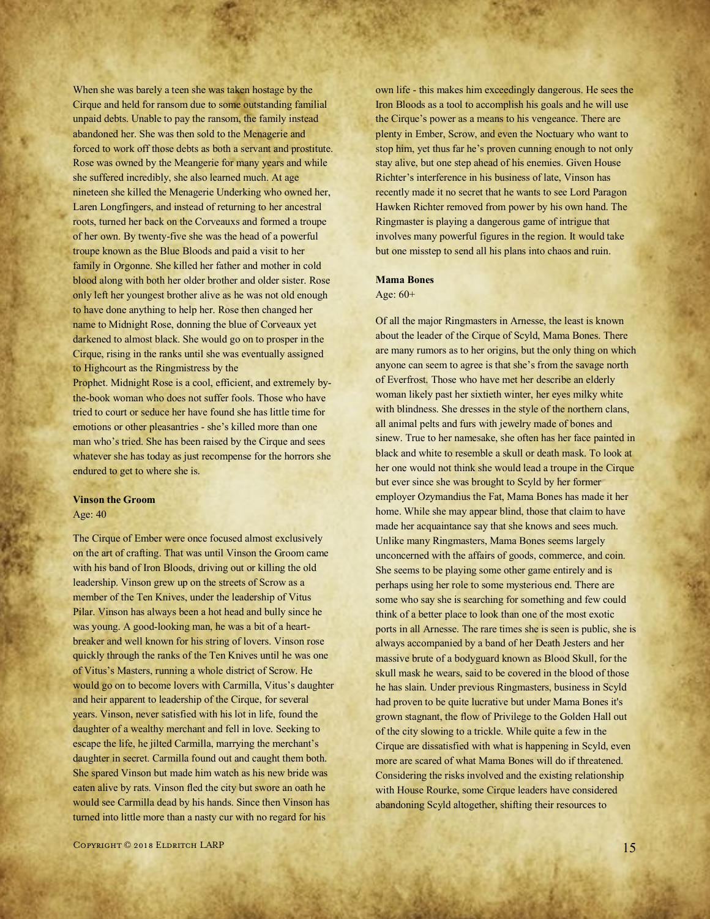When she was barely a teen she was taken hostage by the Cirque and held for ransom due to some outstanding familial unpaid debts. Unable to pay the ransom, the family instead abandoned her. She was then sold to the Menagerie and forced to work off those debts as both a servant and prostitute. Rose was owned by the Meangerie for many years and while she suffered incredibly, she also learned much. At age nineteen she killed the Menagerie Underking who owned her, Laren Longfingers, and instead of returning to her ancestral roots, turned her back on the Corveauxs and formed a troupe of her own. By twenty-five she was the head of a powerful troupe known as the Blue Bloods and paid a visit to her family in Orgonne. She killed her father and mother in cold blood along with both her older brother and older sister. Rose only left her youngest brother alive as he was not old enough to have done anything to help her. Rose then changed her name to Midnight Rose, donning the blue of Corveaux yet darkened to almost black. She would go on to prosper in the Cirque, rising in the ranks until she was eventually assigned to Highcourt as the Ringmistress by the Prophet. Midnight Rose is a cool, efficient, and extremely by-the-book woman who does not suffer fools. Those who have tried to court or seduce her have found she has little time for emotions or other pleasantries - she's killed more than one man who's tried. She has been raised by the Cirque and sees whatever she has today as just recompense for the horrors she endured to get to where she is.

**Vinson the Groom**

Age: 40

The Cirque of Ember were once focused almost exclusively on the art of crafting. That was until Vinson the Groom came with his band of Iron Bloods, driving out or killing the old leadership. Vinson grew up on the streets of Scrow as a member of the Ten Knives, under the leadership of Vitus Pilar. Vinson has always been a hot head and bully since he was young. A good-looking man, he was a bit of a heart-breaker and well known for his string of lovers. Vinson rose quickly through the ranks of the Ten Knives until he was one of Vitus's Masters, running a whole district of Scrow. He would go on to become lovers with Carmilla, Vitus's daughter and heir apparent to leadership of the Cirque, for several years. Vinson, never satisfied with his lot in life, found the daughter of a wealthy merchant and fell in love. Seeking to escape the life, he jilted Carmilla, marrying the merchant's daughter in secret. Carmilla found out and caught them both. She spared Vinson but made him watch as his new bride was eaten alive by rats. Vinson fled the city but swore an oath he would see Carmilla dead by his hands. Since then Vinson has turned into little more than a nasty cur with no regard for his own life - this makes him exceedingly dangerous. He sees the Iron Bloods as a tool to accomplish his goals and he will use the Cirque's power as a means to his vengeance. There are plenty in Ember, Scrow, and even the Noctuary who want to stop him, yet thus far he's proven cunning enough to not only stay alive, but one step ahead of his enemies. Given House Richter's interference in his business of late, Vinson has recently made it no secret that he wants to see Lord Paragon Hawken Richter removed from power by his own hand. The Ringmaster is playing a dangerous game of intrigue that involves many powerful figures in the region. It would take but one misstep to send all his plans into chaos and ruin.

**Mama Bones**

Age: 60+

Of all the major Ringmasters in Arnesse, the least is known about the leader of the Cirque of Scyld, Mama Bones. There are many rumors as to her origins, but the only thing on which anyone can seem to agree is that she's from the savage north of Everfrost. Those who have met her describe an elderly woman likely past her sixtieth winter, her eyes milky white with blindness. She dresses in the style of the northern clans, all animal pelts and furs with jewelry made of bones and sinew. True to her namesake, she often has her face painted in black and white to resemble a skull or death mask. To look at her one would not think she would lead a troupe in the Cirque but ever since she was brought to Scyld by her former employer Ozymandius the Fat, Mama Bones has made it her home. While she may appear blind, those that claim to have made her acquaintance say that she knows and sees much. Unlike many Ringmasters, Mama Bones seems largely unconcerned with the affairs of goods, commerce, and coin. She seems to be playing some other game entirely and is perhaps using her role to some mysterious end. There are some who say she is searching for something and few could think of a better place to look than one of the most exotic ports in all Arnesse. The rare times she is seen is public, she is always accompanied by a band of her Death Jesters and her massive brute of a bodyguard known as Blood Skull, for the skull mask he wears, said to be covered in the blood of those he has slain. Under previous Ringmasters, business in Scyld had proven to be quite lucrative but under Mama Bones it's grown stagnant, the flow of Privilege to the Golden Hall out of the city slowing to a trickle. While quite a few in the Cirque are dissatisfied with what is happening in Scyld, even more are scared of what Mama Bones will do if threatened. Considering the risks involved and the existing relationship with House Rourke, some Cirque leaders have considered abandoning Scyld altogether, shifting their resources to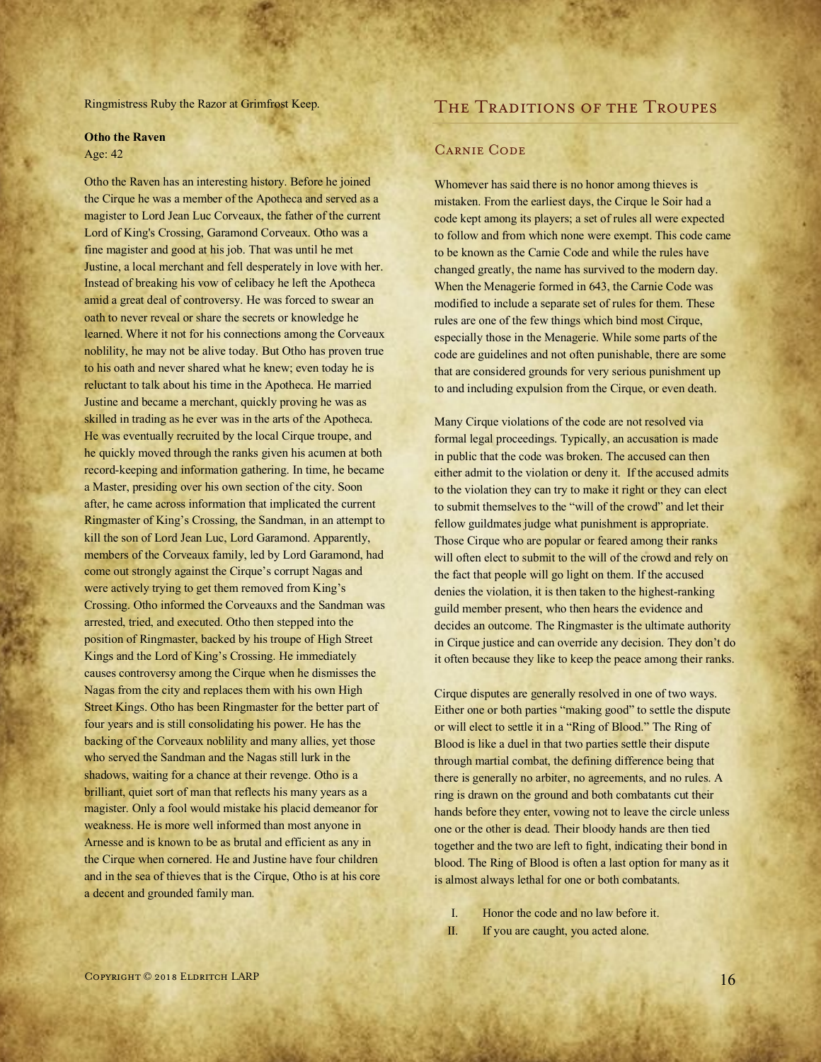Ringmistress Ruby the Razor at Grimfrost Keep.

**Otho the Raven**
Age: 42

Otho the Raven has an interesting history. Before he joined the Cirque he was a member of the Apotheca and served as a magister to Lord Jean Luc Corveaux, the father of the current Lord of King's Crossing, Garamond Corveaux. Otho was a fine magister and good at his job. That was until he met Justine, a local merchant and fell desperately in love with her. Instead of breaking his vow of celibacy he left the Apotheca amid a great deal of controversy. He was forced to swear an oath to never reveal or share the secrets or knowledge he learned. Where it not for his connections among the Corveaux noblility, he may not be alive today. But Otho has proven true to his oath and never shared what he knew; even today he is reluctant to talk about his time in the Apotheca. He married Justine and became a merchant, quickly proving he was as skilled in trading as he ever was in the arts of the Apotheca. He was eventually recruited by the local Cirque troupe, and he quickly moved through the ranks given his acumen at both record-keeping and information gathering. In time, he became a Master, presiding over his own section of the city. Soon after, he came across information that implicated the current Ringmaster of King's Crossing, the Sandman, in an attempt to kill the son of Lord Jean Luc, Lord Garamond. Apparently, members of the Corveaux family, led by Lord Garamond, had come out strongly against the Cirque's corrupt Nagas and were actively trying to get them removed from King's Crossing. Otho informed the Corveauxs and the Sandman was arrested, tried, and executed. Otho then stepped into the position of Ringmaster, backed by his troupe of High Street Kings and the Lord of King's Crossing. He immediately causes controversy among the Cirque when he dismisses the Nagas from the city and replaces them with his own High Street Kings. Otho has been Ringmaster for the better part of four years and is still consolidating his power. He has the backing of the Corveaux noblility and many allies, yet those who served the Sandman and the Nagas still lurk in the shadows, waiting for a chance at their revenge. Otho is a brilliant, quiet sort of man that reflects his many years as a magister. Only a fool would mistake his placid demeanor for weakness. He is more well informed than most anyone in Arnesse and is known to be as brutal and efficient as any in the Cirque when cornered. He and Justine have four children and in the sea of thieves that is the Cirque, Otho is at his core a decent and grounded family man.

## The Traditions of the Troupes

### Carnie Code

Whomever has said there is no honor among thieves is mistaken. From the earliest days, the Cirque le Soir had a code kept among its players; a set of rules all were expected to follow and from which none were exempt. This code came to be known as the Carnie Code and while the rules have changed greatly, the name has survived to the modern day. When the Menagerie formed in 643, the Carnie Code was modified to include a separate set of rules for them. These rules are one of the few things which bind most Cirque, especially those in the Menagerie. While some parts of the code are guidelines and not often punishable, there are some that are considered grounds for very serious punishment up to and including expulsion from the Cirque, or even death.

Many Cirque violations of the code are not resolved via formal legal proceedings. Typically, an accusation is made in public that the code was broken. The accused can then either admit to the violation or deny it. If the accused admits to the violation they can try to make it right or they can elect to submit themselves to the "will of the crowd" and let their fellow guildmates judge what punishment is appropriate. Those Cirque who are popular or feared among their ranks will often elect to submit to the will of the crowd and rely on the fact that people will go light on them. If the accused denies the violation, it is then taken to the highest-ranking guild member present, who then hears the evidence and decides an outcome. The Ringmaster is the ultimate authority in Cirque justice and can override any decision. They don't do it often because they like to keep the peace among their ranks.

Cirque disputes are generally resolved in one of two ways. Either one or both parties "making good" to settle the dispute or will elect to settle it in a "Ring of Blood." The Ring of Blood is like a duel in that two parties settle their dispute through martial combat, the defining difference being that there is generally no arbiter, no agreements, and no rules. A ring is drawn on the ground and both combatants cut their hands before they enter, vowing not to leave the circle unless one or the other is dead. Their bloody hands are then tied together and the two are left to fight, indicating their bond in blood. The Ring of Blood is often a last option for many as it is almost always lethal for one or both combatants.

I. Honor the code and no law before it.
II. If you are caught, you acted alone.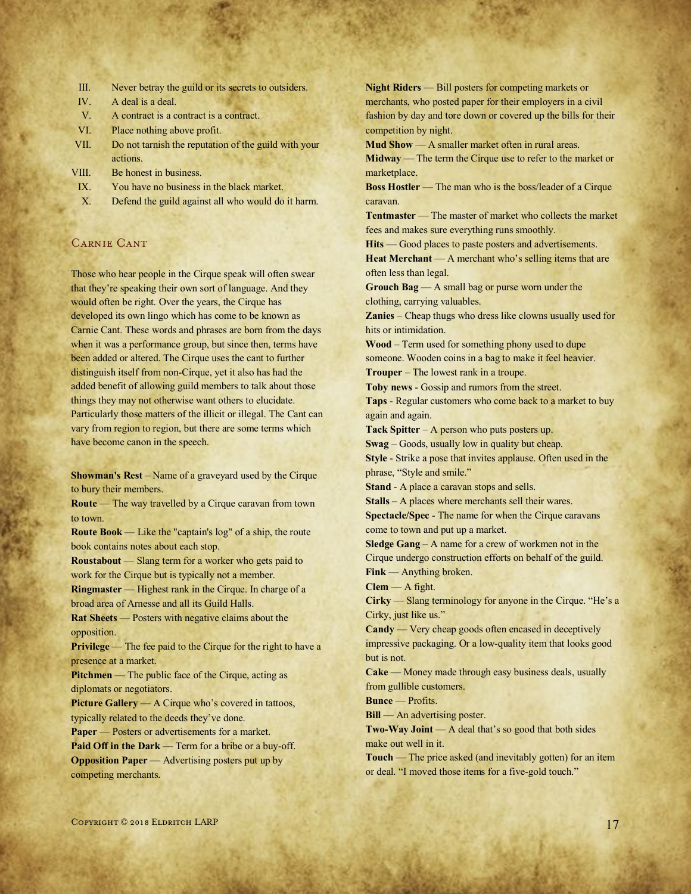III. Never betray the guild or its secrets to outsiders.
IV. A deal is a deal.
V. A contract is a contract is a contract.
VI. Place nothing above profit.
VII. Do not tarnish the reputation of the guild with your actions.
VIII. Be honest in business.
IX. You have no business in the black market.
X. Defend the guild against all who would do it harm.

## Carnie Cant

Those who hear people in the Cirque speak will often swear that they're speaking their own sort of language. And they would often be right. Over the years, the Cirque has developed its own lingo which has come to be known as Carnie Cant. These words and phrases are born from the days when it was a performance group, but since then, terms have been added or altered. The Cirque uses the cant to further distinguish itself from non-Cirque, yet it also has had the added benefit of allowing guild members to talk about those things they may not otherwise want others to elucidate. Particularly those matters of the illicit or illegal. The Cant can vary from region to region, but there are some terms which have become canon in the speech.

**Showman's Rest** – Name of a graveyard used by the Cirque to bury their members.
**Route** — The way travelled by a Cirque caravan from town to town.
**Route Book** — Like the "captain's log" of a ship, the route book contains notes about each stop.
**Roustabout** — Slang term for a worker who gets paid to work for the Cirque but is typically not a member.
**Ringmaster** — Highest rank in the Cirque. In charge of a broad area of Arnesse and all its Guild Halls.
**Rat Sheets** — Posters with negative claims about the opposition.
**Privilege** — The fee paid to the Cirque for the right to have a presence at a market.
**Pitchmen** — The public face of the Cirque, acting as diplomats or negotiators.
**Picture Gallery** — A Cirque who's covered in tattoos, typically related to the deeds they've done.
**Paper** — Posters or advertisements for a market.
**Paid Off in the Dark** — Term for a bribe or a buy-off.
**Opposition Paper** — Advertising posters put up by competing merchants.
**Night Riders** — Bill posters for competing markets or merchants, who posted paper for their employers in a civil fashion by day and tore down or covered up the bills for their competition by night.
**Mud Show** — A smaller market often in rural areas.
**Midway** — The term the Cirque use to refer to the market or marketplace.
**Boss Hostler** — The man who is the boss/leader of a Cirque caravan.
**Tentmaster** — The master of market who collects the market fees and makes sure everything runs smoothly.
**Hits** — Good places to paste posters and advertisements.
**Heat Merchant** — A merchant who's selling items that are often less than legal.
**Grouch Bag** — A small bag or purse worn under the clothing, carrying valuables.
**Zanies** – Cheap thugs who dress like clowns usually used for hits or intimidation.
**Wood** – Term used for something phony used to dupe someone. Wooden coins in a bag to make it feel heavier.
**Trouper** – The lowest rank in a troupe.
**Toby news** - Gossip and rumors from the street.
**Taps** - Regular customers who come back to a market to buy again and again.
**Tack Spitter** – A person who puts posters up.
**Swag** – Goods, usually low in quality but cheap.
**Style** - Strike a pose that invites applause. Often used in the phrase, "Style and smile."
**Stand** - A place a caravan stops and sells.
**Stalls** – A places where merchants sell their wares.
**Spectacle/Spec** - The name for when the Cirque caravans come to town and put up a market.
**Sledge Gang** – A name for a crew of workmen not in the Cirque undergo construction efforts on behalf of the guild.
**Fink** — Anything broken.
**Clem** — A fight.
**Cirky** — Slang terminology for anyone in the Cirque. "He's a Cirky, just like us."
**Candy** — Very cheap goods often encased in deceptively impressive packaging. Or a low-quality item that looks good but is not.
**Cake** — Money made through easy business deals, usually from gullible customers.
**Bunce** — Profits.
**Bill** — An advertising poster.
**Two-Way Joint** — A deal that's so good that both sides make out well in it.
**Touch** — The price asked (and inevitably gotten) for an item or deal. "I moved those items for a five-gold touch."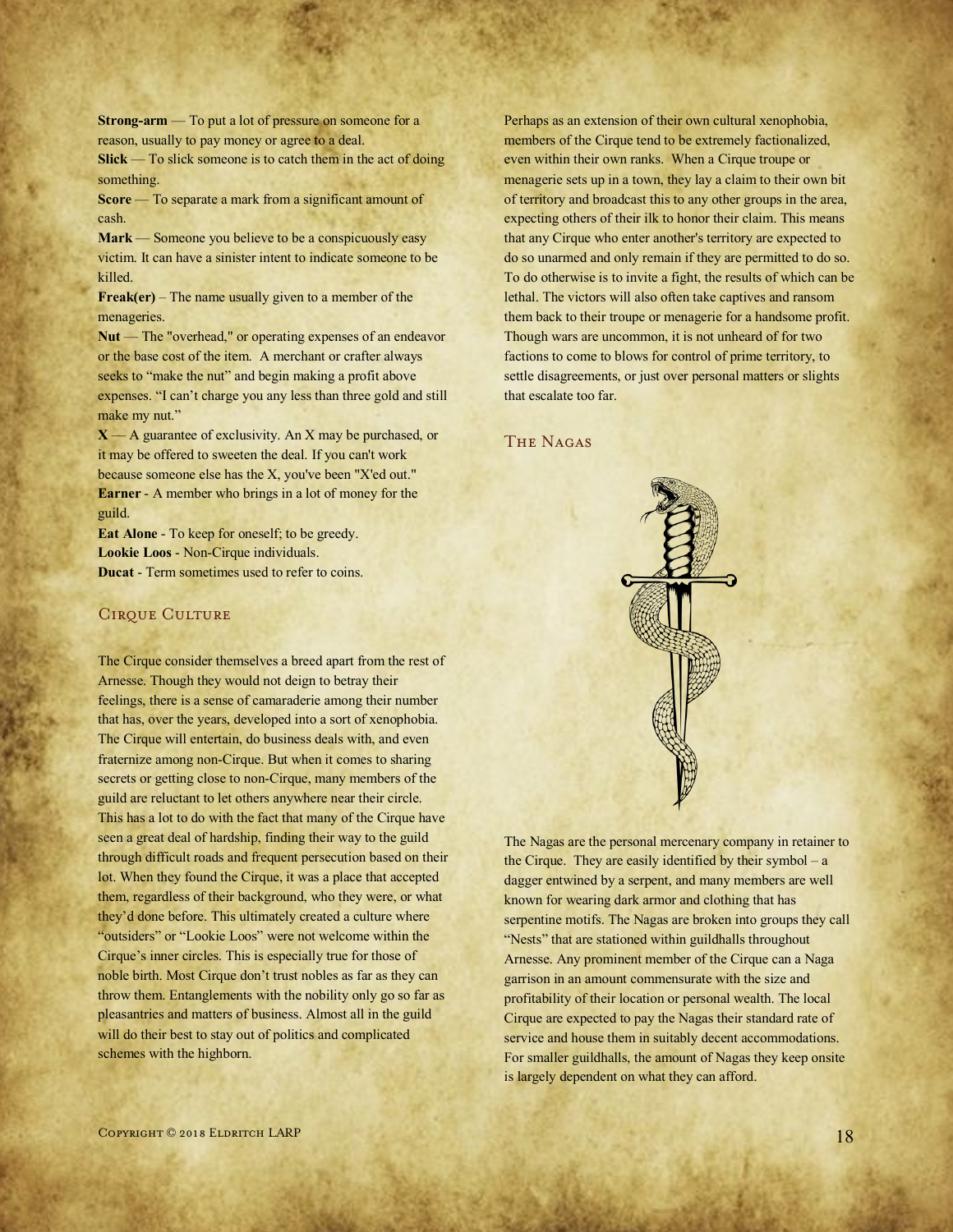**Strong-arm** — To put a lot of pressure on someone for a reason, usually to pay money or agree to a deal.
**Slick** — To slick someone is to catch them in the act of doing something.
**Score** — To separate a mark from a significant amount of cash.
**Mark** — Someone you believe to be a conspicuously easy victim. It can have a sinister intent to indicate someone to be killed.
**Freak(er)** – The name usually given to a member of the menageries.
**Nut** — The "overhead," or operating expenses of an endeavor or the base cost of the item. A merchant or crafter always seeks to "make the nut" and begin making a profit above expenses. "I can't charge you any less than three gold and still make my nut."
**X** — A guarantee of exclusivity. An X may be purchased, or it may be offered to sweeten the deal. If you can't work because someone else has the X, you've been "X'ed out."
**Earner** - A member who brings in a lot of money for the guild.
**Eat Alone** - To keep for oneself; to be greedy.
**Lookie Loos** - Non-Cirque individuals.
**Ducat** - Term sometimes used to refer to coins.

## Cirque Culture

The Cirque consider themselves a breed apart from the rest of Arnesse. Though they would not deign to betray their feelings, there is a sense of camaraderie among their number that has, over the years, developed into a sort of xenophobia. The Cirque will entertain, do business deals with, and even fraternize among non-Cirque. But when it comes to sharing secrets or getting close to non-Cirque, many members of the guild are reluctant to let others anywhere near their circle. This has a lot to do with the fact that many of the Cirque have seen a great deal of hardship, finding their way to the guild through difficult roads and frequent persecution based on their lot. When they found the Cirque, it was a place that accepted them, regardless of their background, who they were, or what they'd done before. This ultimately created a culture where "outsiders" or "Lookie Loos" were not welcome within the Cirque's inner circles. This is especially true for those of noble birth. Most Cirque don't trust nobles as far as they can throw them. Entanglements with the nobility only go so far as pleasantries and matters of business. Almost all in the guild will do their best to stay out of politics and complicated schemes with the highborn.

Perhaps as an extension of their own cultural xenophobia, members of the Cirque tend to be extremely factionalized, even within their own ranks. When a Cirque troupe or menagerie sets up in a town, they lay a claim to their own bit of territory and broadcast this to any other groups in the area, expecting others of their ilk to honor their claim. This means that any Cirque who enter another's territory are expected to do so unarmed and only remain if they are permitted to do so. To do otherwise is to invite a fight, the results of which can be lethal. The victors will also often take captives and ransom them back to their troupe or menagerie for a handsome profit. Though wars are uncommon, it is not unheard of for two factions to come to blows for control of prime territory, to settle disagreements, or just over personal matters or slights that escalate too far.

## The Nagas

The Nagas are the personal mercenary company in retainer to the Cirque. They are easily identified by their symbol – a dagger entwined by a serpent, and many members are well known for wearing dark armor and clothing that has serpentine motifs. The Nagas are broken into groups they call "Nests" that are stationed within guildhalls throughout Arnesse. Any prominent member of the Cirque can a Naga garrison in an amount commensurate with the size and profitability of their location or personal wealth. The local Cirque are expected to pay the Nagas their standard rate of service and house them in suitably decent accommodations. For smaller guildhalls, the amount of Nagas they keep onsite is largely dependent on what they can afford.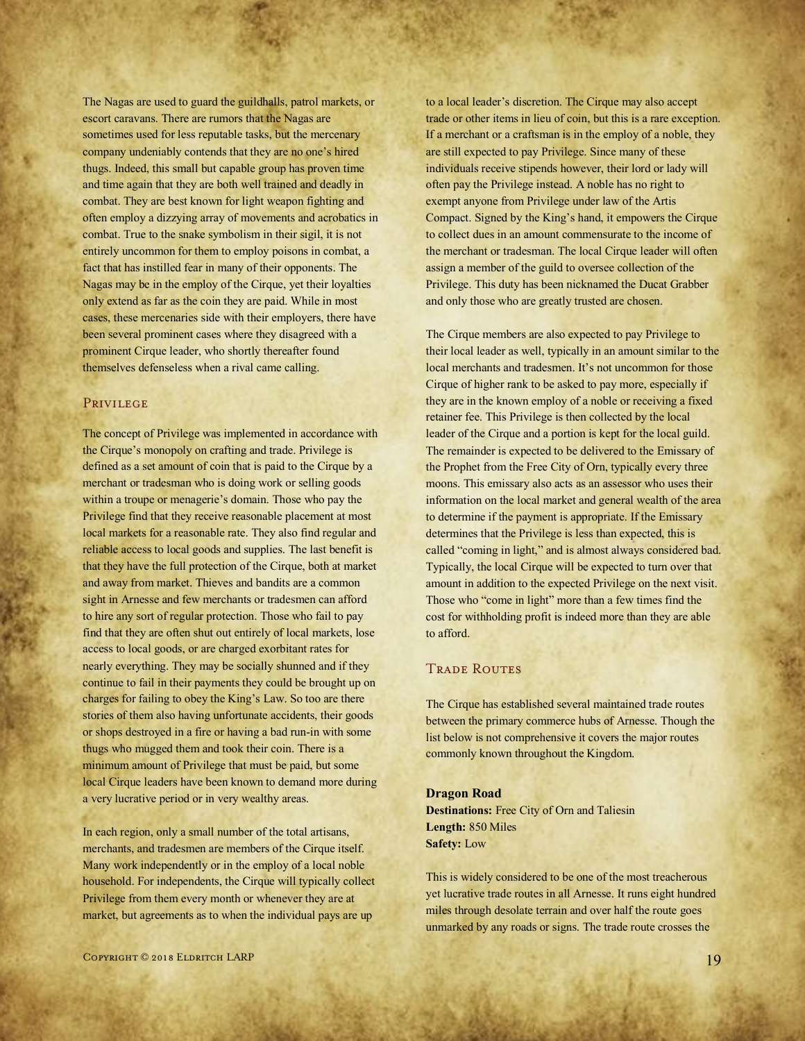The Nagas are used to guard the guildhalls, patrol markets, or escort caravans. There are rumors that the Nagas are sometimes used for less reputable tasks, but the mercenary company undeniably contends that they are no one's hired thugs. Indeed, this small but capable group has proven time and time again that they are both well trained and deadly in combat. They are best known for light weapon fighting and often employ a dizzying array of movements and acrobatics in combat. True to the snake symbolism in their sigil, it is not entirely uncommon for them to employ poisons in combat, a fact that has instilled fear in many of their opponents. The Nagas may be in the employ of the Cirque, yet their loyalties only extend as far as the coin they are paid. While in most cases, these mercenaries side with their employers, there have been several prominent cases where they disagreed with a prominent Cirque leader, who shortly thereafter found themselves defenseless when a rival came calling.

## Privilege

The concept of Privilege was implemented in accordance with the Cirque's monopoly on crafting and trade. Privilege is defined as a set amount of coin that is paid to the Cirque by a merchant or tradesman who is doing work or selling goods within a troupe or menagerie's domain. Those who pay the Privilege find that they receive reasonable placement at most local markets for a reasonable rate. They also find regular and reliable access to local goods and supplies. The last benefit is that they have the full protection of the Cirque, both at market and away from market. Thieves and bandits are a common sight in Arnesse and few merchants or tradesmen can afford to hire any sort of regular protection. Those who fail to pay find that they are often shut out entirely of local markets, lose access to local goods, or are charged exorbitant rates for nearly everything. They may be socially shunned and if they continue to fail in their payments they could be brought up on charges for failing to obey the King's Law. So too are there stories of them also having unfortunate accidents, their goods or shops destroyed in a fire or having a bad run-in with some thugs who mugged them and took their coin. There is a minimum amount of Privilege that must be paid, but some local Cirque leaders have been known to demand more during a very lucrative period or in very wealthy areas.

In each region, only a small number of the total artisans, merchants, and tradesmen are members of the Cirque itself. Many work independently or in the employ of a local noble household. For independents, the Cirque will typically collect Privilege from them every month or whenever they are at market, but agreements as to when the individual pays are up to a local leader's discretion. The Cirque may also accept trade or other items in lieu of coin, but this is a rare exception. If a merchant or a craftsman is in the employ of a noble, they are still expected to pay Privilege. Since many of these individuals receive stipends however, their lord or lady will often pay the Privilege instead. A noble has no right to exempt anyone from Privilege under law of the Artis Compact. Signed by the King's hand, it empowers the Cirque to collect dues in an amount commensurate to the income of the merchant or tradesman. The local Cirque leader will often assign a member of the guild to oversee collection of the Privilege. This duty has been nicknamed the Ducat Grabber and only those who are greatly trusted are chosen.

The Cirque members are also expected to pay Privilege to their local leader as well, typically in an amount similar to the local merchants and tradesmen. It's not uncommon for those Cirque of higher rank to be asked to pay more, especially if they are in the known employ of a noble or receiving a fixed retainer fee. This Privilege is then collected by the local leader of the Cirque and a portion is kept for the local guild. The remainder is expected to be delivered to the Emissary of the Prophet from the Free City of Orn, typically every three moons. This emissary also acts as an assessor who uses their information on the local market and general wealth of the area to determine if the payment is appropriate. If the Emissary determines that the Privilege is less than expected, this is called "coming in light," and is almost always considered bad. Typically, the local Cirque will be expected to turn over that amount in addition to the expected Privilege on the next visit. Those who "come in light" more than a few times find the cost for withholding profit is indeed more than they are able to afford.

## Trade Routes

The Cirque has established several maintained trade routes between the primary commerce hubs of Arnesse. Though the list below is not comprehensive it covers the major routes commonly known throughout the Kingdom.

**Dragon Road**
**Destinations:** Free City of Orn and Taliesin
**Length:** 850 Miles
**Safety:** Low

This is widely considered to be one of the most treacherous yet lucrative trade routes in all Arnesse. It runs eight hundred miles through desolate terrain and over half the route goes unmarked by any roads or signs. The trade route crosses the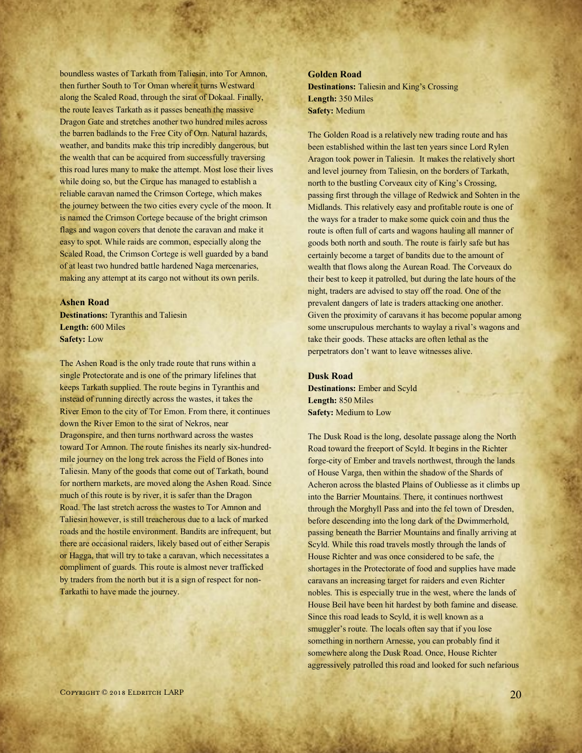boundless wastes of Tarkath from Taliesin, into Tor Amnon, then further South to Tor Oman where it turns Westward along the Scaled Road, through the sirat of Dokaal. Finally, the route leaves Tarkath as it passes beneath the massive Dragon Gate and stretches another two hundred miles across the barren badlands to the Free City of Orn. Natural hazards, weather, and bandits make this trip incredibly dangerous, but the wealth that can be acquired from successfully traversing this road lures many to make the attempt. Most lose their lives while doing so, but the Cirque has managed to establish a reliable caravan named the Crimson Cortege, which makes the journey between the two cities every cycle of the moon. It is named the Crimson Cortege because of the bright crimson flags and wagon covers that denote the caravan and make it easy to spot. While raids are common, especially along the Scaled Road, the Crimson Cortege is well guarded by a band of at least two hundred battle hardened Naga mercenaries, making any attempt at its cargo not without its own perils.

### Ashen Road

**Destinations:** Tyranthis and Taliesin
**Length:** 600 Miles
**Safety:** Low

The Ashen Road is the only trade route that runs within a single Protectorate and is one of the primary lifelines that keeps Tarkath supplied. The route begins in Tyranthis and instead of running directly across the wastes, it takes the River Emon to the city of Tor Emon. From there, it continues down the River Emon to the sirat of Nekros, near Dragonspire, and then turns northward across the wastes toward Tor Amnon. The route finishes its nearly six-hundred-mile journey on the long trek across the Field of Bones into Taliesin. Many of the goods that come out of Tarkath, bound for northern markets, are moved along the Ashen Road. Since much of this route is by river, it is safer than the Dragon Road. The last stretch across the wastes to Tor Amnon and Taliesin however, is still treacherous due to a lack of marked roads and the hostile environment. Bandits are infrequent, but there are occasional raiders, likely based out of either Serapis or Hagga, that will try to take a caravan, which necessitates a compliment of guards. This route is almost never trafficked by traders from the north but it is a sign of respect for non-Tarkathi to have made the journey.

### Golden Road

**Destinations:** Taliesin and King's Crossing
**Length:** 350 Miles
**Safety:** Medium

The Golden Road is a relatively new trading route and has been established within the last ten years since Lord Rylen Aragon took power in Taliesin. It makes the relatively short and level journey from Taliesin, on the borders of Tarkath, north to the bustling Corveaux city of King's Crossing, passing first through the village of Redwick and Sohten in the Midlands. This relatively easy and profitable route is one of the ways for a trader to make some quick coin and thus the route is often full of carts and wagons hauling all manner of goods both north and south. The route is fairly safe but has certainly become a target of bandits due to the amount of wealth that flows along the Aurean Road. The Corveaux do their best to keep it patrolled, but during the late hours of the night, traders are advised to stay off the road. One of the prevalent dangers of late is traders attacking one another. Given the proximity of caravans it has become popular among some unscrupulous merchants to waylay a rival's wagons and take their goods. These attacks are often lethal as the perpetrators don't want to leave witnesses alive.

### Dusk Road

**Destinations:** Ember and Scyld
**Length:** 850 Miles
**Safety:** Medium to Low

The Dusk Road is the long, desolate passage along the North Road toward the freeport of Scyld. It begins in the Richter forge-city of Ember and travels northwest, through the lands of House Varga, then within the shadow of the Shards of Acheron across the blasted Plains of Oubliesse as it climbs up into the Barrier Mountains. There, it continues northwest through the Morghyll Pass and into the fel town of Dresden, before descending into the long dark of the Dwimmerhold, passing beneath the Barrier Mountains and finally arriving at Scyld. While this road travels mostly through the lands of House Richter and was once considered to be safe, the shortages in the Protectorate of food and supplies have made caravans an increasing target for raiders and even Richter nobles. This is especially true in the west, where the lands of House Beil have been hit hardest by both famine and disease. Since this road leads to Scyld, it is well known as a smuggler's route. The locals often say that if you lose something in northern Arnesse, you can probably find it somewhere along the Dusk Road. Once, House Richter aggressively patrolled this road and looked for such nefarious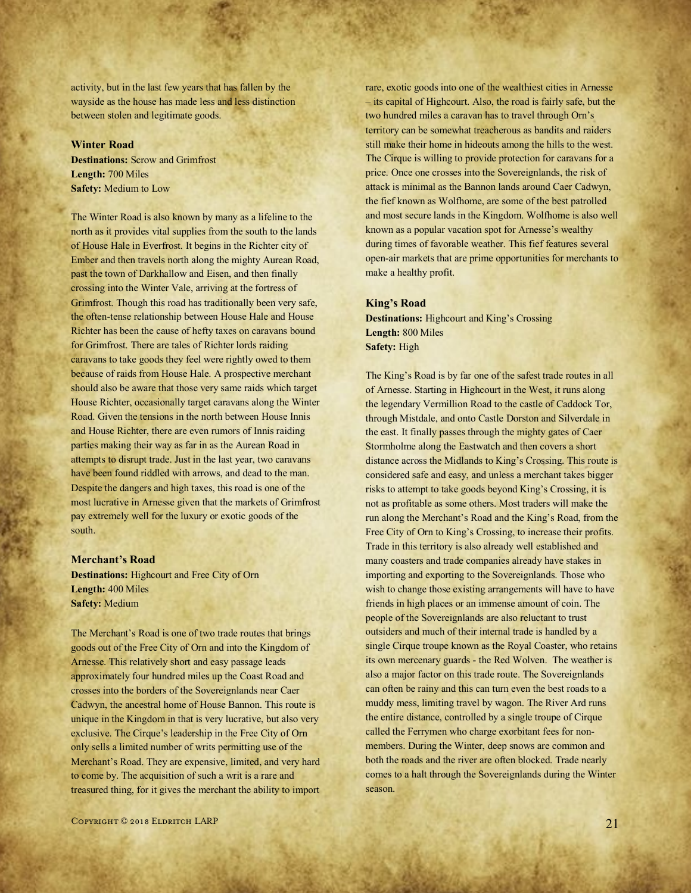activity, but in the last few years that has fallen by the wayside as the house has made less and less distinction between stolen and legitimate goods.

### Winter Road

**Destinations:** Scrow and Grimfrost
**Length:** 700 Miles
**Safety:** Medium to Low

The Winter Road is also known by many as a lifeline to the north as it provides vital supplies from the south to the lands of House Hale in Everfrost. It begins in the Richter city of Ember and then travels north along the mighty Aurean Road, past the town of Darkhallow and Eisen, and then finally crossing into the Winter Vale, arriving at the fortress of Grimfrost. Though this road has traditionally been very safe, the often-tense relationship between House Hale and House Richter has been the cause of hefty taxes on caravans bound for Grimfrost. There are tales of Richter lords raiding caravans to take goods they feel were rightly owed to them because of raids from House Hale. A prospective merchant should also be aware that those very same raids which target House Richter, occasionally target caravans along the Winter Road. Given the tensions in the north between House Innis and House Richter, there are even rumors of Innis raiding parties making their way as far in as the Aurean Road in attempts to disrupt trade. Just in the last year, two caravans have been found riddled with arrows, and dead to the man. Despite the dangers and high taxes, this road is one of the most lucrative in Arnesse given that the markets of Grimfrost pay extremely well for the luxury or exotic goods of the south.

### Merchant's Road

**Destinations:** Highcourt and Free City of Orn
**Length:** 400 Miles
**Safety:** Medium

The Merchant's Road is one of two trade routes that brings goods out of the Free City of Orn and into the Kingdom of Arnesse. This relatively short and easy passage leads approximately four hundred miles up the Coast Road and crosses into the borders of the Sovereignlands near Caer Cadwyn, the ancestral home of House Bannon. This route is unique in the Kingdom in that is very lucrative, but also very exclusive. The Cirque's leadership in the Free City of Orn only sells a limited number of writs permitting use of the Merchant's Road. They are expensive, limited, and very hard to come by. The acquisition of such a writ is a rare and treasured thing, for it gives the merchant the ability to import rare, exotic goods into one of the wealthiest cities in Arnesse – its capital of Highcourt. Also, the road is fairly safe, but the two hundred miles a caravan has to travel through Orn's territory can be somewhat treacherous as bandits and raiders still make their home in hideouts among the hills to the west. The Cirque is willing to provide protection for caravans for a price. Once one crosses into the Sovereignlands, the risk of attack is minimal as the Bannon lands around Caer Cadwyn, the fief known as Wolfhome, are some of the best patrolled and most secure lands in the Kingdom. Wolfhome is also well known as a popular vacation spot for Arnesse's wealthy during times of favorable weather. This fief features several open-air markets that are prime opportunities for merchants to make a healthy profit.

### King's Road

**Destinations:** Highcourt and King's Crossing
**Length:** 800 Miles
**Safety:** High

The King's Road is by far one of the safest trade routes in all of Arnesse. Starting in Highcourt in the West, it runs along the legendary Vermillion Road to the castle of Caddock Tor, through Mistdale, and onto Castle Dorston and Silverdale in the east. It finally passes through the mighty gates of Caer Stormholme along the Eastwatch and then covers a short distance across the Midlands to King's Crossing. This route is considered safe and easy, and unless a merchant takes bigger risks to attempt to take goods beyond King's Crossing, it is not as profitable as some others. Most traders will make the run along the Merchant's Road and the King's Road, from the Free City of Orn to King's Crossing, to increase their profits. Trade in this territory is also already well established and many coasters and trade companies already have stakes in importing and exporting to the Sovereignlands. Those who wish to change those existing arrangements will have to have friends in high places or an immense amount of coin. The people of the Sovereignlands are also reluctant to trust outsiders and much of their internal trade is handled by a single Cirque troupe known as the Royal Coaster, who retains its own mercenary guards - the Red Wolven. The weather is also a major factor on this trade route. The Sovereignlands can often be rainy and this can turn even the best roads to a muddy mess, limiting travel by wagon. The River Ard runs the entire distance, controlled by a single troupe of Cirque called the Ferrymen who charge exorbitant fees for non-members. During the Winter, deep snows are common and both the roads and the river are often blocked. Trade nearly comes to a halt through the Sovereignlands during the Winter season.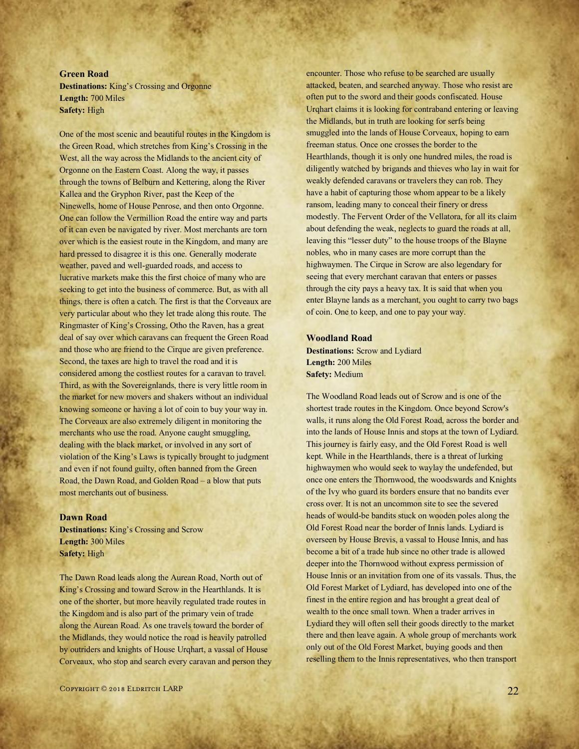### Green Road

**Destinations:** King's Crossing and Orgonne
**Length:** 700 Miles
**Safety:** High

One of the most scenic and beautiful routes in the Kingdom is the Green Road, which stretches from King's Crossing in the West, all the way across the Midlands to the ancient city of Orgonne on the Eastern Coast. Along the way, it passes through the towns of Belburn and Kettering, along the River Kallea and the Gryphon River, past the Keep of the Ninewells, home of House Penrose, and then onto Orgonne. One can follow the Vermillion Road the entire way and parts of it can even be navigated by river. Most merchants are torn over which is the easiest route in the Kingdom, and many are hard pressed to disagree it is this one. Generally moderate weather, paved and well-guarded roads, and access to lucrative markets make this the first choice of many who are seeking to get into the business of commerce. But, as with all things, there is often a catch. The first is that the Corveaux are very particular about who they let trade along this route. The Ringmaster of King's Crossing, Otho the Raven, has a great deal of say over which caravans can frequent the Green Road and those who are friend to the Cirque are given preference. Second, the taxes are high to travel the road and it is considered among the costliest routes for a caravan to travel. Third, as with the Sovereignlands, there is very little room in the market for new movers and shakers without an individual knowing someone or having a lot of coin to buy your way in. The Corveaux are also extremely diligent in monitoring the merchants who use the road. Anyone caught smuggling, dealing with the black market, or involved in any sort of violation of the King's Laws is typically brought to judgment and even if not found guilty, often banned from the Green Road, the Dawn Road, and Golden Road – a blow that puts most merchants out of business.

### Dawn Road

**Destinations:** King's Crossing and Scrow
**Length:** 300 Miles
**Safety:** High

The Dawn Road leads along the Aurean Road, North out of King's Crossing and toward Scrow in the Hearthlands. It is one of the shorter, but more heavily regulated trade routes in the Kingdom and is also part of the primary vein of trade along the Aurean Road. As one travels toward the border of the Midlands, they would notice the road is heavily patrolled by outriders and knights of House Urqhart, a vassal of House Corveaux, who stop and search every caravan and person they encounter. Those who refuse to be searched are usually attacked, beaten, and searched anyway. Those who resist are often put to the sword and their goods confiscated. House Urqhart claims it is looking for contraband entering or leaving the Midlands, but in truth are looking for serfs being smuggled into the lands of House Corveaux, hoping to earn freeman status. Once one crosses the border to the Hearthlands, though it is only one hundred miles, the road is diligently watched by brigands and thieves who lay in wait for weakly defended caravans or travelers they can rob. They have a habit of capturing those whom appear to be a likely ransom, leading many to conceal their finery or dress modestly. The Fervent Order of the Vellatora, for all its claim about defending the weak, neglects to guard the roads at all, leaving this "lesser duty" to the house troops of the Blayne nobles, who in many cases are more corrupt than the highwaymen. The Cirque in Scrow are also legendary for seeing that every merchant caravan that enters or passes through the city pays a heavy tax. It is said that when you enter Blayne lands as a merchant, you ought to carry two bags of coin. One to keep, and one to pay your way.

### Woodland Road

**Destinations:** Scrow and Lydiard
**Length:** 200 Miles
**Safety:** Medium

The Woodland Road leads out of Scrow and is one of the shortest trade routes in the Kingdom. Once beyond Scrow's walls, it runs along the Old Forest Road, across the border and into the lands of House Innis and stops at the town of Lydiard. This journey is fairly easy, and the Old Forest Road is well kept. While in the Hearthlands, there is a threat of lurking highwaymen who would seek to waylay the undefended, but once one enters the Thornwood, the woodswards and Knights of the Ivy who guard its borders ensure that no bandits ever cross over. It is not an uncommon site to see the severed heads of would-be bandits stuck on wooden poles along the Old Forest Road near the border of Innis lands. Lydiard is overseen by House Brevis, a vassal to House Innis, and has become a bit of a trade hub since no other trade is allowed deeper into the Thornwood without express permission of House Innis or an invitation from one of its vassals. Thus, the Old Forest Market of Lydiard, has developed into one of the finest in the entire region and has brought a great deal of wealth to the once small town. When a trader arrives in Lydiard they will often sell their goods directly to the market there and then leave again. A whole group of merchants work only out of the Old Forest Market, buying goods and then reselling them to the Innis representatives, who then transport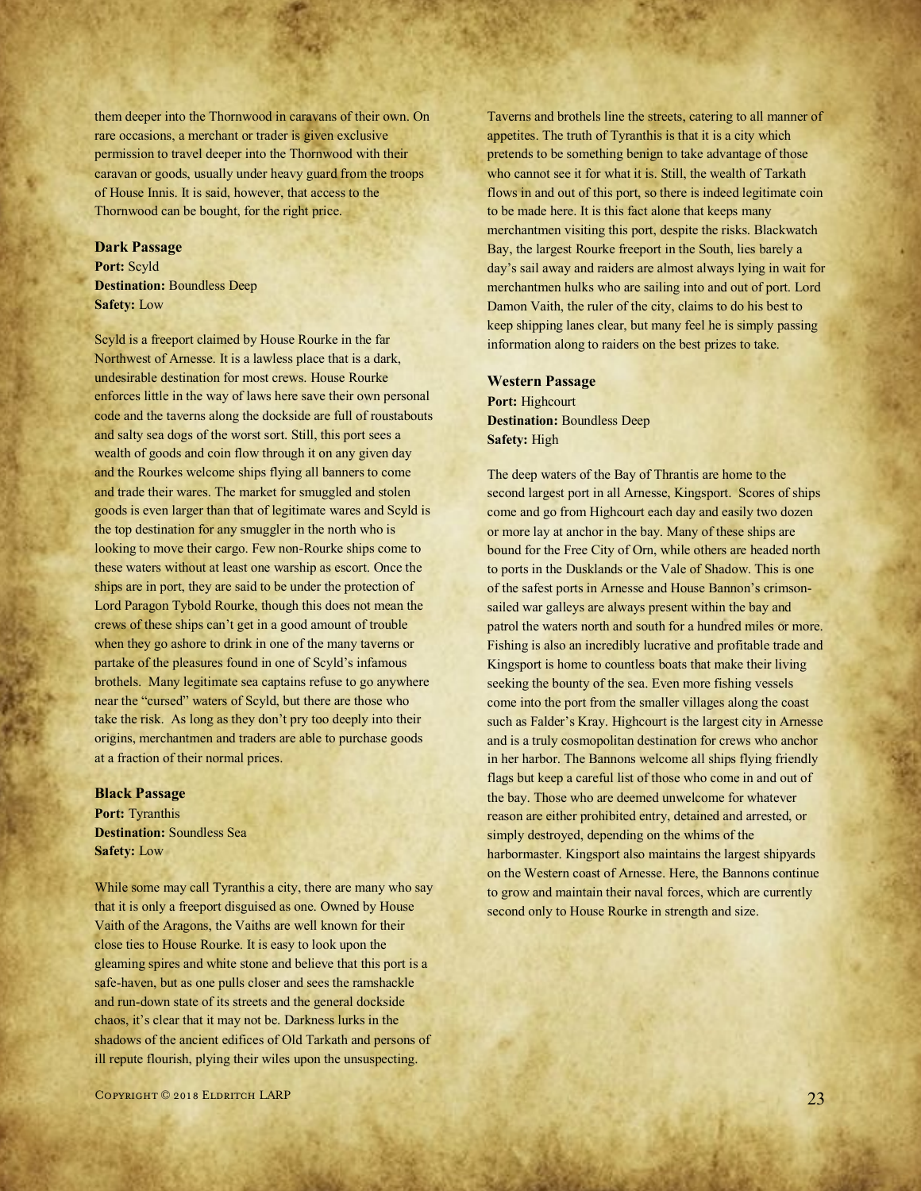them deeper into the Thornwood in caravans of their own. On rare occasions, a merchant or trader is given exclusive permission to travel deeper into the Thornwood with their caravan or goods, usually under heavy guard from the troops of House Innis. It is said, however, that access to the Thornwood can be bought, for the right price.

### Dark Passage

**Port:** Scyld
**Destination:** Boundless Deep
**Safety:** Low

Scyld is a freeport claimed by House Rourke in the far Northwest of Arnesse. It is a lawless place that is a dark, undesirable destination for most crews. House Rourke enforces little in the way of laws here save their own personal code and the taverns along the dockside are full of roustabouts and salty sea dogs of the worst sort. Still, this port sees a wealth of goods and coin flow through it on any given day and the Rourkes welcome ships flying all banners to come and trade their wares. The market for smuggled and stolen goods is even larger than that of legitimate wares and Scyld is the top destination for any smuggler in the north who is looking to move their cargo. Few non-Rourke ships come to these waters without at least one warship as escort. Once the ships are in port, they are said to be under the protection of Lord Paragon Tybold Rourke, though this does not mean the crews of these ships can't get in a good amount of trouble when they go ashore to drink in one of the many taverns or partake of the pleasures found in one of Scyld's infamous brothels. Many legitimate sea captains refuse to go anywhere near the "cursed" waters of Scyld, but there are those who take the risk. As long as they don't pry too deeply into their origins, merchantmen and traders are able to purchase goods at a fraction of their normal prices.

### Black Passage

**Port:** Tyranthis
**Destination:** Soundless Sea
**Safety:** Low

While some may call Tyranthis a city, there are many who say that it is only a freeport disguised as one. Owned by House Vaith of the Aragons, the Vaiths are well known for their close ties to House Rourke. It is easy to look upon the gleaming spires and white stone and believe that this port is a safe-haven, but as one pulls closer and sees the ramshackle and run-down state of its streets and the general dockside chaos, it's clear that it may not be. Darkness lurks in the shadows of the ancient edifices of Old Tarkath and persons of ill repute flourish, plying their wiles upon the unsuspecting. Taverns and brothels line the streets, catering to all manner of appetites. The truth of Tyranthis is that it is a city which pretends to be something benign to take advantage of those who cannot see it for what it is. Still, the wealth of Tarkath flows in and out of this port, so there is indeed legitimate coin to be made here. It is this fact alone that keeps many merchantmen visiting this port, despite the risks. Blackwatch Bay, the largest Rourke freeport in the South, lies barely a day's sail away and raiders are almost always lying in wait for merchantmen hulks who are sailing into and out of port. Lord Damon Vaith, the ruler of the city, claims to do his best to keep shipping lanes clear, but many feel he is simply passing information along to raiders on the best prizes to take.

### Western Passage

**Port:** Highcourt
**Destination:** Boundless Deep
**Safety:** High

The deep waters of the Bay of Thrantis are home to the second largest port in all Arnesse, Kingsport. Scores of ships come and go from Highcourt each day and easily two dozen or more lay at anchor in the bay. Many of these ships are bound for the Free City of Orn, while others are headed north to ports in the Dusklands or the Vale of Shadow. This is one of the safest ports in Arnesse and House Bannon's crimson-sailed war galleys are always present within the bay and patrol the waters north and south for a hundred miles or more. Fishing is also an incredibly lucrative and profitable trade and Kingsport is home to countless boats that make their living seeking the bounty of the sea. Even more fishing vessels come into the port from the smaller villages along the coast such as Falder's Kray. Highcourt is the largest city in Arnesse and is a truly cosmopolitan destination for crews who anchor in her harbor. The Bannons welcome all ships flying friendly flags but keep a careful list of those who come in and out of the bay. Those who are deemed unwelcome for whatever reason are either prohibited entry, detained and arrested, or simply destroyed, depending on the whims of the harbormaster. Kingsport also maintains the largest shipyards on the Western coast of Arnesse. Here, the Bannons continue to grow and maintain their naval forces, which are currently second only to House Rourke in strength and size.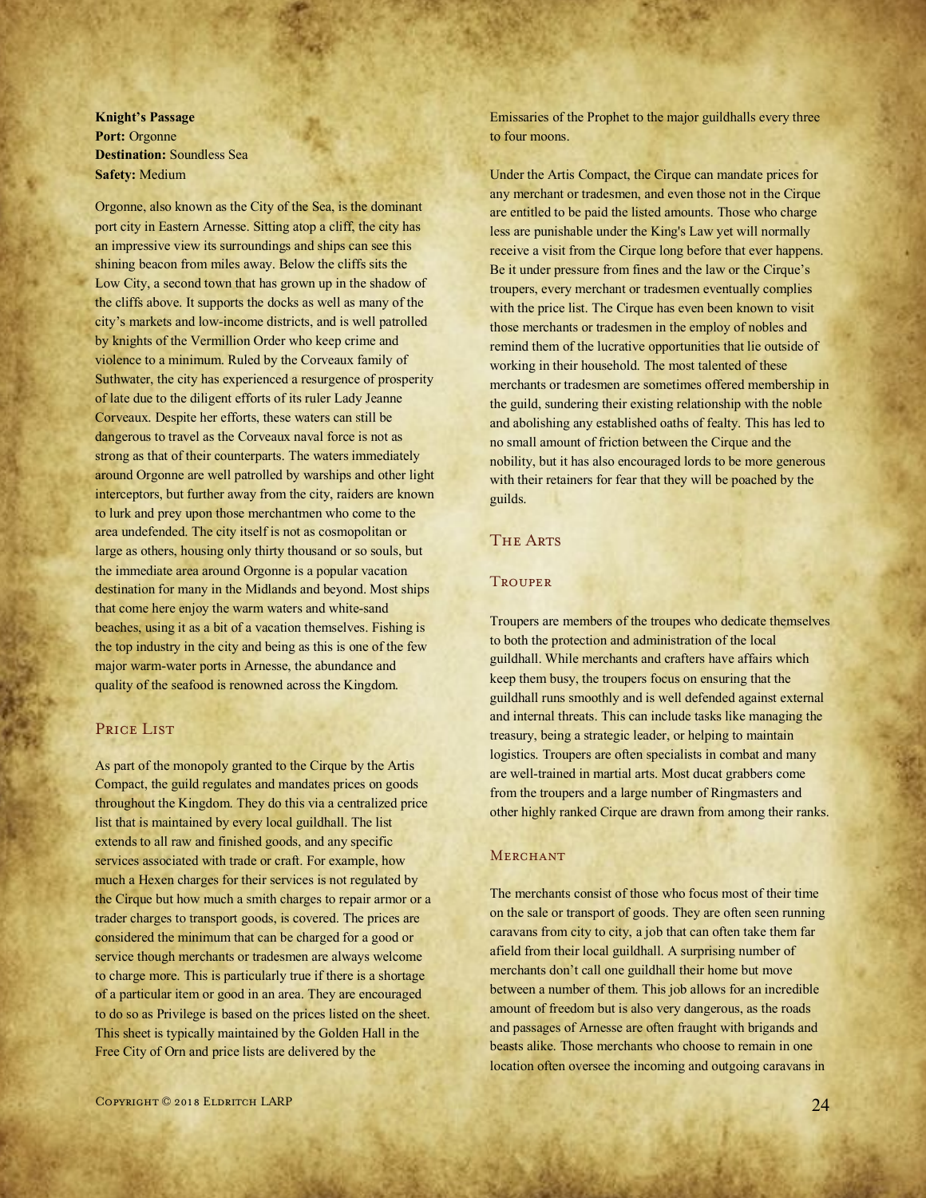**Knight's Passage**
**Port:** Orgonne
**Destination:** Soundless Sea
**Safety:** Medium

Orgonne, also known as the City of the Sea, is the dominant port city in Eastern Arnesse. Sitting atop a cliff, the city has an impressive view its surroundings and ships can see this shining beacon from miles away. Below the cliffs sits the Low City, a second town that has grown up in the shadow of the cliffs above. It supports the docks as well as many of the city's markets and low-income districts, and is well patrolled by knights of the Vermillion Order who keep crime and violence to a minimum. Ruled by the Corveaux family of Suthwater, the city has experienced a resurgence of prosperity of late due to the diligent efforts of its ruler Lady Jeanne Corveaux. Despite her efforts, these waters can still be dangerous to travel as the Corveaux naval force is not as strong as that of their counterparts. The waters immediately around Orgonne are well patrolled by warships and other light interceptors, but further away from the city, raiders are known to lurk and prey upon those merchantmen who come to the area undefended. The city itself is not as cosmopolitan or large as others, housing only thirty thousand or so souls, but the immediate area around Orgonne is a popular vacation destination for many in the Midlands and beyond. Most ships that come here enjoy the warm waters and white-sand beaches, using it as a bit of a vacation themselves. Fishing is the top industry in the city and being as this is one of the few major warm-water ports in Arnesse, the abundance and quality of the seafood is renowned across the Kingdom.

## Price List

As part of the monopoly granted to the Cirque by the Artis Compact, the guild regulates and mandates prices on goods throughout the Kingdom. They do this via a centralized price list that is maintained by every local guildhall. The list extends to all raw and finished goods, and any specific services associated with trade or craft. For example, how much a Hexen charges for their services is not regulated by the Cirque but how much a smith charges to repair armor or a trader charges to transport goods, is covered. The prices are considered the minimum that can be charged for a good or service though merchants or tradesmen are always welcome to charge more. This is particularly true if there is a shortage of a particular item or good in an area. They are encouraged to do so as Privilege is based on the prices listed on the sheet. This sheet is typically maintained by the Golden Hall in the Free City of Orn and price lists are delivered by the Emissaries of the Prophet to the major guildhalls every three to four moons.

Under the Artis Compact, the Cirque can mandate prices for any merchant or tradesmen, and even those not in the Cirque are entitled to be paid the listed amounts. Those who charge less are punishable under the King's Law yet will normally receive a visit from the Cirque long before that ever happens. Be it under pressure from fines and the law or the Cirque's troupers, every merchant or tradesmen eventually complies with the price list. The Cirque has even been known to visit those merchants or tradesmen in the employ of nobles and remind them of the lucrative opportunities that lie outside of working in their household. The most talented of these merchants or tradesmen are sometimes offered membership in the guild, sundering their existing relationship with the noble and abolishing any established oaths of fealty. This has led to no small amount of friction between the Cirque and the nobility, but it has also encouraged lords to be more generous with their retainers for fear that they will be poached by the guilds.

## The Arts

### Trouper

Troupers are members of the troupes who dedicate themselves to both the protection and administration of the local guildhall. While merchants and crafters have affairs which keep them busy, the troupers focus on ensuring that the guildhall runs smoothly and is well defended against external and internal threats. This can include tasks like managing the treasury, being a strategic leader, or helping to maintain logistics. Troupers are often specialists in combat and many are well-trained in martial arts. Most ducat grabbers come from the troupers and a large number of Ringmasters and other highly ranked Cirque are drawn from among their ranks.

### Merchant

The merchants consist of those who focus most of their time on the sale or transport of goods. They are often seen running caravans from city to city, a job that can often take them far afield from their local guildhall. A surprising number of merchants don't call one guildhall their home but move between a number of them. This job allows for an incredible amount of freedom but is also very dangerous, as the roads and passages of Arnesse are often fraught with brigands and beasts alike. Those merchants who choose to remain in one location often oversee the incoming and outgoing caravans in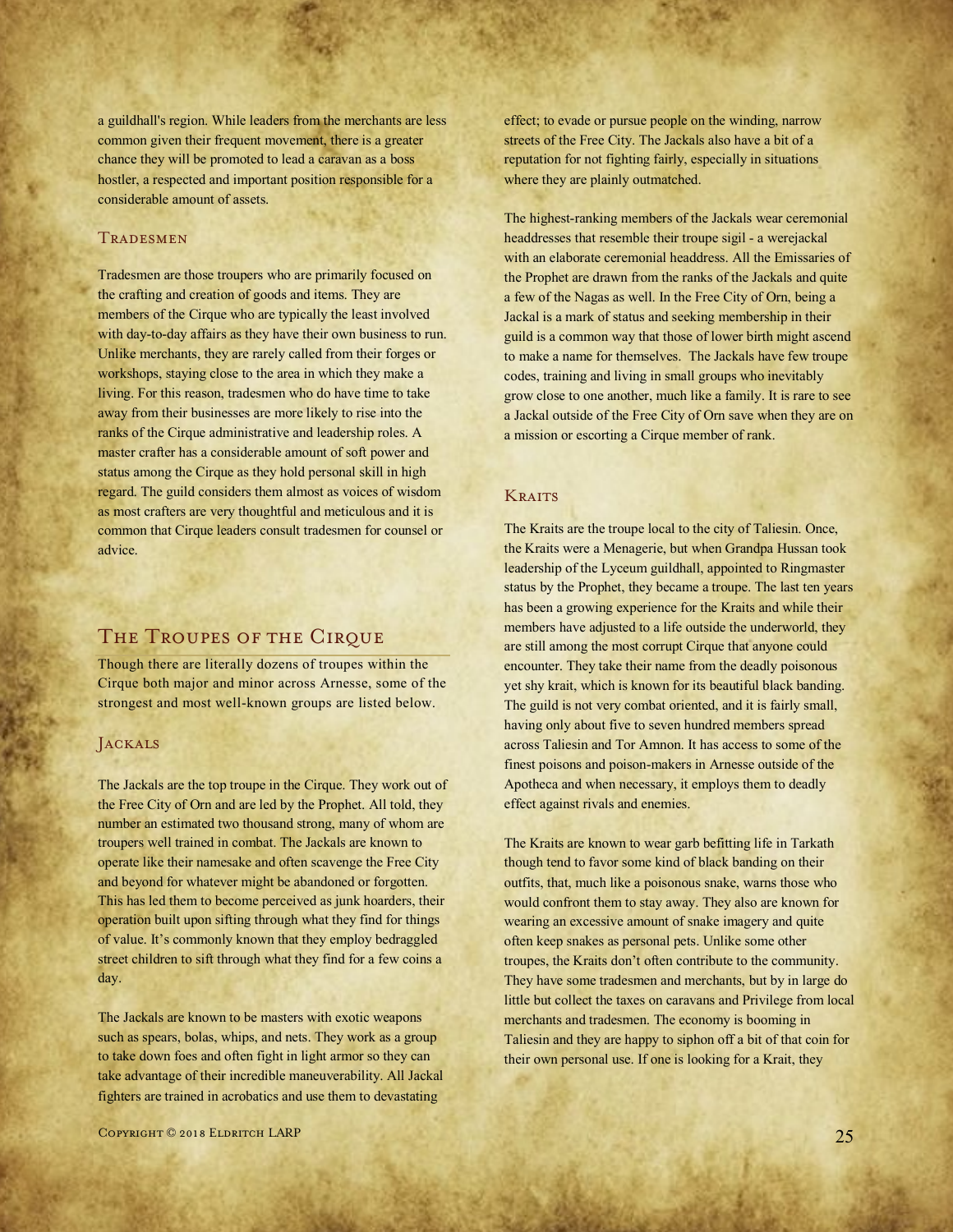a guildhall's region. While leaders from the merchants are less common given their frequent movement, there is a greater chance they will be promoted to lead a caravan as a boss hostler, a respected and important position responsible for a considerable amount of assets.

### Tradesmen

Tradesmen are those troupers who are primarily focused on the crafting and creation of goods and items. They are members of the Cirque who are typically the least involved with day-to-day affairs as they have their own business to run. Unlike merchants, they are rarely called from their forges or workshops, staying close to the area in which they make a living. For this reason, tradesmen who do have time to take away from their businesses are more likely to rise into the ranks of the Cirque administrative and leadership roles. A master crafter has a considerable amount of soft power and status among the Cirque as they hold personal skill in high regard. The guild considers them almost as voices of wisdom as most crafters are very thoughtful and meticulous and it is common that Cirque leaders consult tradesmen for counsel or advice.

## The Troupes of the Cirque

Though there are literally dozens of troupes within the Cirque both major and minor across Arnesse, some of the strongest and most well-known groups are listed below.

### Jackals

The Jackals are the top troupe in the Cirque. They work out of the Free City of Orn and are led by the Prophet. All told, they number an estimated two thousand strong, many of whom are troupers well trained in combat. The Jackals are known to operate like their namesake and often scavenge the Free City and beyond for whatever might be abandoned or forgotten. This has led them to become perceived as junk hoarders, their operation built upon sifting through what they find for things of value. It's commonly known that they employ bedraggled street children to sift through what they find for a few coins a day.

The Jackals are known to be masters with exotic weapons such as spears, bolas, whips, and nets. They work as a group to take down foes and often fight in light armor so they can take advantage of their incredible maneuverability. All Jackal fighters are trained in acrobatics and use them to devastating effect; to evade or pursue people on the winding, narrow streets of the Free City. The Jackals also have a bit of a reputation for not fighting fairly, especially in situations where they are plainly outmatched.

The highest-ranking members of the Jackals wear ceremonial headdresses that resemble their troupe sigil - a werejackal with an elaborate ceremonial headdress. All the Emissaries of the Prophet are drawn from the ranks of the Jackals and quite a few of the Nagas as well. In the Free City of Orn, being a Jackal is a mark of status and seeking membership in their guild is a common way that those of lower birth might ascend to make a name for themselves. The Jackals have few troupe codes, training and living in small groups who inevitably grow close to one another, much like a family. It is rare to see a Jackal outside of the Free City of Orn save when they are on a mission or escorting a Cirque member of rank.

### Kraits

The Kraits are the troupe local to the city of Taliesin. Once, the Kraits were a Menagerie, but when Grandpa Hussan took leadership of the Lyceum guildhall, appointed to Ringmaster status by the Prophet, they became a troupe. The last ten years has been a growing experience for the Kraits and while their members have adjusted to a life outside the underworld, they are still among the most corrupt Cirque that anyone could encounter. They take their name from the deadly poisonous yet shy krait, which is known for its beautiful black banding. The guild is not very combat oriented, and it is fairly small, having only about five to seven hundred members spread across Taliesin and Tor Amnon. It has access to some of the finest poisons and poison-makers in Arnesse outside of the Apotheca and when necessary, it employs them to deadly effect against rivals and enemies.

The Kraits are known to wear garb befitting life in Tarkath though tend to favor some kind of black banding on their outfits, that, much like a poisonous snake, warns those who would confront them to stay away. They also are known for wearing an excessive amount of snake imagery and quite often keep snakes as personal pets. Unlike some other troupes, the Kraits don't often contribute to the community. They have some tradesmen and merchants, but by in large do little but collect the taxes on caravans and Privilege from local merchants and tradesmen. The economy is booming in Taliesin and they are happy to siphon off a bit of that coin for their own personal use. If one is looking for a Krait, they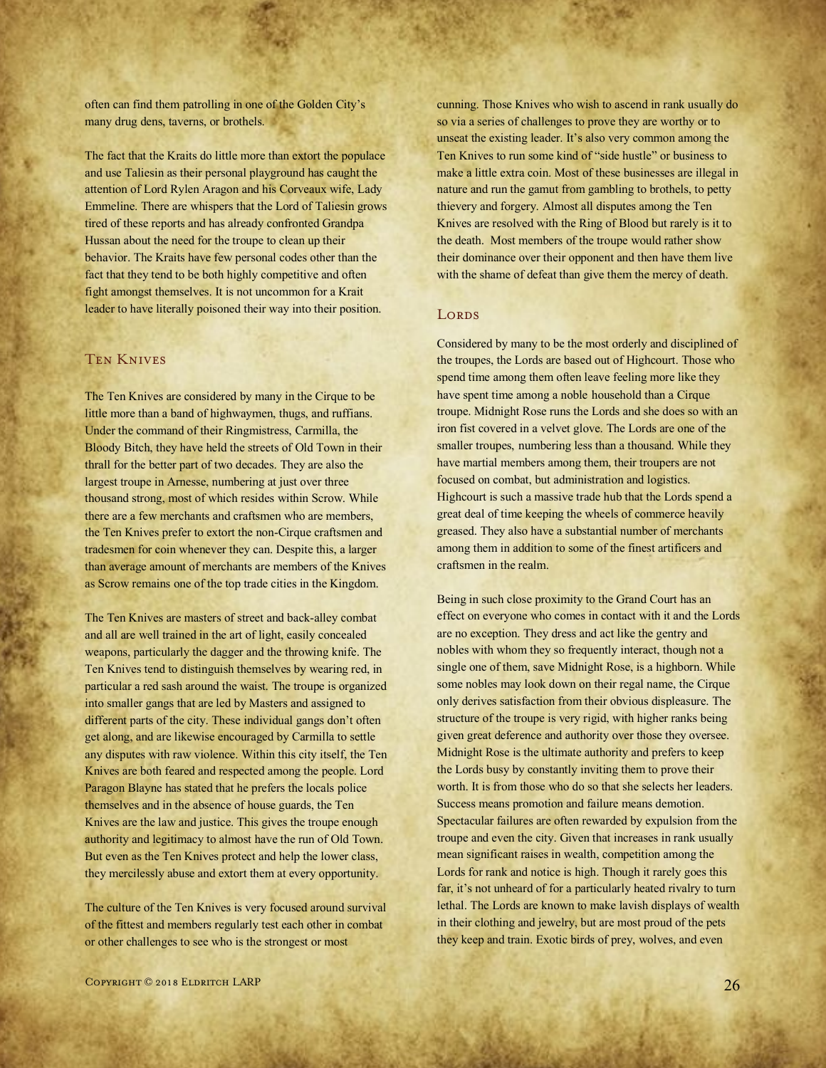often can find them patrolling in one of the Golden City's many drug dens, taverns, or brothels.

The fact that the Kraits do little more than extort the populace and use Taliesin as their personal playground has caught the attention of Lord Rylen Aragon and his Corveaux wife, Lady Emmeline. There are whispers that the Lord of Taliesin grows tired of these reports and has already confronted Grandpa Hussan about the need for the troupe to clean up their behavior. The Kraits have few personal codes other than the fact that they tend to be both highly competitive and often fight amongst themselves. It is not uncommon for a Krait leader to have literally poisoned their way into their position.

## Ten Knives

The Ten Knives are considered by many in the Cirque to be little more than a band of highwaymen, thugs, and ruffians. Under the command of their Ringmistress, Carmilla, the Bloody Bitch, they have held the streets of Old Town in their thrall for the better part of two decades. They are also the largest troupe in Arnesse, numbering at just over three thousand strong, most of which resides within Scrow. While there are a few merchants and craftsmen who are members, the Ten Knives prefer to extort the non-Cirque craftsmen and tradesmen for coin whenever they can. Despite this, a larger than average amount of merchants are members of the Knives as Scrow remains one of the top trade cities in the Kingdom.

The Ten Knives are masters of street and back-alley combat and all are well trained in the art of light, easily concealed weapons, particularly the dagger and the throwing knife. The Ten Knives tend to distinguish themselves by wearing red, in particular a red sash around the waist. The troupe is organized into smaller gangs that are led by Masters and assigned to different parts of the city. These individual gangs don't often get along, and are likewise encouraged by Carmilla to settle any disputes with raw violence. Within this city itself, the Ten Knives are both feared and respected among the people. Lord Paragon Blayne has stated that he prefers the locals police themselves and in the absence of house guards, the Ten Knives are the law and justice. This gives the troupe enough authority and legitimacy to almost have the run of Old Town. But even as the Ten Knives protect and help the lower class, they mercilessly abuse and extort them at every opportunity.

The culture of the Ten Knives is very focused around survival of the fittest and members regularly test each other in combat or other challenges to see who is the strongest or most cunning. Those Knives who wish to ascend in rank usually do so via a series of challenges to prove they are worthy or to unseat the existing leader. It's also very common among the Ten Knives to run some kind of "side hustle" or business to make a little extra coin. Most of these businesses are illegal in nature and run the gamut from gambling to brothels, to petty thievery and forgery. Almost all disputes among the Ten Knives are resolved with the Ring of Blood but rarely is it to the death. Most members of the troupe would rather show their dominance over their opponent and then have them live with the shame of defeat than give them the mercy of death.

## Lords

Considered by many to be the most orderly and disciplined of the troupes, the Lords are based out of Highcourt. Those who spend time among them often leave feeling more like they have spent time among a noble household than a Cirque troupe. Midnight Rose runs the Lords and she does so with an iron fist covered in a velvet glove. The Lords are one of the smaller troupes, numbering less than a thousand. While they have martial members among them, their troupers are not focused on combat, but administration and logistics. Highcourt is such a massive trade hub that the Lords spend a great deal of time keeping the wheels of commerce heavily greased. They also have a substantial number of merchants among them in addition to some of the finest artificers and craftsmen in the realm.

Being in such close proximity to the Grand Court has an effect on everyone who comes in contact with it and the Lords are no exception. They dress and act like the gentry and nobles with whom they so frequently interact, though not a single one of them, save Midnight Rose, is a highborn. While some nobles may look down on their regal name, the Cirque only derives satisfaction from their obvious displeasure. The structure of the troupe is very rigid, with higher ranks being given great deference and authority over those they oversee. Midnight Rose is the ultimate authority and prefers to keep the Lords busy by constantly inviting them to prove their worth. It is from those who do so that she selects her leaders. Success means promotion and failure means demotion. Spectacular failures are often rewarded by expulsion from the troupe and even the city. Given that increases in rank usually mean significant raises in wealth, competition among the Lords for rank and notice is high. Though it rarely goes this far, it's not unheard of for a particularly heated rivalry to turn lethal. The Lords are known to make lavish displays of wealth in their clothing and jewelry, but are most proud of the pets they keep and train. Exotic birds of prey, wolves, and even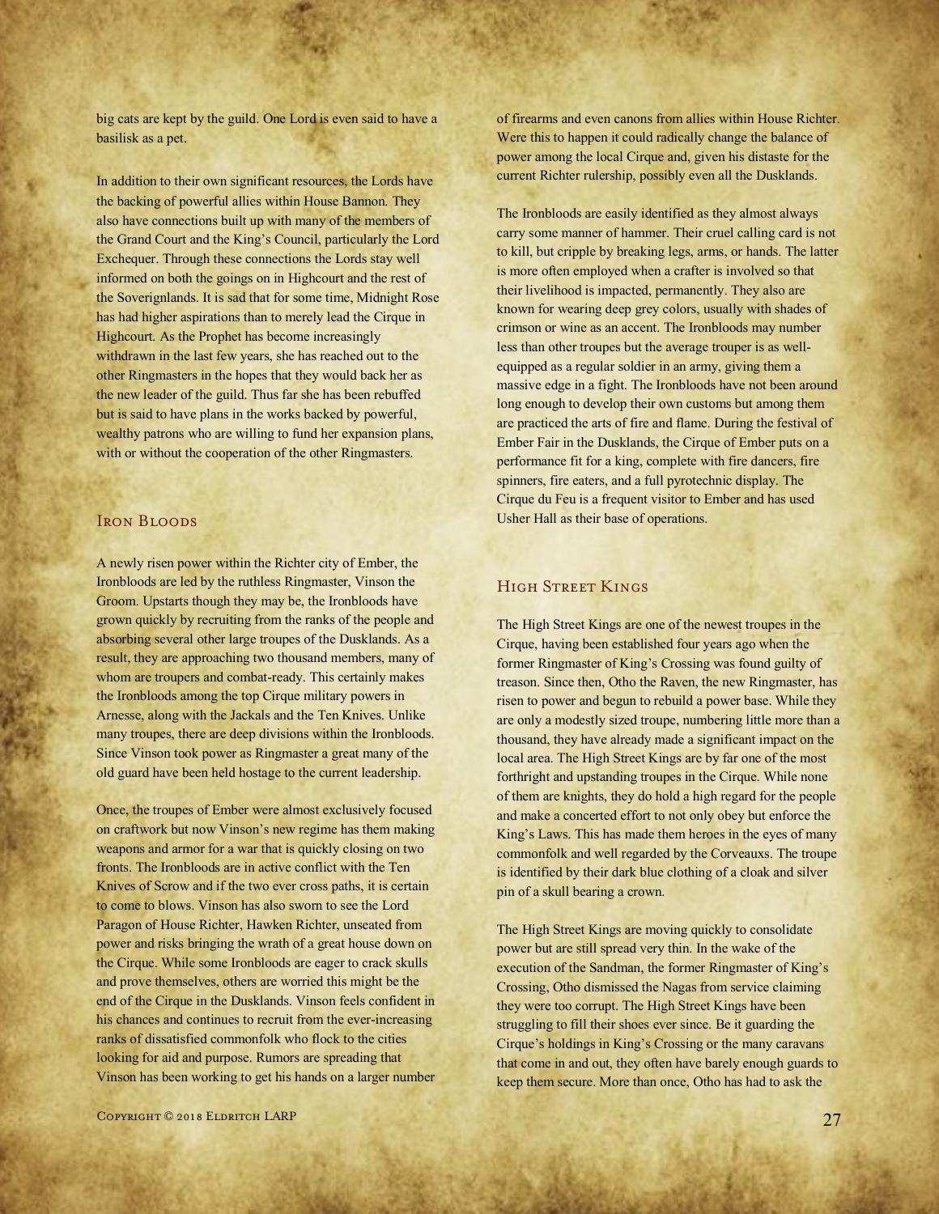big cats are kept by the guild. One Lord is even said to have a basilisk as a pet.

In addition to their own significant resources, the Lords have the backing of powerful allies within House Bannon. They also have connections built up with many of the members of the Grand Court and the King's Council, particularly the Lord Exchequer. Through these connections the Lords stay well informed on both the goings on in Highcourt and the rest of the Soverignlands. It is sad that for some time, Midnight Rose has had higher aspirations than to merely lead the Cirque in Highcourt. As the Prophet has become increasingly withdrawn in the last few years, she has reached out to the other Ringmasters in the hopes that they would back her as the new leader of the guild. Thus far she has been rebuffed but is said to have plans in the works backed by powerful, wealthy patrons who are willing to fund her expansion plans, with or without the cooperation of the other Ringmasters.

## Iron Bloods

A newly risen power within the Richter city of Ember, the Ironbloods are led by the ruthless Ringmaster, Vinson the Groom. Upstarts though they may be, the Ironbloods have grown quickly by recruiting from the ranks of the people and absorbing several other large troupes of the Dusklands. As a result, they are approaching two thousand members, many of whom are troupers and combat-ready. This certainly makes the Ironbloods among the top Cirque military powers in Arnesse, along with the Jackals and the Ten Knives. Unlike many troupes, there are deep divisions within the Ironbloods. Since Vinson took power as Ringmaster a great many of the old guard have been held hostage to the current leadership.

Once, the troupes of Ember were almost exclusively focused on craftwork but now Vinson's new regime has them making weapons and armor for a war that is quickly closing on two fronts. The Ironbloods are in active conflict with the Ten Knives of Scrow and if the two ever cross paths, it is certain to come to blows. Vinson has also sworn to see the Lord Paragon of House Richter, Hawken Richter, unseated from power and risks bringing the wrath of a great house down on the Cirque. While some Ironbloods are eager to crack skulls and prove themselves, others are worried this might be the end of the Cirque in the Dusklands. Vinson feels confident in his chances and continues to recruit from the ever-increasing ranks of dissatisfied commonfolk who flock to the cities looking for aid and purpose. Rumors are spreading that Vinson has been working to get his hands on a larger number of firearms and even canons from allies within House Richter. Were this to happen it could radically change the balance of power among the local Cirque and, given his distaste for the current Richter rulership, possibly even all the Dusklands.

The Ironbloods are easily identified as they almost always carry some manner of hammer. Their cruel calling card is not to kill, but cripple by breaking legs, arms, or hands. The latter is more often employed when a crafter is involved so that their livelihood is impacted, permanently. They also are known for wearing deep grey colors, usually with shades of crimson or wine as an accent. The Ironbloods may number less than other troupes but the average trouper is as well-equipped as a regular soldier in an army, giving them a massive edge in a fight. The Ironbloods have not been around long enough to develop their own customs but among them are practiced the arts of fire and flame. During the festival of Ember Fair in the Dusklands, the Cirque of Ember puts on a performance fit for a king, complete with fire dancers, fire spinners, fire eaters, and a full pyrotechnic display. The Cirque du Feu is a frequent visitor to Ember and has used Usher Hall as their base of operations.

## High Street Kings

The High Street Kings are one of the newest troupes in the Cirque, having been established four years ago when the former Ringmaster of King's Crossing was found guilty of treason. Since then, Otho the Raven, the new Ringmaster, has risen to power and begun to rebuild a power base. While they are only a modestly sized troupe, numbering little more than a thousand, they have already made a significant impact on the local area. The High Street Kings are by far one of the most forthright and upstanding troupes in the Cirque. While none of them are knights, they do hold a high regard for the people and make a concerted effort to not only obey but enforce the King's Laws. This has made them heroes in the eyes of many commonfolk and well regarded by the Corveauxs. The troupe is identified by their dark blue clothing of a cloak and silver pin of a skull bearing a crown.

The High Street Kings are moving quickly to consolidate power but are still spread very thin. In the wake of the execution of the Sandman, the former Ringmaster of King's Crossing, Otho dismissed the Nagas from service claiming they were too corrupt. The High Street Kings have been struggling to fill their shoes ever since. Be it guarding the Cirque's holdings in King's Crossing or the many caravans that come in and out, they often have barely enough guards to keep them secure. More than once, Otho has had to ask the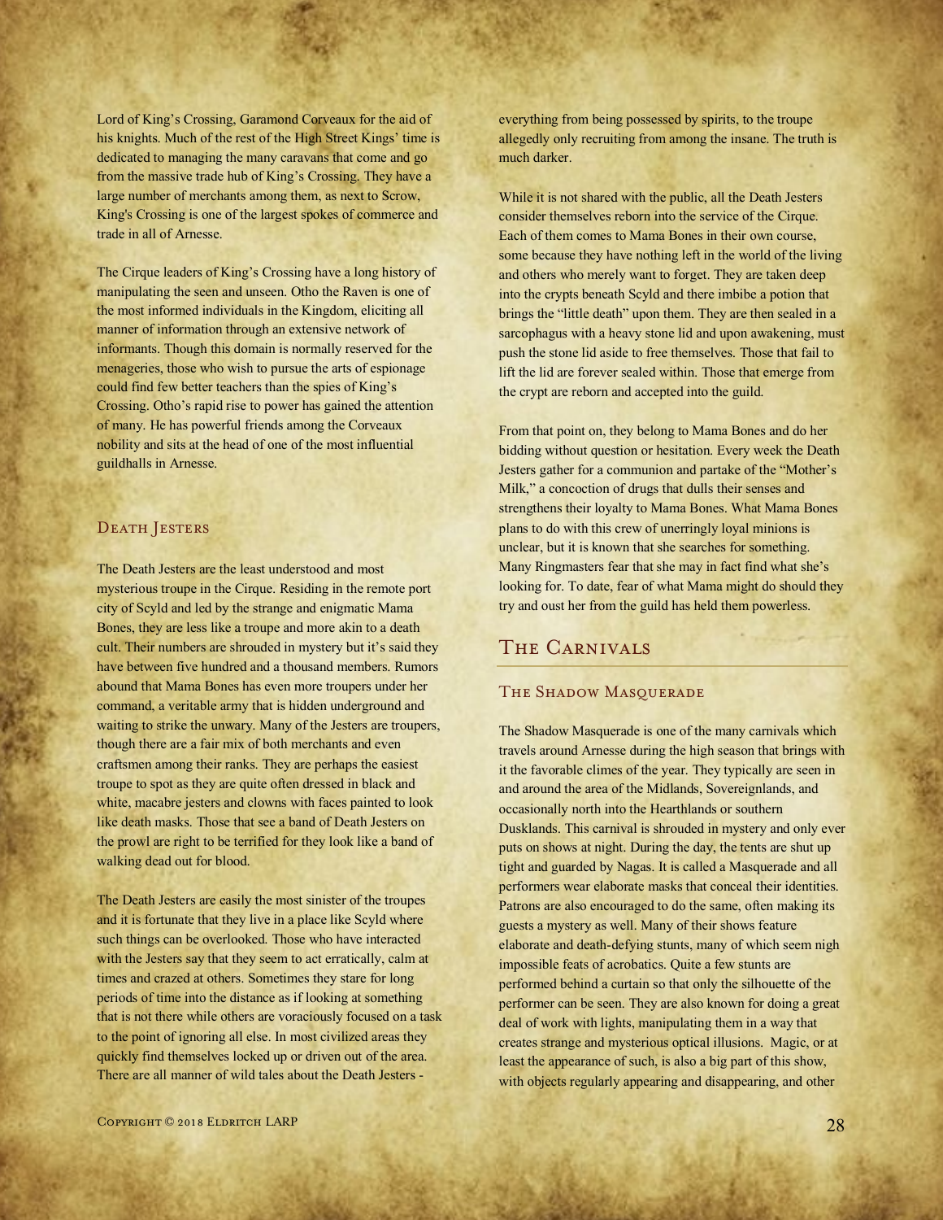Lord of King's Crossing, Garamond Corveaux for the aid of his knights. Much of the rest of the High Street Kings' time is dedicated to managing the many caravans that come and go from the massive trade hub of King's Crossing. They have a large number of merchants among them, as next to Scrow, King's Crossing is one of the largest spokes of commerce and trade in all of Arnesse.

The Cirque leaders of King's Crossing have a long history of manipulating the seen and unseen. Otho the Raven is one of the most informed individuals in the Kingdom, eliciting all manner of information through an extensive network of informants. Though this domain is normally reserved for the menageries, those who wish to pursue the arts of espionage could find few better teachers than the spies of King's Crossing. Otho's rapid rise to power has gained the attention of many. He has powerful friends among the Corveaux nobility and sits at the head of one of the most influential guildhalls in Arnesse.

### Death Jesters

The Death Jesters are the least understood and most mysterious troupe in the Cirque. Residing in the remote port city of Scyld and led by the strange and enigmatic Mama Bones, they are less like a troupe and more akin to a death cult. Their numbers are shrouded in mystery but it's said they have between five hundred and a thousand members. Rumors abound that Mama Bones has even more troupers under her command, a veritable army that is hidden underground and waiting to strike the unwary. Many of the Jesters are troupers, though there are a fair mix of both merchants and even craftsmen among their ranks. They are perhaps the easiest troupe to spot as they are quite often dressed in black and white, macabre jesters and clowns with faces painted to look like death masks. Those that see a band of Death Jesters on the prowl are right to be terrified for they look like a band of walking dead out for blood.

The Death Jesters are easily the most sinister of the troupes and it is fortunate that they live in a place like Scyld where such things can be overlooked. Those who have interacted with the Jesters say that they seem to act erratically, calm at times and crazed at others. Sometimes they stare for long periods of time into the distance as if looking at something that is not there while others are voraciously focused on a task to the point of ignoring all else. In most civilized areas they quickly find themselves locked up or driven out of the area. There are all manner of wild tales about the Death Jesters - everything from being possessed by spirits, to the troupe allegedly only recruiting from among the insane. The truth is much darker.

While it is not shared with the public, all the Death Jesters consider themselves reborn into the service of the Cirque. Each of them comes to Mama Bones in their own course, some because they have nothing left in the world of the living and others who merely want to forget. They are taken deep into the crypts beneath Scyld and there imbibe a potion that brings the "little death" upon them. They are then sealed in a sarcophagus with a heavy stone lid and upon awakening, must push the stone lid aside to free themselves. Those that fail to lift the lid are forever sealed within. Those that emerge from the crypt are reborn and accepted into the guild.

From that point on, they belong to Mama Bones and do her bidding without question or hesitation. Every week the Death Jesters gather for a communion and partake of the "Mother's Milk," a concoction of drugs that dulls their senses and strengthens their loyalty to Mama Bones. What Mama Bones plans to do with this crew of unerringly loyal minions is unclear, but it is known that she searches for something. Many Ringmasters fear that she may in fact find what she's looking for. To date, fear of what Mama might do should they try and oust her from the guild has held them powerless.

## The Carnivals

### The Shadow Masquerade

The Shadow Masquerade is one of the many carnivals which travels around Arnesse during the high season that brings with it the favorable climes of the year. They typically are seen in and around the area of the Midlands, Sovereignlands, and occasionally north into the Hearthlands or southern Dusklands. This carnival is shrouded in mystery and only ever puts on shows at night. During the day, the tents are shut up tight and guarded by Nagas. It is called a Masquerade and all performers wear elaborate masks that conceal their identities. Patrons are also encouraged to do the same, often making its guests a mystery as well. Many of their shows feature elaborate and death-defying stunts, many of which seem nigh impossible feats of acrobatics. Quite a few stunts are performed behind a curtain so that only the silhouette of the performer can be seen. They are also known for doing a great deal of work with lights, manipulating them in a way that creates strange and mysterious optical illusions. Magic, or at least the appearance of such, is also a big part of this show, with objects regularly appearing and disappearing, and other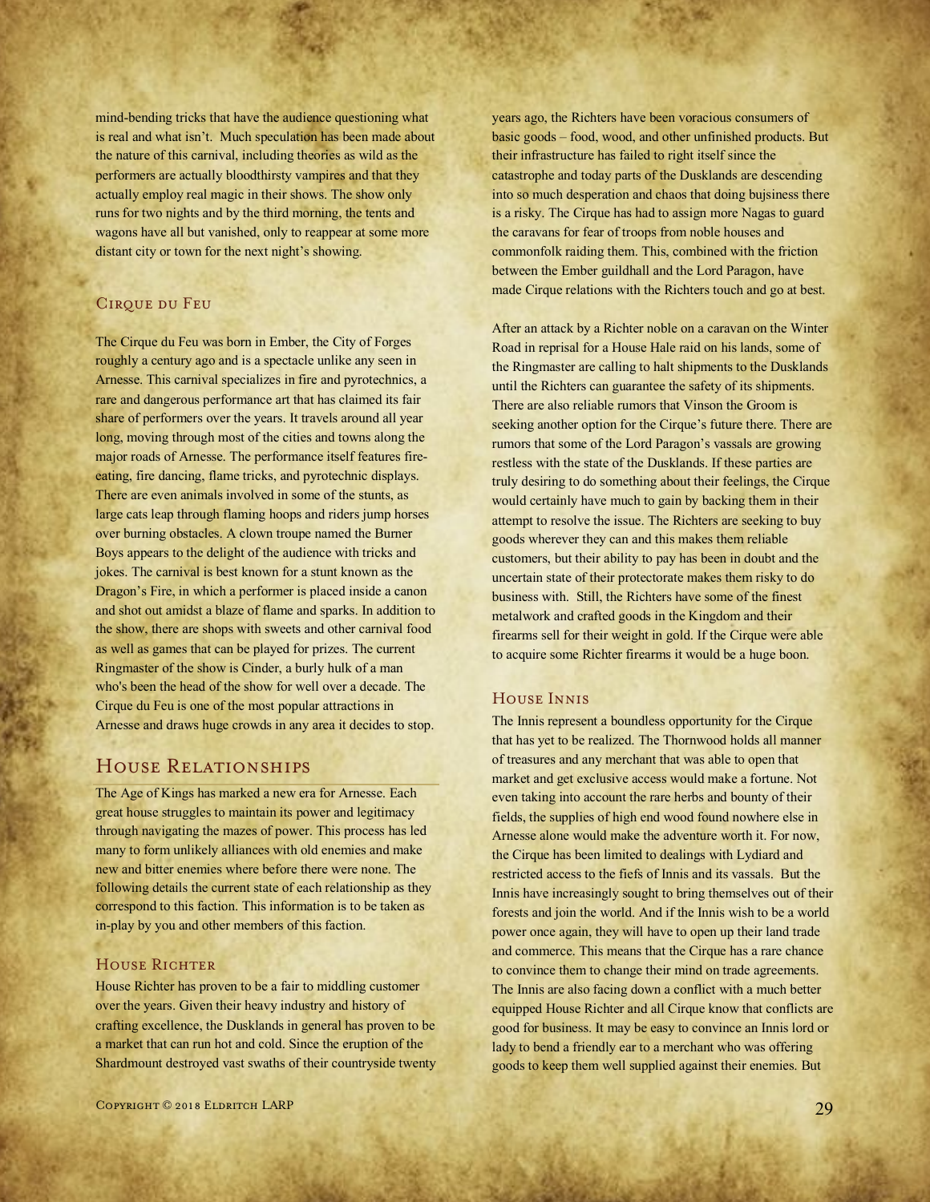mind-bending tricks that have the audience questioning what is real and what isn't.  Much speculation has been made about the nature of this carnival, including theories as wild as the performers are actually bloodthirsty vampires and that they actually employ real magic in their shows. The show only runs for two nights and by the third morning, the tents and wagons have all but vanished, only to reappear at some more distant city or town for the next night's showing.

### Cirque du Feu

The Cirque du Feu was born in Ember, the City of Forges roughly a century ago and is a spectacle unlike any seen in Arnesse. This carnival specializes in fire and pyrotechnics, a rare and dangerous performance art that has claimed its fair share of performers over the years. It travels around all year long, moving through most of the cities and towns along the major roads of Arnesse. The performance itself features fire-eating, fire dancing, flame tricks, and pyrotechnic displays. There are even animals involved in some of the stunts, as large cats leap through flaming hoops and riders jump horses over burning obstacles. A clown troupe named the Burner Boys appears to the delight of the audience with tricks and jokes. The carnival is best known for a stunt known as the Dragon's Fire, in which a performer is placed inside a canon and shot out amidst a blaze of flame and sparks. In addition to the show, there are shops with sweets and other carnival food as well as games that can be played for prizes. The current Ringmaster of the show is Cinder, a burly hulk of a man who's been the head of the show for well over a decade. The Cirque du Feu is one of the most popular attractions in Arnesse and draws huge crowds in any area it decides to stop.

## House Relationships

The Age of Kings has marked a new era for Arnesse. Each great house struggles to maintain its power and legitimacy through navigating the mazes of power. This process has led many to form unlikely alliances with old enemies and make new and bitter enemies where before there were none. The following details the current state of each relationship as they correspond to this faction. This information is to be taken as in-play by you and other members of this faction.

### House Richter

House Richter has proven to be a fair to middling customer over the years. Given their heavy industry and history of crafting excellence, the Dusklands in general has proven to be a market that can run hot and cold. Since the eruption of the Shardmount destroyed vast swaths of their countryside twenty years ago, the Richters have been voracious consumers of basic goods – food, wood, and other unfinished products. But their infrastructure has failed to right itself since the catastrophe and today parts of the Dusklands are descending into so much desperation and chaos that doing bujsiness there is a risky. The Cirque has had to assign more Nagas to guard the caravans for fear of troops from noble houses and commonfolk raiding them. This, combined with the friction between the Ember guildhall and the Lord Paragon, have made Cirque relations with the Richters touch and go at best.

After an attack by a Richter noble on a caravan on the Winter Road in reprisal for a House Hale raid on his lands, some of the Ringmaster are calling to halt shipments to the Dusklands until the Richters can guarantee the safety of its shipments. There are also reliable rumors that Vinson the Groom is seeking another option for the Cirque's future there. There are rumors that some of the Lord Paragon's vassals are growing restless with the state of the Dusklands. If these parties are truly desiring to do something about their feelings, the Cirque would certainly have much to gain by backing them in their attempt to resolve the issue. The Richters are seeking to buy goods wherever they can and this makes them reliable customers, but their ability to pay has been in doubt and the uncertain state of their protectorate makes them risky to do business with.  Still, the Richters have some of the finest metalwork and crafted goods in the Kingdom and their firearms sell for their weight in gold. If the Cirque were able to acquire some Richter firearms it would be a huge boon.

### House Innis

The Innis represent a boundless opportunity for the Cirque that has yet to be realized. The Thornwood holds all manner of treasures and any merchant that was able to open that market and get exclusive access would make a fortune. Not even taking into account the rare herbs and bounty of their fields, the supplies of high end wood found nowhere else in Arnesse alone would make the adventure worth it. For now, the Cirque has been limited to dealings with Lydiard and restricted access to the fiefs of Innis and its vassals.  But the Innis have increasingly sought to bring themselves out of their forests and join the world. And if the Innis wish to be a world power once again, they will have to open up their land trade and commerce. This means that the Cirque has a rare chance to convince them to change their mind on trade agreements. The Innis are also facing down a conflict with a much better equipped House Richter and all Cirque know that conflicts are good for business. It may be easy to convince an Innis lord or lady to bend a friendly ear to a merchant who was offering goods to keep them well supplied against their enemies. But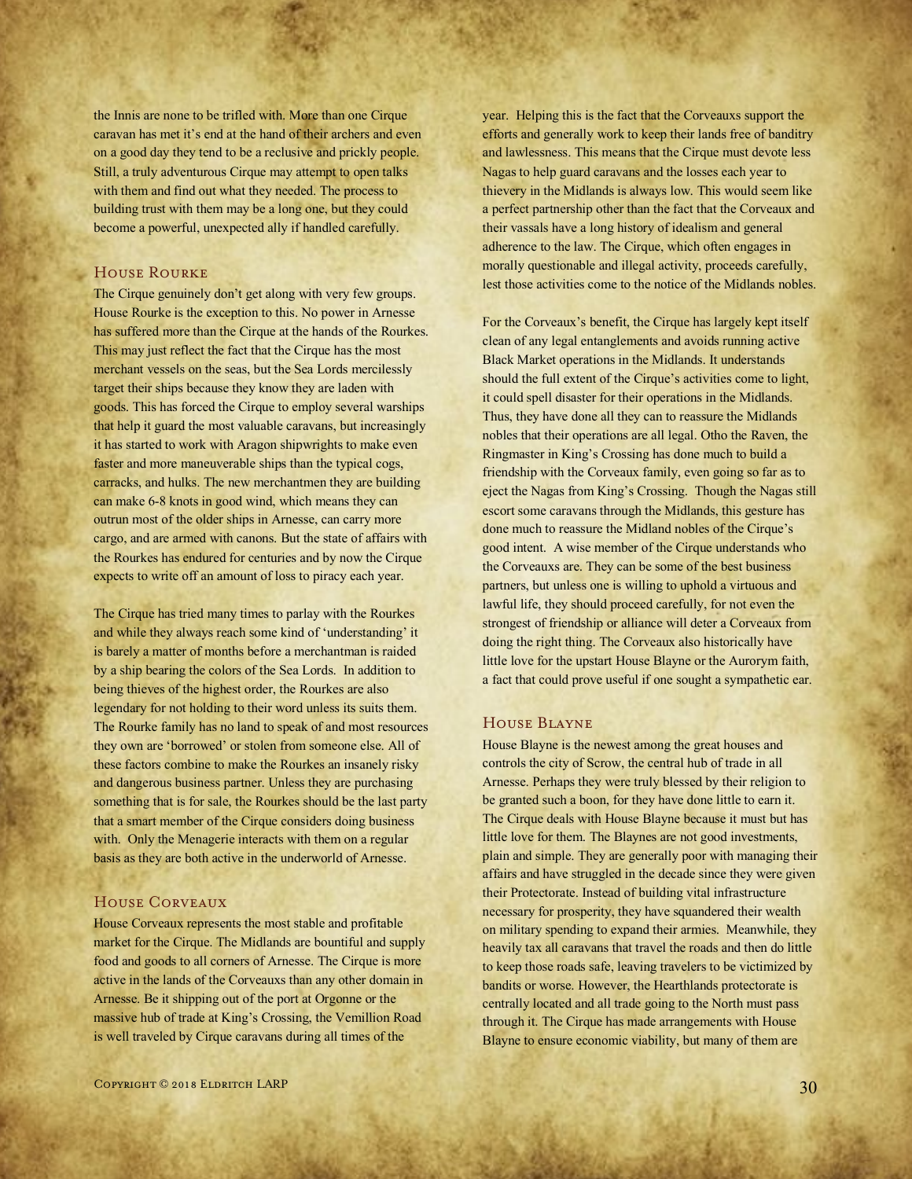the Innis are none to be trifled with. More than one Cirque caravan has met it's end at the hand of their archers and even on a good day they tend to be a reclusive and prickly people. Still, a truly adventurous Cirque may attempt to open talks with them and find out what they needed. The process to building trust with them may be a long one, but they could become a powerful, unexpected ally if handled carefully.

### House Rourke

The Cirque genuinely don't get along with very few groups. House Rourke is the exception to this. No power in Arnesse has suffered more than the Cirque at the hands of the Rourkes. This may just reflect the fact that the Cirque has the most merchant vessels on the seas, but the Sea Lords mercilessly target their ships because they know they are laden with goods. This has forced the Cirque to employ several warships that help it guard the most valuable caravans, but increasingly it has started to work with Aragon shipwrights to make even faster and more maneuverable ships than the typical cogs, carracks, and hulks. The new merchantmen they are building can make 6-8 knots in good wind, which means they can outrun most of the older ships in Arnesse, can carry more cargo, and are armed with canons. But the state of affairs with the Rourkes has endured for centuries and by now the Cirque expects to write off an amount of loss to piracy each year.

The Cirque has tried many times to parlay with the Rourkes and while they always reach some kind of 'understanding' it is barely a matter of months before a merchantman is raided by a ship bearing the colors of the Sea Lords. In addition to being thieves of the highest order, the Rourkes are also legendary for not holding to their word unless its suits them. The Rourke family has no land to speak of and most resources they own are 'borrowed' or stolen from someone else. All of these factors combine to make the Rourkes an insanely risky and dangerous business partner. Unless they are purchasing something that is for sale, the Rourkes should be the last party that a smart member of the Cirque considers doing business with. Only the Menagerie interacts with them on a regular basis as they are both active in the underworld of Arnesse.

### House Corveaux

House Corveaux represents the most stable and profitable market for the Cirque. The Midlands are bountiful and supply food and goods to all corners of Arnesse. The Cirque is more active in the lands of the Corveauxs than any other domain in Arnesse. Be it shipping out of the port at Orgonne or the massive hub of trade at King's Crossing, the Vemillion Road is well traveled by Cirque caravans during all times of the year. Helping this is the fact that the Corveauxs support the efforts and generally work to keep their lands free of banditry and lawlessness. This means that the Cirque must devote less Nagas to help guard caravans and the losses each year to thievery in the Midlands is always low. This would seem like a perfect partnership other than the fact that the Corveaux and their vassals have a long history of idealism and general adherence to the law. The Cirque, which often engages in morally questionable and illegal activity, proceeds carefully, lest those activities come to the notice of the Midlands nobles.

For the Corveaux's benefit, the Cirque has largely kept itself clean of any legal entanglements and avoids running active Black Market operations in the Midlands. It understands should the full extent of the Cirque's activities come to light, it could spell disaster for their operations in the Midlands. Thus, they have done all they can to reassure the Midlands nobles that their operations are all legal. Otho the Raven, the Ringmaster in King's Crossing has done much to build a friendship with the Corveaux family, even going so far as to eject the Nagas from King's Crossing. Though the Nagas still escort some caravans through the Midlands, this gesture has done much to reassure the Midland nobles of the Cirque's good intent. A wise member of the Cirque understands who the Corveauxs are. They can be some of the best business partners, but unless one is willing to uphold a virtuous and lawful life, they should proceed carefully, for not even the strongest of friendship or alliance will deter a Corveaux from doing the right thing. The Corveaux also historically have little love for the upstart House Blayne or the Aurorym faith, a fact that could prove useful if one sought a sympathetic ear.

### House Blayne

House Blayne is the newest among the great houses and controls the city of Scrow, the central hub of trade in all Arnesse. Perhaps they were truly blessed by their religion to be granted such a boon, for they have done little to earn it. The Cirque deals with House Blayne because it must but has little love for them. The Blaynes are not good investments, plain and simple. They are generally poor with managing their affairs and have struggled in the decade since they were given their Protectorate. Instead of building vital infrastructure necessary for prosperity, they have squandered their wealth on military spending to expand their armies. Meanwhile, they heavily tax all caravans that travel the roads and then do little to keep those roads safe, leaving travelers to be victimized by bandits or worse. However, the Hearthlands protectorate is centrally located and all trade going to the North must pass through it. The Cirque has made arrangements with House Blayne to ensure economic viability, but many of them are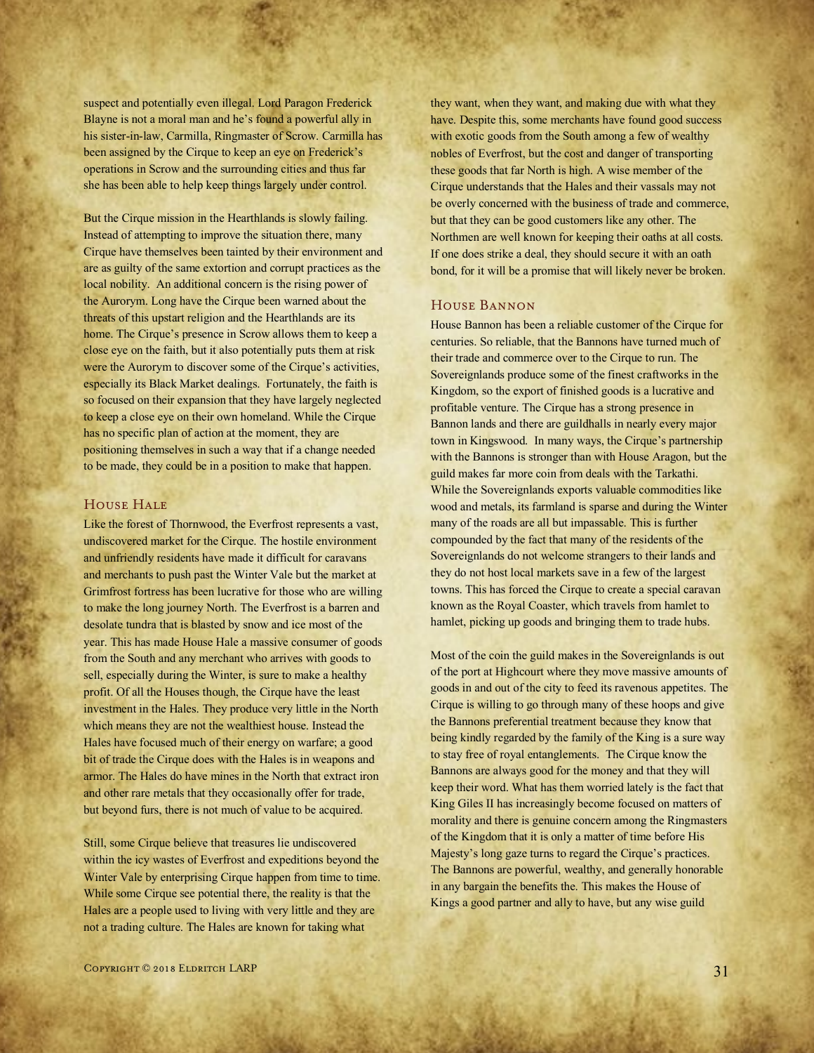suspect and potentially even illegal. Lord Paragon Frederick Blayne is not a moral man and he's found a powerful ally in his sister-in-law, Carmilla, Ringmaster of Scrow. Carmilla has been assigned by the Cirque to keep an eye on Frederick's operations in Scrow and the surrounding cities and thus far she has been able to help keep things largely under control.

But the Cirque mission in the Hearthlands is slowly failing. Instead of attempting to improve the situation there, many Cirque have themselves been tainted by their environment and are as guilty of the same extortion and corrupt practices as the local nobility. An additional concern is the rising power of the Aurorym. Long have the Cirque been warned about the threats of this upstart religion and the Hearthlands are its home. The Cirque's presence in Scrow allows them to keep a close eye on the faith, but it also potentially puts them at risk were the Aurorym to discover some of the Cirque's activities, especially its Black Market dealings. Fortunately, the faith is so focused on their expansion that they have largely neglected to keep a close eye on their own homeland. While the Cirque has no specific plan of action at the moment, they are positioning themselves in such a way that if a change needed to be made, they could be in a position to make that happen.

## House Hale

Like the forest of Thornwood, the Everfrost represents a vast, undiscovered market for the Cirque. The hostile environment and unfriendly residents have made it difficult for caravans and merchants to push past the Winter Vale but the market at Grimfrost fortress has been lucrative for those who are willing to make the long journey North. The Everfrost is a barren and desolate tundra that is blasted by snow and ice most of the year. This has made House Hale a massive consumer of goods from the South and any merchant who arrives with goods to sell, especially during the Winter, is sure to make a healthy profit. Of all the Houses though, the Cirque have the least investment in the Hales. They produce very little in the North which means they are not the wealthiest house. Instead the Hales have focused much of their energy on warfare; a good bit of trade the Cirque does with the Hales is in weapons and armor. The Hales do have mines in the North that extract iron and other rare metals that they occasionally offer for trade, but beyond furs, there is not much of value to be acquired.

Still, some Cirque believe that treasures lie undiscovered within the icy wastes of Everfrost and expeditions beyond the Winter Vale by enterprising Cirque happen from time to time. While some Cirque see potential there, the reality is that the Hales are a people used to living with very little and they are not a trading culture. The Hales are known for taking what they want, when they want, and making due with what they have. Despite this, some merchants have found good success with exotic goods from the South among a few of wealthy nobles of Everfrost, but the cost and danger of transporting these goods that far North is high. A wise member of the Cirque understands that the Hales and their vassals may not be overly concerned with the business of trade and commerce, but that they can be good customers like any other. The Northmen are well known for keeping their oaths at all costs. If one does strike a deal, they should secure it with an oath bond, for it will be a promise that will likely never be broken.

## House Bannon

House Bannon has been a reliable customer of the Cirque for centuries. So reliable, that the Bannons have turned much of their trade and commerce over to the Cirque to run. The Sovereignlands produce some of the finest craftworks in the Kingdom, so the export of finished goods is a lucrative and profitable venture. The Cirque has a strong presence in Bannon lands and there are guildhalls in nearly every major town in Kingswood. In many ways, the Cirque's partnership with the Bannons is stronger than with House Aragon, but the guild makes far more coin from deals with the Tarkathi. While the Sovereignlands exports valuable commodities like wood and metals, its farmland is sparse and during the Winter many of the roads are all but impassable. This is further compounded by the fact that many of the residents of the Sovereignlands do not welcome strangers to their lands and they do not host local markets save in a few of the largest towns. This has forced the Cirque to create a special caravan known as the Royal Coaster, which travels from hamlet to hamlet, picking up goods and bringing them to trade hubs.

Most of the coin the guild makes in the Sovereignlands is out of the port at Highcourt where they move massive amounts of goods in and out of the city to feed its ravenous appetites. The Cirque is willing to go through many of these hoops and give the Bannons preferential treatment because they know that being kindly regarded by the family of the King is a sure way to stay free of royal entanglements. The Cirque know the Bannons are always good for the money and that they will keep their word. What has them worried lately is the fact that King Giles II has increasingly become focused on matters of morality and there is genuine concern among the Ringmasters of the Kingdom that it is only a matter of time before His Majesty's long gaze turns to regard the Cirque's practices. The Bannons are powerful, wealthy, and generally honorable in any bargain the benefits the. This makes the House of Kings a good partner and ally to have, but any wise guild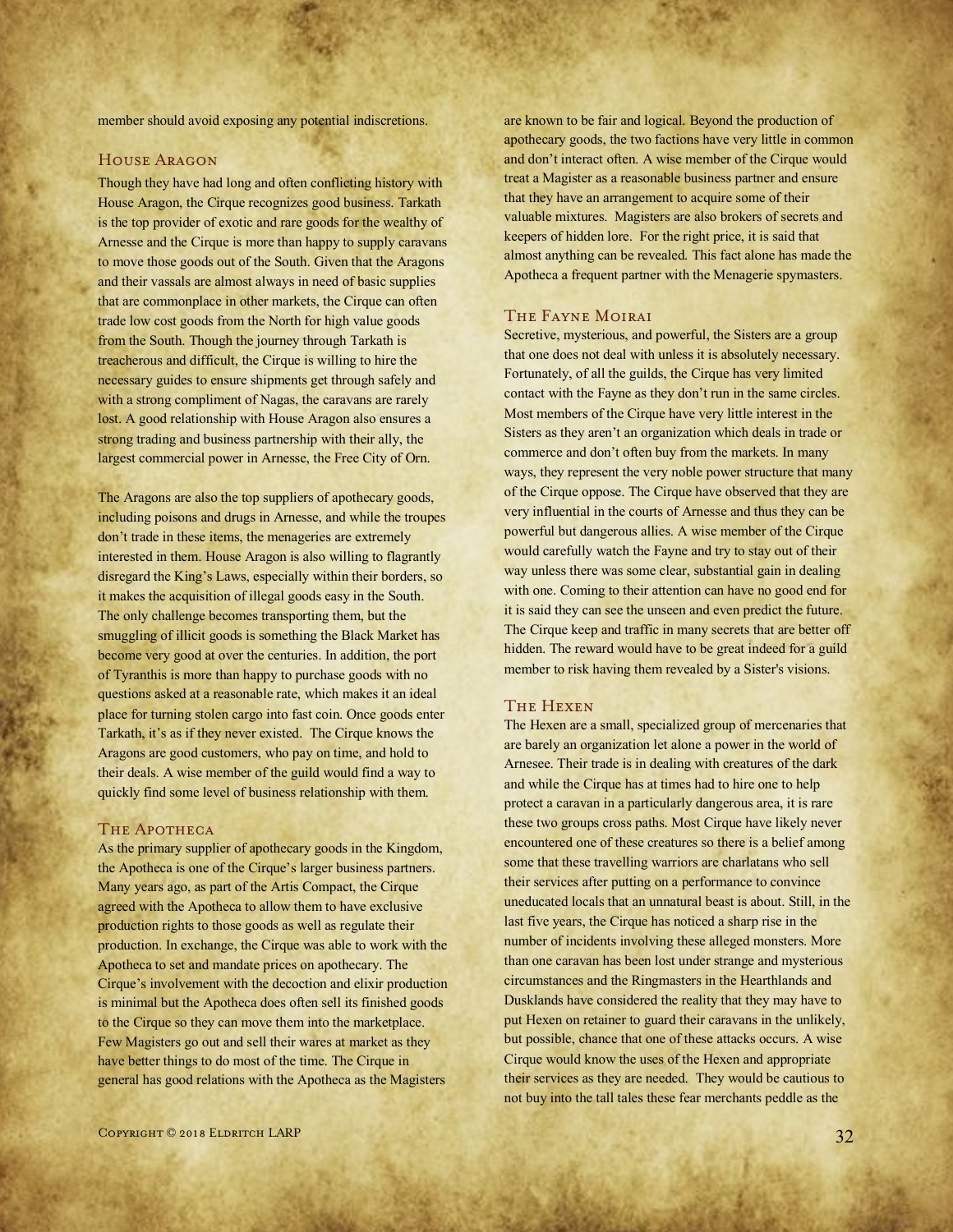member should avoid exposing any potential indiscretions.

### House Aragon

Though they have had long and often conflicting history with House Aragon, the Cirque recognizes good business. Tarkath is the top provider of exotic and rare goods for the wealthy of Arnesse and the Cirque is more than happy to supply caravans to move those goods out of the South. Given that the Aragons and their vassals are almost always in need of basic supplies that are commonplace in other markets, the Cirque can often trade low cost goods from the North for high value goods from the South. Though the journey through Tarkath is treacherous and difficult, the Cirque is willing to hire the necessary guides to ensure shipments get through safely and with a strong compliment of Nagas, the caravans are rarely lost. A good relationship with House Aragon also ensures a strong trading and business partnership with their ally, the largest commercial power in Arnesse, the Free City of Orn.

The Aragons are also the top suppliers of apothecary goods, including poisons and drugs in Arnesse, and while the troupes don't trade in these items, the menageries are extremely interested in them. House Aragon is also willing to flagrantly disregard the King's Laws, especially within their borders, so it makes the acquisition of illegal goods easy in the South. The only challenge becomes transporting them, but the smuggling of illicit goods is something the Black Market has become very good at over the centuries. In addition, the port of Tyranthis is more than happy to purchase goods with no questions asked at a reasonable rate, which makes it an ideal place for turning stolen cargo into fast coin. Once goods enter Tarkath, it's as if they never existed. The Cirque knows the Aragons are good customers, who pay on time, and hold to their deals. A wise member of the guild would find a way to quickly find some level of business relationship with them.

### The Apotheca

As the primary supplier of apothecary goods in the Kingdom, the Apotheca is one of the Cirque's larger business partners. Many years ago, as part of the Artis Compact, the Cirque agreed with the Apotheca to allow them to have exclusive production rights to those goods as well as regulate their production. In exchange, the Cirque was able to work with the Apotheca to set and mandate prices on apothecary. The Cirque's involvement with the decoction and elixir production is minimal but the Apotheca does often sell its finished goods to the Cirque so they can move them into the marketplace. Few Magisters go out and sell their wares at market as they have better things to do most of the time. The Cirque in general has good relations with the Apotheca as the Magisters are known to be fair and logical. Beyond the production of apothecary goods, the two factions have very little in common and don't interact often. A wise member of the Cirque would treat a Magister as a reasonable business partner and ensure that they have an arrangement to acquire some of their valuable mixtures. Magisters are also brokers of secrets and keepers of hidden lore. For the right price, it is said that almost anything can be revealed. This fact alone has made the Apotheca a frequent partner with the Menagerie spymasters.

### The Fayne Moirai

Secretive, mysterious, and powerful, the Sisters are a group that one does not deal with unless it is absolutely necessary. Fortunately, of all the guilds, the Cirque has very limited contact with the Fayne as they don't run in the same circles. Most members of the Cirque have very little interest in the Sisters as they aren't an organization which deals in trade or commerce and don't often buy from the markets. In many ways, they represent the very noble power structure that many of the Cirque oppose. The Cirque have observed that they are very influential in the courts of Arnesse and thus they can be powerful but dangerous allies. A wise member of the Cirque would carefully watch the Fayne and try to stay out of their way unless there was some clear, substantial gain in dealing with one. Coming to their attention can have no good end for it is said they can see the unseen and even predict the future. The Cirque keep and traffic in many secrets that are better off hidden. The reward would have to be great indeed for a guild member to risk having them revealed by a Sister's visions.

### The Hexen

The Hexen are a small, specialized group of mercenaries that are barely an organization let alone a power in the world of Arnesee. Their trade is in dealing with creatures of the dark and while the Cirque has at times had to hire one to help protect a caravan in a particularly dangerous area, it is rare these two groups cross paths. Most Cirque have likely never encountered one of these creatures so there is a belief among some that these travelling warriors are charlatans who sell their services after putting on a performance to convince uneducated locals that an unnatural beast is about. Still, in the last five years, the Cirque has noticed a sharp rise in the number of incidents involving these alleged monsters. More than one caravan has been lost under strange and mysterious circumstances and the Ringmasters in the Hearthlands and Dusklands have considered the reality that they may have to put Hexen on retainer to guard their caravans in the unlikely, but possible, chance that one of these attacks occurs. A wise Cirque would know the uses of the Hexen and appropriate their services as they are needed. They would be cautious to not buy into the tall tales these fear merchants peddle as the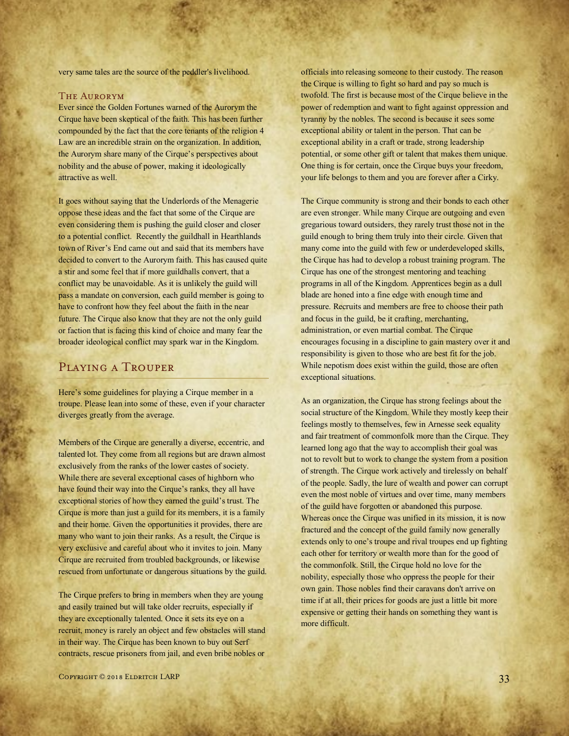very same tales are the source of the peddler's livelihood.

### The Aurorym

Ever since the Golden Fortunes warned of the Aurorym the Cirque have been skeptical of the faith. This has been further compounded by the fact that the core tenants of the religion 4 Law are an incredible strain on the organization. In addition, the Aurorym share many of the Cirque's perspectives about nobility and the abuse of power, making it ideologically attractive as well.

It goes without saying that the Underlords of the Menagerie oppose these ideas and the fact that some of the Cirque are even considering them is pushing the guild closer and closer to a potential conflict. Recently the guildhall in Hearthlands town of River's End came out and said that its members have decided to convert to the Aurorym faith. This has caused quite a stir and some feel that if more guildhalls convert, that a conflict may be unavoidable. As it is unlikely the guild will pass a mandate on conversion, each guild member is going to have to confront how they feel about the faith in the near future. The Cirque also know that they are not the only guild or faction that is facing this kind of choice and many fear the broader ideological conflict may spark war in the Kingdom.

## Playing a Trouper

Here's some guidelines for playing a Cirque member in a troupe. Please lean into some of these, even if your character diverges greatly from the average.

Members of the Cirque are generally a diverse, eccentric, and talented lot. They come from all regions but are drawn almost exclusively from the ranks of the lower castes of society. While there are several exceptional cases of highborn who have found their way into the Cirque's ranks, they all have exceptional stories of how they earned the guild's trust. The Cirque is more than just a guild for its members, it is a family and their home. Given the opportunities it provides, there are many who want to join their ranks. As a result, the Cirque is very exclusive and careful about who it invites to join. Many Cirque are recruited from troubled backgrounds, or likewise rescued from unfortunate or dangerous situations by the guild.

The Cirque prefers to bring in members when they are young and easily trained but will take older recruits, especially if they are exceptionally talented. Once it sets its eye on a recruit, money is rarely an object and few obstacles will stand in their way. The Cirque has been known to buy out Serf contracts, rescue prisoners from jail, and even bribe nobles or officials into releasing someone to their custody. The reason the Cirque is willing to fight so hard and pay so much is twofold. The first is because most of the Cirque believe in the power of redemption and want to fight against oppression and tyranny by the nobles. The second is because it sees some exceptional ability or talent in the person. That can be exceptional ability in a craft or trade, strong leadership potential, or some other gift or talent that makes them unique. One thing is for certain, once the Cirque buys your freedom, your life belongs to them and you are forever after a Cirky.

The Cirque community is strong and their bonds to each other are even stronger. While many Cirque are outgoing and even gregarious toward outsiders, they rarely trust those not in the guild enough to bring them truly into their circle. Given that many come into the guild with few or underdeveloped skills, the Cirque has had to develop a robust training program. The Cirque has one of the strongest mentoring and teaching programs in all of the Kingdom. Apprentices begin as a dull blade are honed into a fine edge with enough time and pressure. Recruits and members are free to choose their path and focus in the guild, be it crafting, merchanting, administration, or even martial combat. The Cirque encourages focusing in a discipline to gain mastery over it and responsibility is given to those who are best fit for the job. While nepotism does exist within the guild, those are often exceptional situations.

As an organization, the Cirque has strong feelings about the social structure of the Kingdom. While they mostly keep their feelings mostly to themselves, few in Arnesse seek equality and fair treatment of commonfolk more than the Cirque. They learned long ago that the way to accomplish their goal was not to revolt but to work to change the system from a position of strength. The Cirque work actively and tirelessly on behalf of the people. Sadly, the lure of wealth and power can corrupt even the most noble of virtues and over time, many members of the guild have forgotten or abandoned this purpose. Whereas once the Cirque was unified in its mission, it is now fractured and the concept of the guild family now generally extends only to one's troupe and rival troupes end up fighting each other for territory or wealth more than for the good of the commonfolk. Still, the Cirque hold no love for the nobility, especially those who oppress the people for their own gain. Those nobles find their caravans don't arrive on time if at all, their prices for goods are just a little bit more expensive or getting their hands on something they want is more difficult.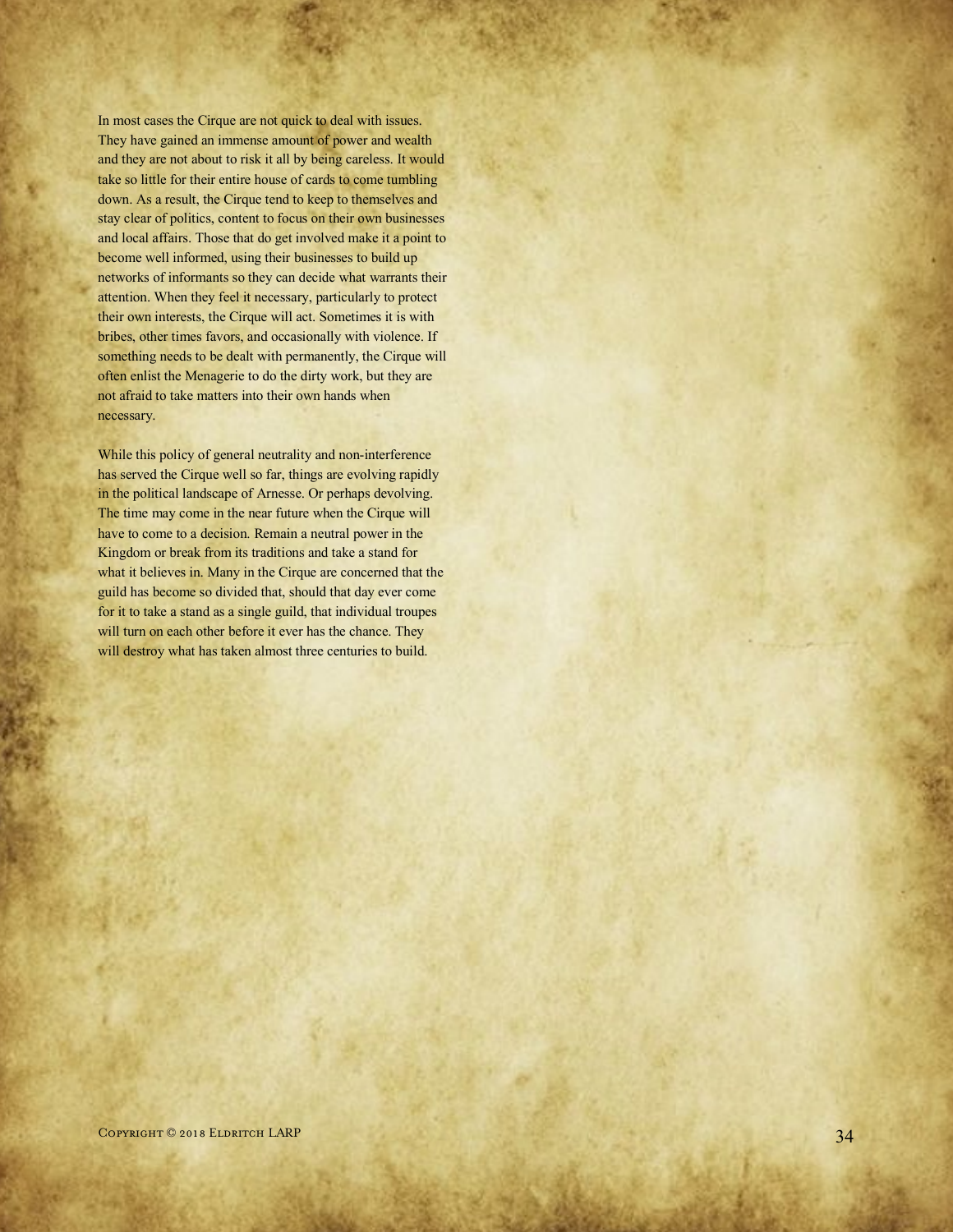In most cases the Cirque are not quick to deal with issues. They have gained an immense amount of power and wealth and they are not about to risk it all by being careless. It would take so little for their entire house of cards to come tumbling down. As a result, the Cirque tend to keep to themselves and stay clear of politics, content to focus on their own businesses and local affairs. Those that do get involved make it a point to become well informed, using their businesses to build up networks of informants so they can decide what warrants their attention. When they feel it necessary, particularly to protect their own interests, the Cirque will act. Sometimes it is with bribes, other times favors, and occasionally with violence. If something needs to be dealt with permanently, the Cirque will often enlist the Menagerie to do the dirty work, but they are not afraid to take matters into their own hands when necessary.

While this policy of general neutrality and non-interference has served the Cirque well so far, things are evolving rapidly in the political landscape of Arnesse. Or perhaps devolving. The time may come in the near future when the Cirque will have to come to a decision. Remain a neutral power in the Kingdom or break from its traditions and take a stand for what it believes in. Many in the Cirque are concerned that the guild has become so divided that, should that day ever come for it to take a stand as a single guild, that individual troupes will turn on each other before it ever has the chance. They will destroy what has taken almost three centuries to build.